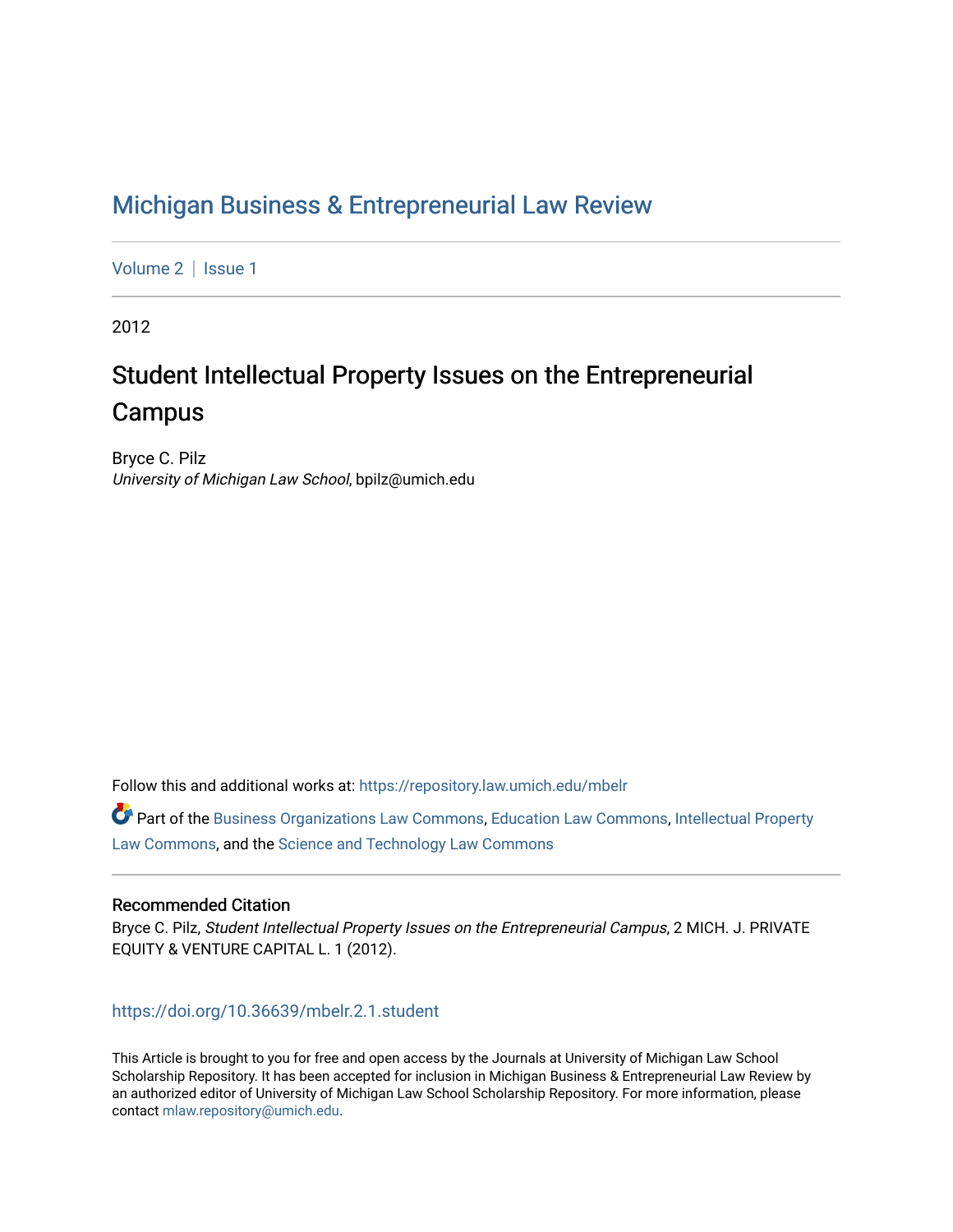Michigan Business & Entrepreneurial Law Review

Volume 2 | Issue 1

2012

# Student Intellectual Property Issues on the Entrepreneurial Campus

Bryce C. Pilz
*University of Michigan Law School*, bpilz@umich.edu

Follow this and additional works at: https://repository.law.umich.edu/mbelr

Part of the Business Organizations Law Commons, Education Law Commons, Intellectual Property Law Commons, and the Science and Technology Law Commons

### Recommended Citation

Bryce C. Pilz, *Student Intellectual Property Issues on the Entrepreneurial Campus*, 2 MICH. J. PRIVATE EQUITY & VENTURE CAPITAL L. 1 (2012).

https://doi.org/10.36639/mbelr.2.1.student

This Article is brought to you for free and open access by the Journals at University of Michigan Law School Scholarship Repository. It has been accepted for inclusion in Michigan Business & Entrepreneurial Law Review by an authorized editor of University of Michigan Law School Scholarship Repository. For more information, please contact mlaw.repository@umich.edu.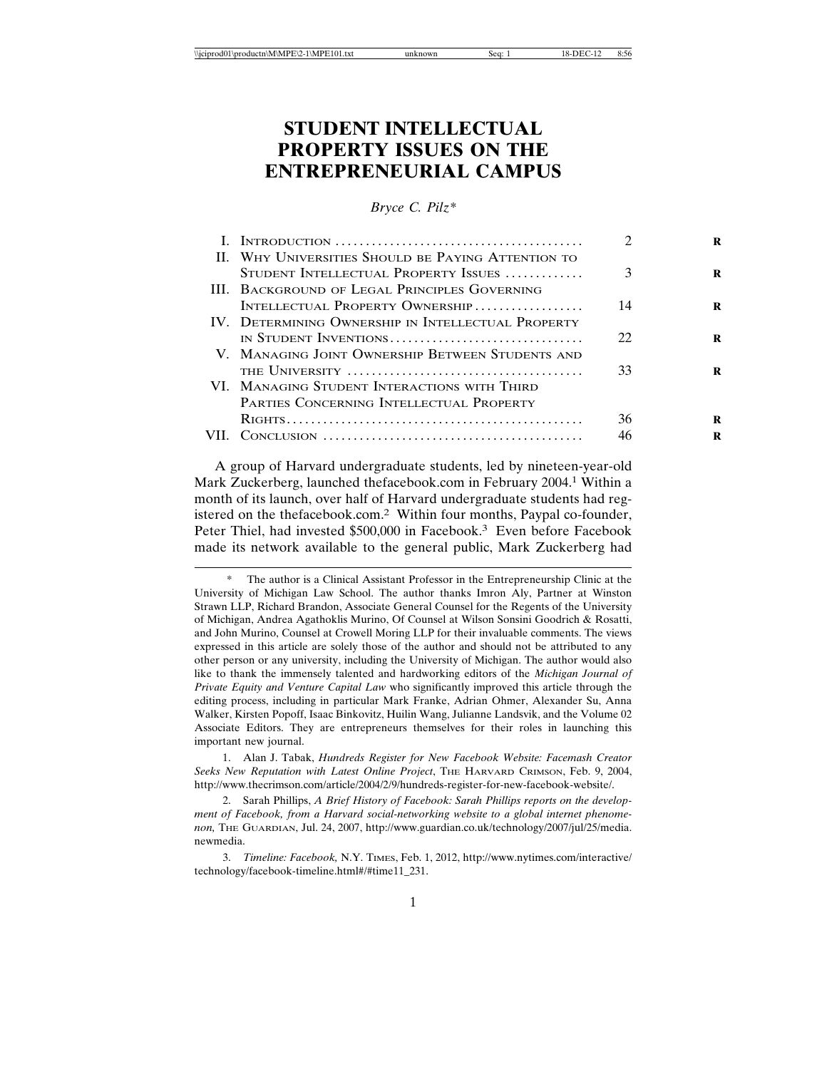# STUDENT INTELLECTUAL PROPERTY ISSUES ON THE ENTREPRENEURIAL CAMPUS

*Bryce C. Pilz**

| | | |
|---|---|---|
| I. | Introduction | 2 |
| II. | Why Universities Should be Paying Attention to Student Intellectual Property Issues | 3 |
| III. | Background of Legal Principles Governing Intellectual Property Ownership | 14 |
| IV. | Determining Ownership in Intellectual Property in Student Inventions | 22 |
| V. | Managing Joint Ownership Between Students and the University | 33 |
| VI. | Managing Student Interactions with Third Parties Concerning Intellectual Property Rights | 36 |
| VII. | Conclusion | 46 |

A group of Harvard undergraduate students, led by nineteen-year-old Mark Zuckerberg, launched thefacebook.com in February 2004.[1] Within a month of its launch, over half of Harvard undergraduate students had registered on the thefacebook.com.[2] Within four months, Paypal co-founder, Peter Thiel, had invested $500,000 in Facebook.[3] Even before Facebook made its network available to the general public, Mark Zuckerberg had

---

\* The author is a Clinical Assistant Professor in the Entrepreneurship Clinic at the University of Michigan Law School. The author thanks Imron Aly, Partner at Winston Strawn LLP, Richard Brandon, Associate General Counsel for the Regents of the University of Michigan, Andrea Agathoklis Murino, Of Counsel at Wilson Sonsini Goodrich & Rosatti, and John Murino, Counsel at Crowell Moring LLP for their invaluable comments. The views expressed in this article are solely those of the author and should not be attributed to any other person or any university, including the University of Michigan. The author would also like to thank the immensely talented and hardworking editors of the *Michigan Journal of Private Equity and Venture Capital Law* who significantly improved this article through the editing process, including in particular Mark Franke, Adrian Ohmer, Alexander Su, Anna Walker, Kirsten Popoff, Isaac Binkovitz, Huilin Wang, Julianne Landsvik, and the Volume 02 Associate Editors. They are entrepreneurs themselves for their roles in launching this important new journal.

1. Alan J. Tabak, *Hundreds Register for New Facebook Website: Facemash Creator Seeks New Reputation with Latest Online Project*, The Harvard Crimson, Feb. 9, 2004, http://www.thecrimson.com/article/2004/2/9/hundreds-register-for-new-facebook-website/.

2. Sarah Phillips, *A Brief History of Facebook: Sarah Phillips reports on the development of Facebook, from a Harvard social-networking website to a global internet phenomenon,* The Guardian, Jul. 24, 2007, http://www.guardian.co.uk/technology/2007/jul/25/media.newmedia.

3. *Timeline: Facebook,* N.Y. Times, Feb. 1, 2012, http://www.nytimes.com/interactive/technology/facebook-timeline.html#/#time11_231.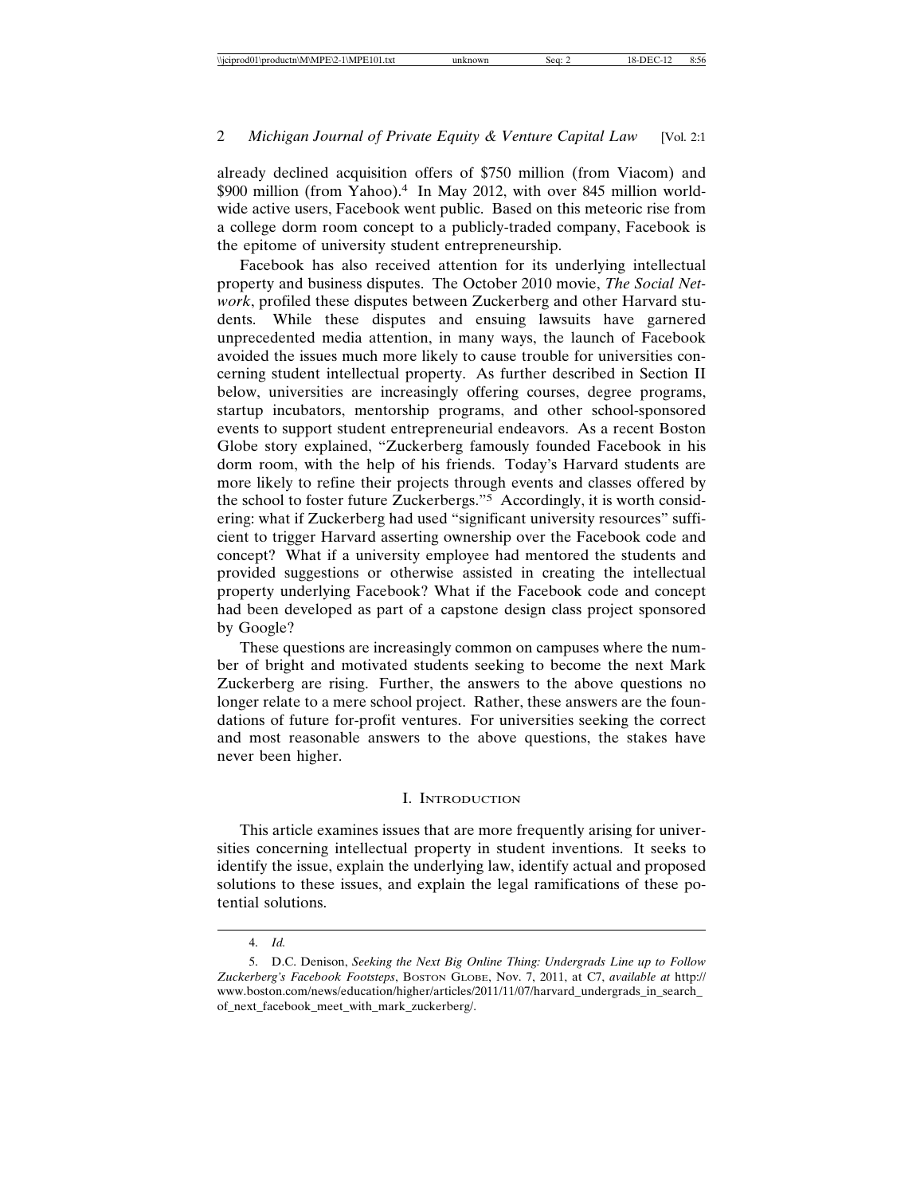already declined acquisition offers of $750 million (from Viacom) and $900 million (from Yahoo).[4] In May 2012, with over 845 million worldwide active users, Facebook went public. Based on this meteoric rise from a college dorm room concept to a publicly-traded company, Facebook is the epitome of university student entrepreneurship.

Facebook has also received attention for its underlying intellectual property and business disputes. The October 2010 movie, *The Social Network*, profiled these disputes between Zuckerberg and other Harvard students. While these disputes and ensuing lawsuits have garnered unprecedented media attention, in many ways, the launch of Facebook avoided the issues much more likely to cause trouble for universities concerning student intellectual property. As further described in Section II below, universities are increasingly offering courses, degree programs, startup incubators, mentorship programs, and other school-sponsored events to support student entrepreneurial endeavors. As a recent Boston Globe story explained, "Zuckerberg famously founded Facebook in his dorm room, with the help of his friends. Today's Harvard students are more likely to refine their projects through events and classes offered by the school to foster future Zuckerbergs."[5] Accordingly, it is worth considering: what if Zuckerberg had used "significant university resources" sufficient to trigger Harvard asserting ownership over the Facebook code and concept? What if a university employee had mentored the students and provided suggestions or otherwise assisted in creating the intellectual property underlying Facebook? What if the Facebook code and concept had been developed as part of a capstone design class project sponsored by Google?

These questions are increasingly common on campuses where the number of bright and motivated students seeking to become the next Mark Zuckerberg are rising. Further, the answers to the above questions no longer relate to a mere school project. Rather, these answers are the foundations of future for-profit ventures. For universities seeking the correct and most reasonable answers to the above questions, the stakes have never been higher.

## I. Introduction

This article examines issues that are more frequently arising for universities concerning intellectual property in student inventions. It seeks to identify the issue, explain the underlying law, identify actual and proposed solutions to these issues, and explain the legal ramifications of these potential solutions.

---

4. *Id.*

5. D.C. Denison, *Seeking the Next Big Online Thing: Undergrads Line up to Follow Zuckerberg's Facebook Footsteps*, Boston Globe, Nov. 7, 2011, at C7, *available at* http://www.boston.com/news/education/higher/articles/2011/11/07/harvard_undergrads_in_search_of_next_facebook_meet_with_mark_zuckerberg/.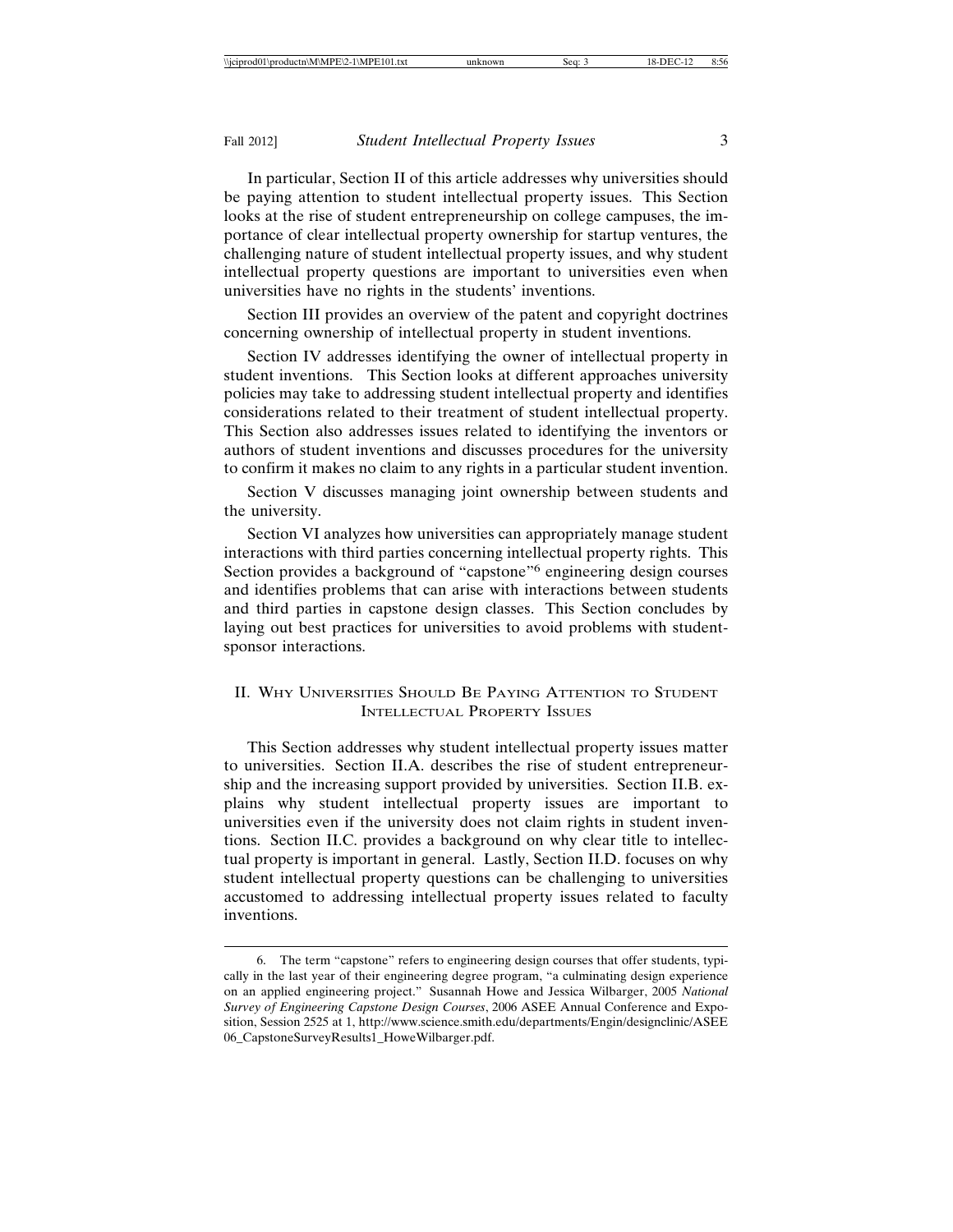In particular, Section II of this article addresses why universities should be paying attention to student intellectual property issues. This Section looks at the rise of student entrepreneurship on college campuses, the importance of clear intellectual property ownership for startup ventures, the challenging nature of student intellectual property issues, and why student intellectual property questions are important to universities even when universities have no rights in the students' inventions.

Section III provides an overview of the patent and copyright doctrines concerning ownership of intellectual property in student inventions.

Section IV addresses identifying the owner of intellectual property in student inventions. This Section looks at different approaches university policies may take to addressing student intellectual property and identifies considerations related to their treatment of student intellectual property. This Section also addresses issues related to identifying the inventors or authors of student inventions and discusses procedures for the university to confirm it makes no claim to any rights in a particular student invention.

Section V discusses managing joint ownership between students and the university.

Section VI analyzes how universities can appropriately manage student interactions with third parties concerning intellectual property rights. This Section provides a background of "capstone"[6] engineering design courses and identifies problems that can arise with interactions between students and third parties in capstone design classes. This Section concludes by laying out best practices for universities to avoid problems with student-sponsor interactions.

## II. Why Universities Should Be Paying Attention to Student Intellectual Property Issues

This Section addresses why student intellectual property issues matter to universities. Section II.A. describes the rise of student entrepreneurship and the increasing support provided by universities. Section II.B. explains why student intellectual property issues are important to universities even if the university does not claim rights in student inventions. Section II.C. provides a background on why clear title to intellectual property is important in general. Lastly, Section II.D. focuses on why student intellectual property questions can be challenging to universities accustomed to addressing intellectual property issues related to faculty inventions.

---

6. The term "capstone" refers to engineering design courses that offer students, typically in the last year of their engineering degree program, "a culminating design experience on an applied engineering project." Susannah Howe and Jessica Wilbarger, 2005 *National Survey of Engineering Capstone Design Courses*, 2006 ASEE Annual Conference and Exposition, Session 2525 at 1, http://www.science.smith.edu/departments/Engin/designclinic/ASEE06_CapstoneSurveyResults1_HoweWilbarger.pdf.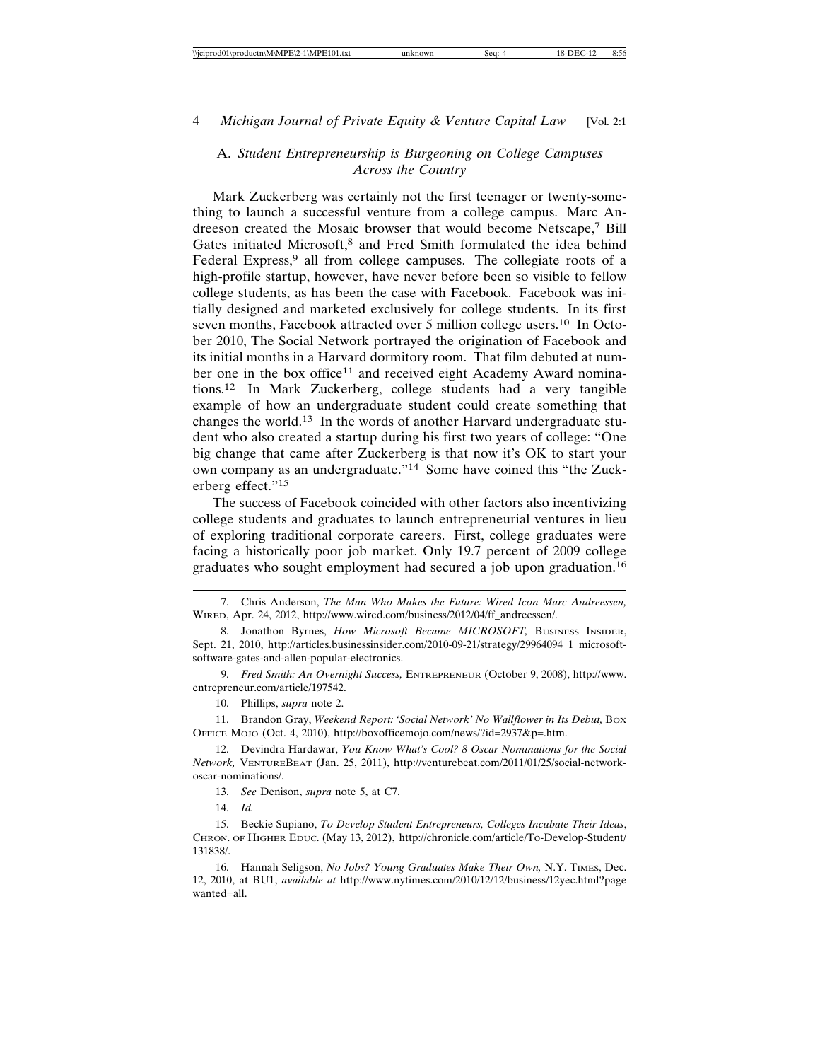### A. *Student Entrepreneurship is Burgeoning on College Campuses Across the Country*

Mark Zuckerberg was certainly not the first teenager or twenty-something to launch a successful venture from a college campus. Marc Andreeson created the Mosaic browser that would become Netscape,[7] Bill Gates initiated Microsoft,[8] and Fred Smith formulated the idea behind Federal Express,[9] all from college campuses. The collegiate roots of a high-profile startup, however, have never before been so visible to fellow college students, as has been the case with Facebook. Facebook was initially designed and marketed exclusively for college students. In its first seven months, Facebook attracted over 5 million college users.[10] In October 2010, The Social Network portrayed the origination of Facebook and its initial months in a Harvard dormitory room. That film debuted at number one in the box office[11] and received eight Academy Award nominations.[12] In Mark Zuckerberg, college students had a very tangible example of how an undergraduate student could create something that changes the world.[13] In the words of another Harvard undergraduate student who also created a startup during his first two years of college: "One big change that came after Zuckerberg is that now it's OK to start your own company as an undergraduate."[14] Some have coined this "the Zuckerberg effect."[15]

The success of Facebook coincided with other factors also incentivizing college students and graduates to launch entrepreneurial ventures in lieu of exploring traditional corporate careers. First, college graduates were facing a historically poor job market. Only 19.7 percent of 2009 college graduates who sought employment had secured a job upon graduation.[16]

---

7. Chris Anderson, *The Man Who Makes the Future: Wired Icon Marc Andreessen,* WIRED, Apr. 24, 2012, http://www.wired.com/business/2012/04/ff_andreessen/.

8. Jonathon Byrnes, *How Microsoft Became MICROSOFT,* BUSINESS INSIDER, Sept. 21, 2010, http://articles.businessinsider.com/2010-09-21/strategy/29964094_1_microsoft-software-gates-and-allen-popular-electronics.

9. *Fred Smith: An Overnight Success,* ENTREPRENEUR (October 9, 2008), http://www.entrepreneur.com/article/197542.

10. Phillips, *supra* note 2.

11. Brandon Gray, *Weekend Report: 'Social Network' No Wallflower in Its Debut,* BOX OFFICE MOJO (Oct. 4, 2010), http://boxofficemojo.com/news/?id=2937&p=.htm.

12. Devindra Hardawar, *You Know What's Cool? 8 Oscar Nominations for the Social Network,* VENTUREBEAT (Jan. 25, 2011), http://venturebeat.com/2011/01/25/social-network-oscar-nominations/.

13. *See* Denison, *supra* note 5, at C7.

14. *Id.*

15. Beckie Supiano, *To Develop Student Entrepreneurs, Colleges Incubate Their Ideas*, CHRON. OF HIGHER EDUC. (May 13, 2012), http://chronicle.com/article/To-Develop-Student/131838/.

16. Hannah Seligson, *No Jobs? Young Graduates Make Their Own,* N.Y. TIMES, Dec. 12, 2010, at BU1, *available at* http://www.nytimes.com/2010/12/12/business/12yec.html?pagewanted=all.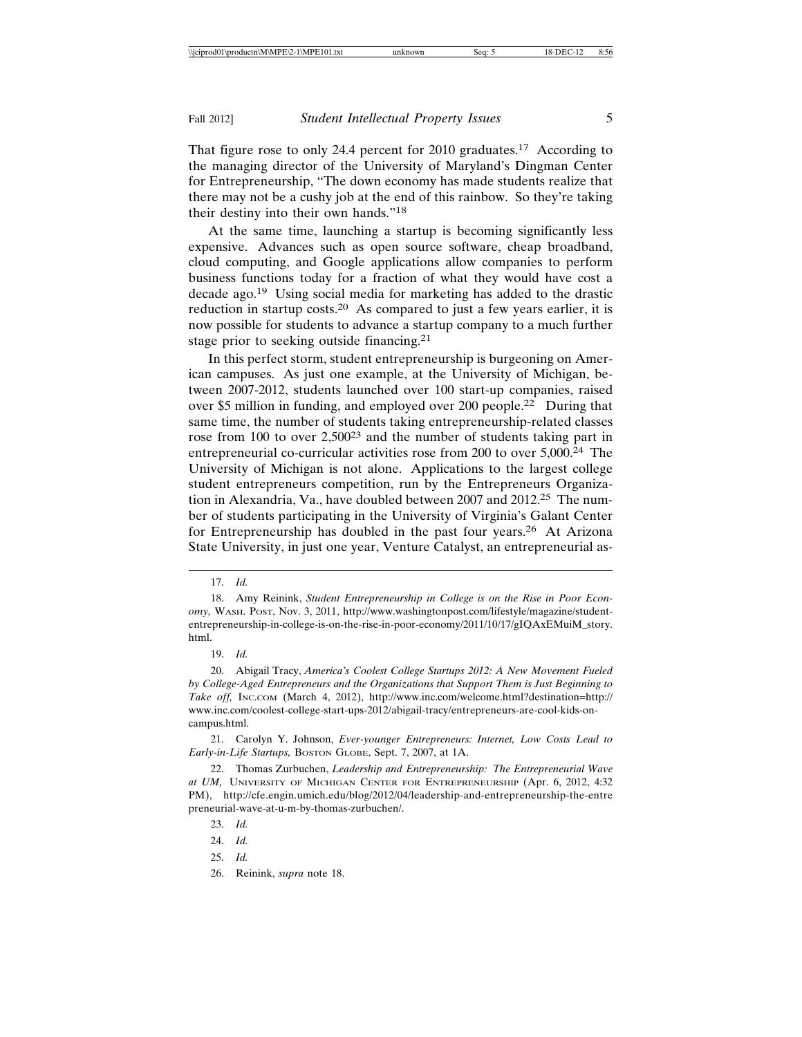That figure rose to only 24.4 percent for 2010 graduates.[17] According to the managing director of the University of Maryland's Dingman Center for Entrepreneurship, "The down economy has made students realize that there may not be a cushy job at the end of this rainbow. So they're taking their destiny into their own hands."[18]

At the same time, launching a startup is becoming significantly less expensive. Advances such as open source software, cheap broadband, cloud computing, and Google applications allow companies to perform business functions today for a fraction of what they would have cost a decade ago.[19] Using social media for marketing has added to the drastic reduction in startup costs.[20] As compared to just a few years earlier, it is now possible for students to advance a startup company to a much further stage prior to seeking outside financing.[21]

In this perfect storm, student entrepreneurship is burgeoning on American campuses. As just one example, at the University of Michigan, between 2007-2012, students launched over 100 start-up companies, raised over $5 million in funding, and employed over 200 people.[22] During that same time, the number of students taking entrepreneurship-related classes rose from 100 to over 2,500[23] and the number of students taking part in entrepreneurial co-curricular activities rose from 200 to over 5,000.[24] The University of Michigan is not alone. Applications to the largest college student entrepreneurs competition, run by the Entrepreneurs Organization in Alexandria, Va., have doubled between 2007 and 2012.[25] The number of students participating in the University of Virginia's Galant Center for Entrepreneurship has doubled in the past four years.[26] At Arizona State University, in just one year, Venture Catalyst, an entrepreneurial as-

---

17. *Id.*

18. Amy Reinink, *Student Entrepreneurship in College is on the Rise in Poor Economy,* WASH. POST, Nov. 3, 2011, http://www.washingtonpost.com/lifestyle/magazine/student-entrepreneurship-in-college-is-on-the-rise-in-poor-economy/2011/10/17/gIQAxEMuiM_story.html.

19. *Id.*

20. Abigail Tracy, *America's Coolest College Startups 2012: A New Movement Fueled by College-Aged Entrepreneurs and the Organizations that Support Them is Just Beginning to Take off,* INC.COM (March 4, 2012), http://www.inc.com/welcome.html?destination=http://www.inc.com/coolest-college-start-ups-2012/abigail-tracy/entrepreneurs-are-cool-kids-on-campus.html.

21. Carolyn Y. Johnson, *Ever-younger Entrepreneurs: Internet, Low Costs Lead to Early-in-Life Startups,* BOSTON GLOBE, Sept. 7, 2007, at 1A.

22. Thomas Zurbuchen, *Leadership and Entrepreneurship: The Entrepreneurial Wave at UM,* UNIVERSITY OF MICHIGAN CENTER FOR ENTREPRENEURSHIP (Apr. 6, 2012, 4:32 PM), http://cfe.engin.umich.edu/blog/2012/04/leadership-and-entrepreneurship-the-entrepreneurial-wave-at-u-m-by-thomas-zurbuchen/.

23. *Id.*

24. *Id.*

25. *Id.*

26. Reinink, *supra* note 18.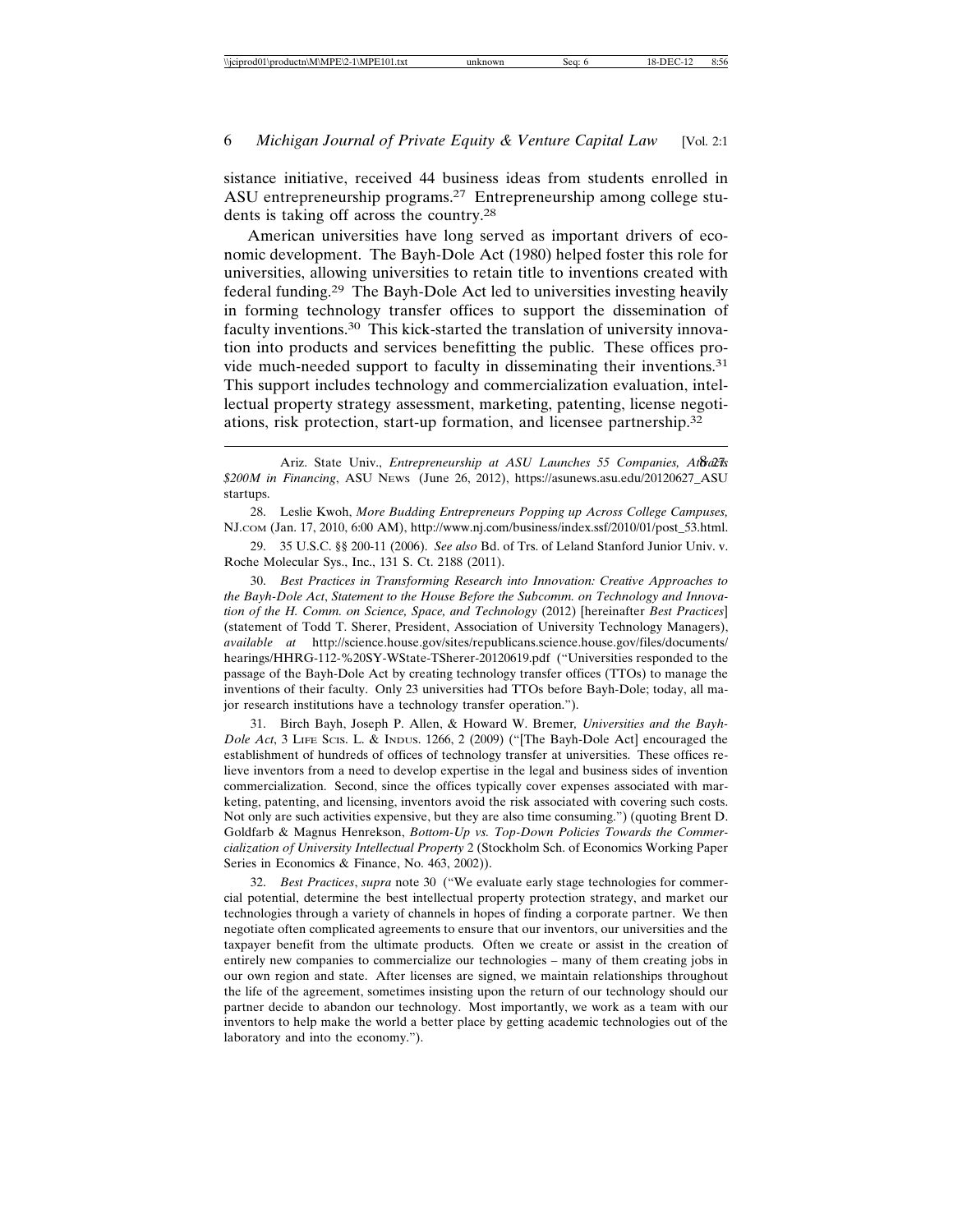sistance initiative, received 44 business ideas from students enrolled in ASU entrepreneurship programs.[27] Entrepreneurship among college students is taking off across the country.[28]

American universities have long served as important drivers of economic development. The Bayh-Dole Act (1980) helped foster this role for universities, allowing universities to retain title to inventions created with federal funding.[29] The Bayh-Dole Act led to universities investing heavily in forming technology transfer offices to support the dissemination of faculty inventions.[30] This kick-started the translation of university innovation into products and services benefitting the public. These offices provide much-needed support to faculty in disseminating their inventions.[31] This support includes technology and commercialization evaluation, intellectual property strategy assessment, marketing, patenting, license negotiations, risk protection, start-up formation, and licensee partnership.[32]

---

Ariz. State Univ., *Entrepreneurship at ASU Launches 55 Companies, Attracts $200M in Financing*, ASU NEWS (June 26, 2012), https://asunews.asu.edu/20120627_ASU startups.

28. Leslie Kwoh, *More Budding Entrepreneurs Popping up Across College Campuses,* NJ.COM (Jan. 17, 2010, 6:00 AM), http://www.nj.com/business/index.ssf/2010/01/post_53.html.

29. 35 U.S.C. §§ 200-11 (2006). *See also* Bd. of Trs. of Leland Stanford Junior Univ. v. Roche Molecular Sys., Inc., 131 S. Ct. 2188 (2011).

30. *Best Practices in Transforming Research into Innovation: Creative Approaches to the Bayh-Dole Act*, *Statement to the House Before the Subcomm. on Technology and Innovation of the H. Comm. on Science, Space, and Technology* (2012) [hereinafter *Best Practices*] (statement of Todd T. Sherer, President, Association of University Technology Managers), *available at* http://science.house.gov/sites/republicans.science.house.gov/files/documents/hearings/HHRG-112-%20SY-WState-TSherer-20120619.pdf ("Universities responded to the passage of the Bayh-Dole Act by creating technology transfer offices (TTOs) to manage the inventions of their faculty. Only 23 universities had TTOs before Bayh-Dole; today, all major research institutions have a technology transfer operation.").

31. Birch Bayh, Joseph P. Allen, & Howard W. Bremer*, Universities and the Bayh-Dole Act*, 3 LIFE SCIS. L. & INDUS. 1266, 2 (2009) ("[The Bayh-Dole Act] encouraged the establishment of hundreds of offices of technology transfer at universities. These offices relieve inventors from a need to develop expertise in the legal and business sides of invention commercialization. Second, since the offices typically cover expenses associated with marketing, patenting, and licensing, inventors avoid the risk associated with covering such costs. Not only are such activities expensive, but they are also time consuming.") (quoting Brent D. Goldfarb & Magnus Henrekson, *Bottom-Up vs. Top-Down Policies Towards the Commercialization of University Intellectual Property* 2 (Stockholm Sch. of Economics Working Paper Series in Economics & Finance, No. 463, 2002)).

32. *Best Practices*, *supra* note 30 ("We evaluate early stage technologies for commercial potential, determine the best intellectual property protection strategy, and market our technologies through a variety of channels in hopes of finding a corporate partner. We then negotiate often complicated agreements to ensure that our inventors, our universities and the taxpayer benefit from the ultimate products. Often we create or assist in the creation of entirely new companies to commercialize our technologies – many of them creating jobs in our own region and state. After licenses are signed, we maintain relationships throughout the life of the agreement, sometimes insisting upon the return of our technology should our partner decide to abandon our technology. Most importantly, we work as a team with our inventors to help make the world a better place by getting academic technologies out of the laboratory and into the economy.").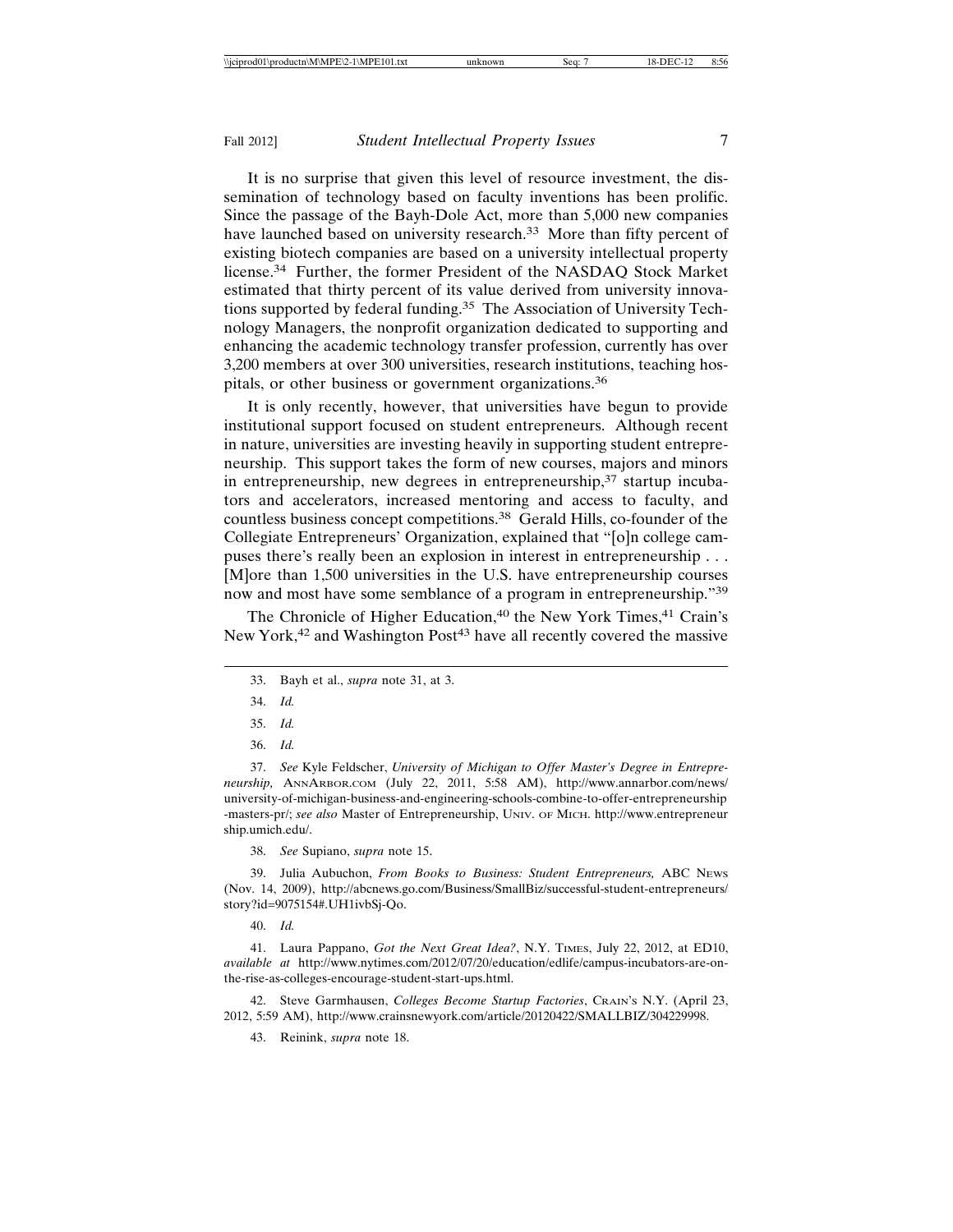It is no surprise that given this level of resource investment, the dissemination of technology based on faculty inventions has been prolific. Since the passage of the Bayh-Dole Act, more than 5,000 new companies have launched based on university research.[33] More than fifty percent of existing biotech companies are based on a university intellectual property license.[34] Further, the former President of the NASDAQ Stock Market estimated that thirty percent of its value derived from university innovations supported by federal funding.[35] The Association of University Technology Managers, the nonprofit organization dedicated to supporting and enhancing the academic technology transfer profession, currently has over 3,200 members at over 300 universities, research institutions, teaching hospitals, or other business or government organizations.[36]

It is only recently, however, that universities have begun to provide institutional support focused on student entrepreneurs. Although recent in nature, universities are investing heavily in supporting student entrepreneurship. This support takes the form of new courses, majors and minors in entrepreneurship, new degrees in entrepreneurship,[37] startup incubators and accelerators, increased mentoring and access to faculty, and countless business concept competitions.[38] Gerald Hills, co-founder of the Collegiate Entrepreneurs' Organization, explained that "[o]n college campuses there's really been an explosion in interest in entrepreneurship . . . [M]ore than 1,500 universities in the U.S. have entrepreneurship courses now and most have some semblance of a program in entrepreneurship."[39]

The Chronicle of Higher Education,[40] the New York Times,[41] Crain's New York,[42] and Washington Post[43] have all recently covered the massive

---

33. Bayh et al., *supra* note 31, at 3.

34. *Id.*

35. *Id.*

36. *Id.*

37. *See* Kyle Feldscher, *University of Michigan to Offer Master's Degree in Entrepreneurship,* ANNARBOR.COM (July 22, 2011, 5:58 AM), http://www.annarbor.com/news/university-of-michigan-business-and-engineering-schools-combine-to-offer-entrepreneurship-masters-pr/; *see also* Master of Entrepreneurship, UNIV. OF MICH. http://www.entrepreneurship.umich.edu/.

38. *See* Supiano, *supra* note 15.

39. Julia Aubuchon, *From Books to Business: Student Entrepreneurs,* ABC NEWS (Nov. 14, 2009), http://abcnews.go.com/Business/SmallBiz/successful-student-entrepreneurs/story?id=9075154#.UH1ivbSj-Qo.

40. *Id.*

41. Laura Pappano, *Got the Next Great Idea?*, N.Y. TIMES, July 22, 2012, at ED10, *available at* http://www.nytimes.com/2012/07/20/education/edlife/campus-incubators-are-on-the-rise-as-colleges-encourage-student-start-ups.html.

42. Steve Garmhausen, *Colleges Become Startup Factories*, CRAIN'S N.Y. (April 23, 2012, 5:59 AM), http://www.crainsnewyork.com/article/20120422/SMALLBIZ/304229998.

43. Reinink, *supra* note 18.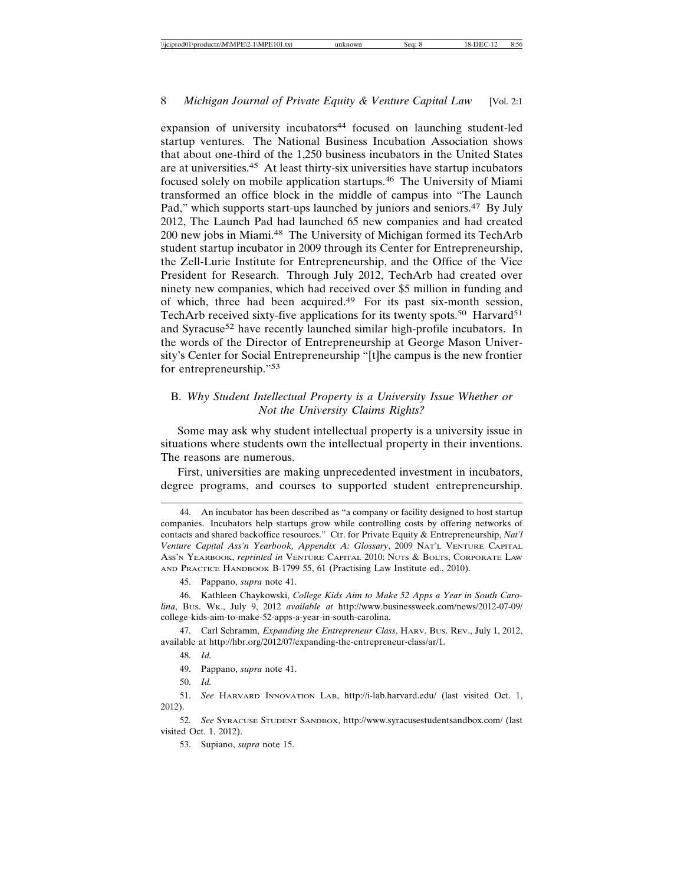expansion of university incubators[44] focused on launching student-led startup ventures. The National Business Incubation Association shows that about one-third of the 1,250 business incubators in the United States are at universities.[45] At least thirty-six universities have startup incubators focused solely on mobile application startups.[46] The University of Miami transformed an office block in the middle of campus into "The Launch Pad," which supports start-ups launched by juniors and seniors.[47] By July 2012, The Launch Pad had launched 65 new companies and had created 200 new jobs in Miami.[48] The University of Michigan formed its TechArb student startup incubator in 2009 through its Center for Entrepreneurship, the Zell-Lurie Institute for Entrepreneurship, and the Office of the Vice President for Research. Through July 2012, TechArb had created over ninety new companies, which had received over $5 million in funding and of which, three had been acquired.[49] For its past six-month session, TechArb received sixty-five applications for its twenty spots.[50] Harvard[51] and Syracuse[52] have recently launched similar high-profile incubators. In the words of the Director of Entrepreneurship at George Mason University's Center for Social Entrepreneurship "[t]he campus is the new frontier for entrepreneurship."[53]

### B. *Why Student Intellectual Property is a University Issue Whether or Not the University Claims Rights?*

Some may ask why student intellectual property is a university issue in situations where students own the intellectual property in their inventions. The reasons are numerous.

First, universities are making unprecedented investment in incubators, degree programs, and courses to supported student entrepreneurship.

---

44. An incubator has been described as "a company or facility designed to host startup companies. Incubators help startups grow while controlling costs by offering networks of contacts and shared backoffice resources." Ctr. for Private Equity & Entrepreneurship, *Nat'l Venture Capital Ass'n Yearbook, Appendix A: Glossary*, 2009 NAT'L VENTURE CAPITAL ASS'N YEARBOOK, *reprinted in* VENTURE CAPITAL 2010: NUTS & BOLTS, CORPORATE LAW AND PRACTICE HANDBOOK B-1799 55, 61 (Practising Law Institute ed., 2010).

45. Pappano, *supra* note 41.

46. Kathleen Chaykowski, *College Kids Aim to Make 52 Apps a Year in South Carolina*, BUS. WK., July 9, 2012 *available at* http://www.businessweek.com/news/2012-07-09/college-kids-aim-to-make-52-apps-a-year-in-south-carolina.

47. Carl Schramm, *Expanding the Entrepreneur Class*, HARV. BUS. REV., July 1, 2012, available at http://hbr.org/2012/07/expanding-the-entrepreneur-class/ar/1.

48. *Id.*

49. Pappano, *supra* note 41.

50. *Id.*

51. *See* HARVARD INNOVATION LAB, http://i-lab.harvard.edu/ (last visited Oct. 1, 2012).

52. *See* SYRACUSE STUDENT SANDBOX, http://www.syracusestudentsandbox.com/ (last visited Oct. 1, 2012).

53. Supiano, *supra* note 15.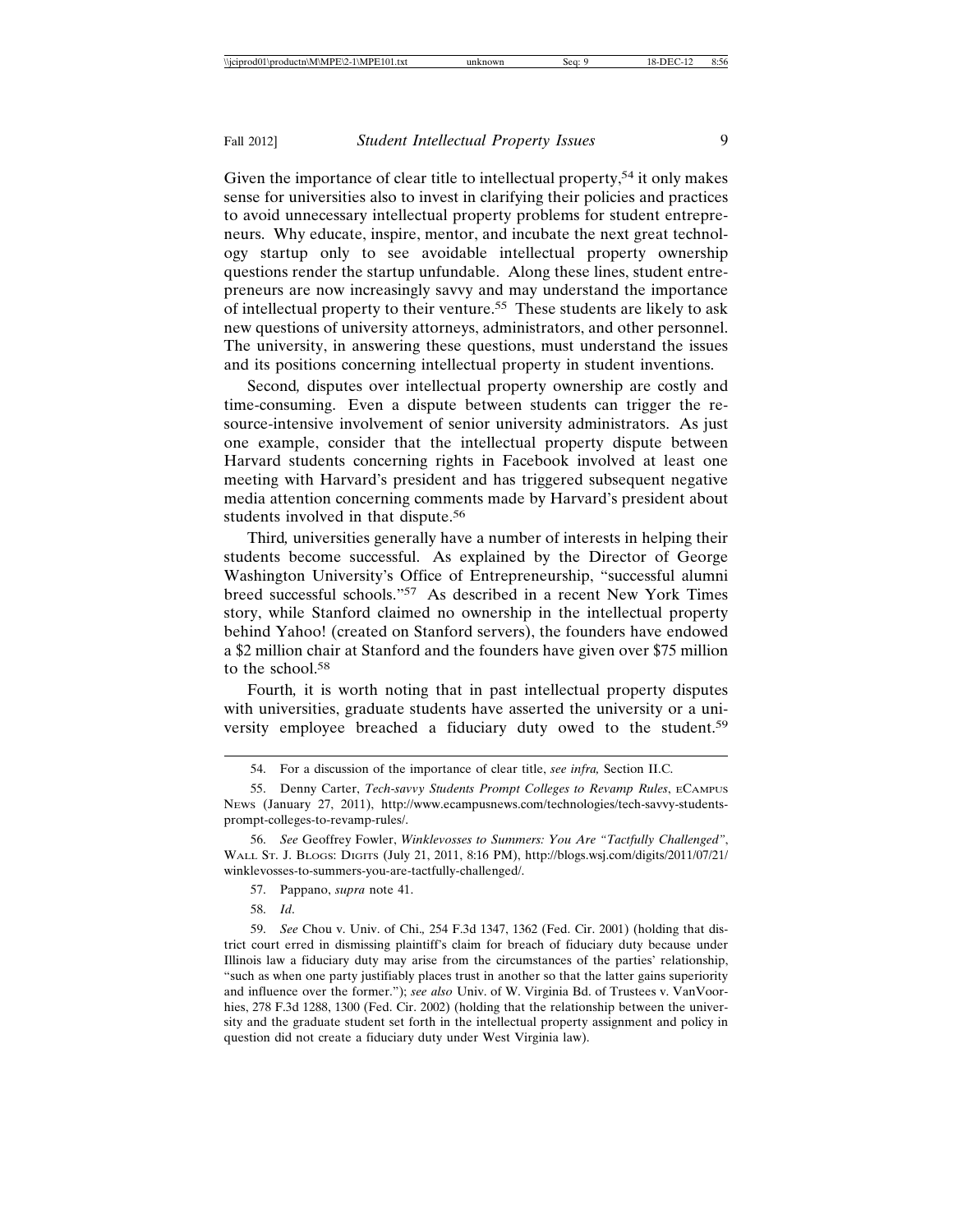Given the importance of clear title to intellectual property,[54] it only makes sense for universities also to invest in clarifying their policies and practices to avoid unnecessary intellectual property problems for student entrepreneurs. Why educate, inspire, mentor, and incubate the next great technology startup only to see avoidable intellectual property ownership questions render the startup unfundable. Along these lines, student entrepreneurs are now increasingly savvy and may understand the importance of intellectual property to their venture.[55] These students are likely to ask new questions of university attorneys, administrators, and other personnel. The university, in answering these questions, must understand the issues and its positions concerning intellectual property in student inventions.

Second*,* disputes over intellectual property ownership are costly and time-consuming. Even a dispute between students can trigger the resource-intensive involvement of senior university administrators. As just one example, consider that the intellectual property dispute between Harvard students concerning rights in Facebook involved at least one meeting with Harvard's president and has triggered subsequent negative media attention concerning comments made by Harvard's president about students involved in that dispute.[56]

Third*,* universities generally have a number of interests in helping their students become successful. As explained by the Director of George Washington University's Office of Entrepreneurship, "successful alumni breed successful schools."[57] As described in a recent New York Times story, while Stanford claimed no ownership in the intellectual property behind Yahoo! (created on Stanford servers), the founders have endowed a $2 million chair at Stanford and the founders have given over $75 million to the school.[58]

Fourth*,* it is worth noting that in past intellectual property disputes with universities, graduate students have asserted the university or a university employee breached a fiduciary duty owed to the student.[59]

---

54. For a discussion of the importance of clear title, *see infra,* Section II.C.

55. Denny Carter, *Tech-savvy Students Prompt Colleges to Revamp Rules*, ECAMPUS NEWS (January 27, 2011), http://www.ecampusnews.com/technologies/tech-savvy-students-prompt-colleges-to-revamp-rules/.

56. *See* Geoffrey Fowler, *Winklevosses to Summers: You Are "Tactfully Challenged"*, WALL ST. J. BLOGS: DIGITS (July 21, 2011, 8:16 PM), http://blogs.wsj.com/digits/2011/07/21/winklevosses-to-summers-you-are-tactfully-challenged/.

57. Pappano, *supra* note 41.

58. *Id*.

59. *See* Chou v. Univ. of Chi.*,* 254 F.3d 1347, 1362 (Fed. Cir. 2001) (holding that district court erred in dismissing plaintiff's claim for breach of fiduciary duty because under Illinois law a fiduciary duty may arise from the circumstances of the parties' relationship, "such as when one party justifiably places trust in another so that the latter gains superiority and influence over the former."); *see also* Univ. of W. Virginia Bd. of Trustees v. VanVoorhies, 278 F.3d 1288, 1300 (Fed. Cir. 2002) (holding that the relationship between the university and the graduate student set forth in the intellectual property assignment and policy in question did not create a fiduciary duty under West Virginia law).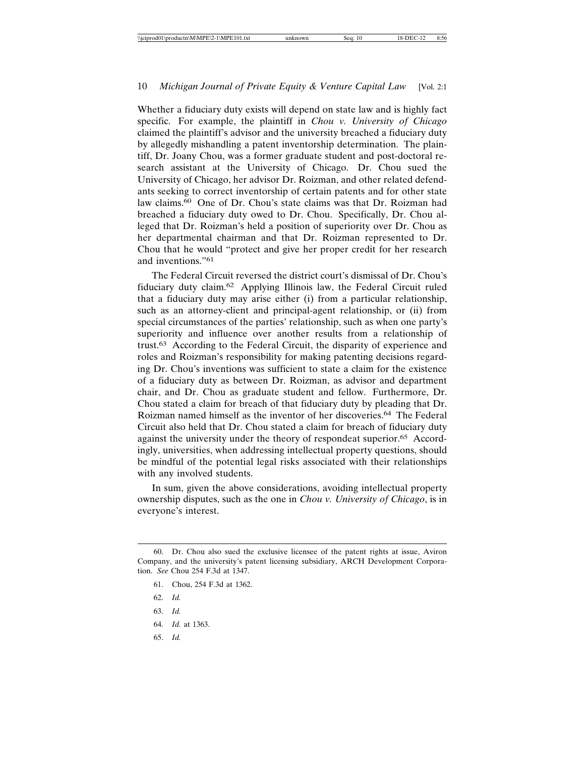Whether a fiduciary duty exists will depend on state law and is highly fact specific. For example, the plaintiff in *Chou v. University of Chicago* claimed the plaintiff's advisor and the university breached a fiduciary duty by allegedly mishandling a patent inventorship determination. The plaintiff, Dr. Joany Chou, was a former graduate student and post-doctoral research assistant at the University of Chicago. Dr. Chou sued the University of Chicago, her advisor Dr. Roizman, and other related defendants seeking to correct inventorship of certain patents and for other state law claims.[60] One of Dr. Chou's state claims was that Dr. Roizman had breached a fiduciary duty owed to Dr. Chou. Specifically, Dr. Chou alleged that Dr. Roizman's held a position of superiority over Dr. Chou as her departmental chairman and that Dr. Roizman represented to Dr. Chou that he would "protect and give her proper credit for her research and inventions."[61]

The Federal Circuit reversed the district court's dismissal of Dr. Chou's fiduciary duty claim.[62] Applying Illinois law, the Federal Circuit ruled that a fiduciary duty may arise either (i) from a particular relationship, such as an attorney-client and principal-agent relationship, or (ii) from special circumstances of the parties' relationship, such as when one party's superiority and influence over another results from a relationship of trust.[63] According to the Federal Circuit, the disparity of experience and roles and Roizman's responsibility for making patenting decisions regarding Dr. Chou's inventions was sufficient to state a claim for the existence of a fiduciary duty as between Dr. Roizman, as advisor and department chair, and Dr. Chou as graduate student and fellow. Furthermore, Dr. Chou stated a claim for breach of that fiduciary duty by pleading that Dr. Roizman named himself as the inventor of her discoveries.[64] The Federal Circuit also held that Dr. Chou stated a claim for breach of fiduciary duty against the university under the theory of respondeat superior.[65] Accordingly, universities, when addressing intellectual property questions, should be mindful of the potential legal risks associated with their relationships with any involved students.

In sum, given the above considerations, avoiding intellectual property ownership disputes, such as the one in *Chou v. University of Chicago*, is in everyone's interest.

---

60. Dr. Chou also sued the exclusive licensee of the patent rights at issue, Aviron Company, and the university's patent licensing subsidiary, ARCH Development Corporation. *See* Chou 254 F.3d at 1347.

61. Chou, 254 F.3d at 1362.

62. *Id.*

63. *Id.*

64. *Id.* at 1363.

65. *Id.*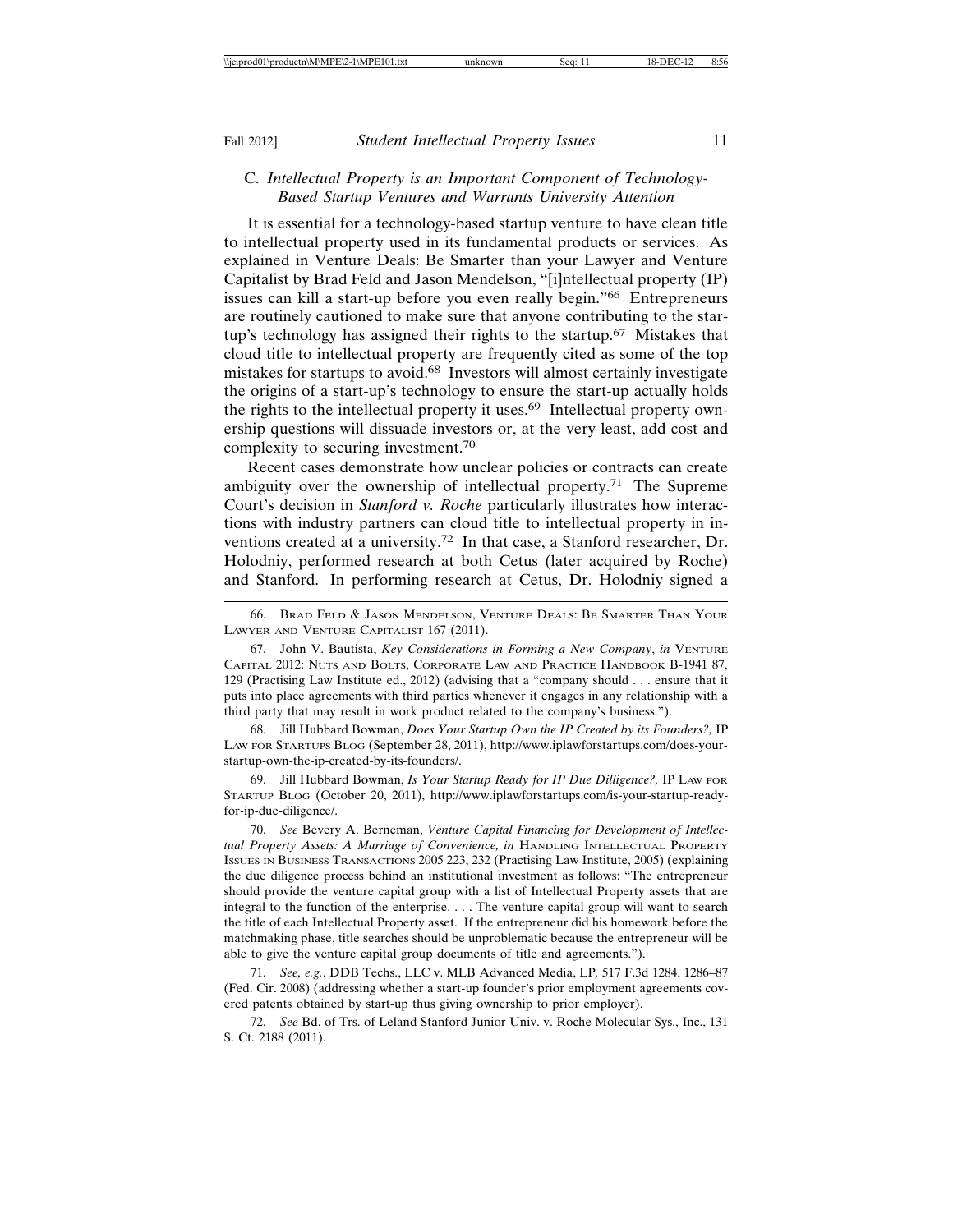### C. *Intellectual Property is an Important Component of Technology-Based Startup Ventures and Warrants University Attention*

It is essential for a technology-based startup venture to have clean title to intellectual property used in its fundamental products or services. As explained in Venture Deals: Be Smarter than your Lawyer and Venture Capitalist by Brad Feld and Jason Mendelson, "[i]ntellectual property (IP) issues can kill a start-up before you even really begin."[66] Entrepreneurs are routinely cautioned to make sure that anyone contributing to the startup's technology has assigned their rights to the startup.[67] Mistakes that cloud title to intellectual property are frequently cited as some of the top mistakes for startups to avoid.[68] Investors will almost certainly investigate the origins of a start-up's technology to ensure the start-up actually holds the rights to the intellectual property it uses.[69] Intellectual property ownership questions will dissuade investors or, at the very least, add cost and complexity to securing investment.[70]

Recent cases demonstrate how unclear policies or contracts can create ambiguity over the ownership of intellectual property.[71] The Supreme Court's decision in *Stanford v. Roche* particularly illustrates how interactions with industry partners can cloud title to intellectual property in inventions created at a university.[72] In that case, a Stanford researcher, Dr. Holodniy, performed research at both Cetus (later acquired by Roche) and Stanford. In performing research at Cetus, Dr. Holodniy signed a

---

66. Brad Feld & Jason Mendelson, Venture Deals: Be Smarter Than Your Lawyer and Venture Capitalist 167 (2011).

67. John V. Bautista, *Key Considerations in Forming a New Company*, *in* Venture Capital 2012: Nuts and Bolts, Corporate Law and Practice Handbook B-1941 87, 129 (Practising Law Institute ed., 2012) (advising that a "company should . . . ensure that it puts into place agreements with third parties whenever it engages in any relationship with a third party that may result in work product related to the company's business.").

68. Jill Hubbard Bowman, *Does Your Startup Own the IP Created by its Founders?*, IP Law for Startups Blog (September 28, 2011), http://www.iplawforstartups.com/does-your-startup-own-the-ip-created-by-its-founders/.

69. Jill Hubbard Bowman, *Is Your Startup Ready for IP Due Dilligence?*, IP Law for Startup Blog (October 20, 2011), http://www.iplawforstartups.com/is-your-startup-ready-for-ip-due-diligence/.

70. *See* Bevery A. Berneman, *Venture Capital Financing for Development of Intellectual Property Assets: A Marriage of Convenience, in* Handling Intellectual Property Issues in Business Transactions 2005 223, 232 (Practising Law Institute, 2005) (explaining the due diligence process behind an institutional investment as follows: "The entrepreneur should provide the venture capital group with a list of Intellectual Property assets that are integral to the function of the enterprise. . . . The venture capital group will want to search the title of each Intellectual Property asset. If the entrepreneur did his homework before the matchmaking phase, title searches should be unproblematic because the entrepreneur will be able to give the venture capital group documents of title and agreements.").

71. *See, e.g.*, DDB Techs., LLC v. MLB Advanced Media, LP, 517 F.3d 1284, 1286–87 (Fed. Cir. 2008) (addressing whether a start-up founder's prior employment agreements covered patents obtained by start-up thus giving ownership to prior employer).

72. *See* Bd. of Trs. of Leland Stanford Junior Univ. v. Roche Molecular Sys., Inc., 131 S. Ct. 2188 (2011).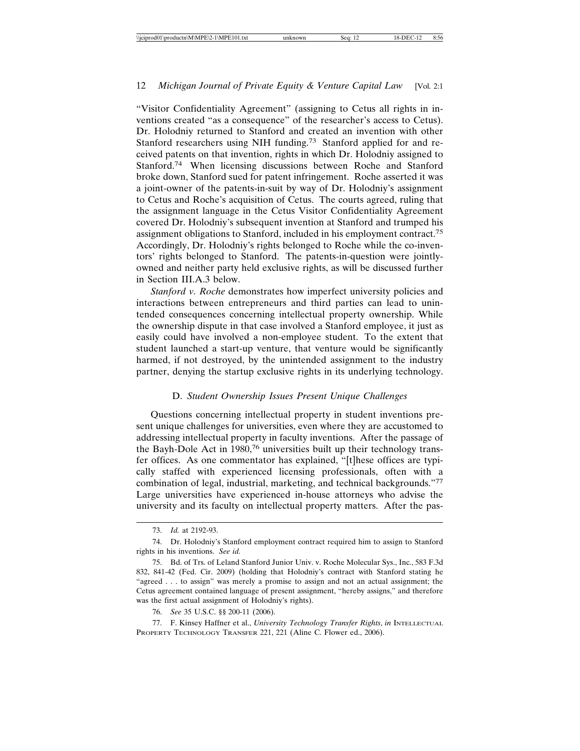"Visitor Confidentiality Agreement" (assigning to Cetus all rights in inventions created "as a consequence" of the researcher's access to Cetus). Dr. Holodniy returned to Stanford and created an invention with other Stanford researchers using NIH funding.[73] Stanford applied for and received patents on that invention, rights in which Dr. Holodniy assigned to Stanford.[74] When licensing discussions between Roche and Stanford broke down, Stanford sued for patent infringement. Roche asserted it was a joint-owner of the patents-in-suit by way of Dr. Holodniy's assignment to Cetus and Roche's acquisition of Cetus. The courts agreed, ruling that the assignment language in the Cetus Visitor Confidentiality Agreement covered Dr. Holodniy's subsequent invention at Stanford and trumped his assignment obligations to Stanford, included in his employment contract.[75] Accordingly, Dr. Holodniy's rights belonged to Roche while the co-inventors' rights belonged to Stanford. The patents-in-question were jointly-owned and neither party held exclusive rights, as will be discussed further in Section III.A.3 below.

*Stanford v. Roche* demonstrates how imperfect university policies and interactions between entrepreneurs and third parties can lead to unintended consequences concerning intellectual property ownership. While the ownership dispute in that case involved a Stanford employee, it just as easily could have involved a non-employee student. To the extent that student launched a start-up venture, that venture would be significantly harmed, if not destroyed, by the unintended assignment to the industry partner, denying the startup exclusive rights in its underlying technology.

### D. *Student Ownership Issues Present Unique Challenges*

Questions concerning intellectual property in student inventions present unique challenges for universities, even where they are accustomed to addressing intellectual property in faculty inventions. After the passage of the Bayh-Dole Act in 1980,[76] universities built up their technology transfer offices. As one commentator has explained, "[t]hese offices are typically staffed with experienced licensing professionals, often with a combination of legal, industrial, marketing, and technical backgrounds."[77] Large universities have experienced in-house attorneys who advise the university and its faculty on intellectual property matters. After the pas-

---

73. *Id.* at 2192-93.

74. Dr. Holodniy's Stanford employment contract required him to assign to Stanford rights in his inventions. *See id.*

75. Bd. of Trs. of Leland Stanford Junior Univ. v. Roche Molecular Sys., Inc., 583 F.3d 832, 841-42 (Fed. Cir. 2009) (holding that Holodniy's contract with Stanford stating he "agreed . . . to assign" was merely a promise to assign and not an actual assignment; the Cetus agreement contained language of present assignment, "hereby assigns," and therefore was the first actual assignment of Holodniy's rights).

76. *See* 35 U.S.C. §§ 200-11 (2006).

77. F. Kinsey Haffner et al., *University Technology Transfer Rights*, *in* INTELLECTUAL PROPERTY TECHNOLOGY TRANSFER 221, 221 (Aline C. Flower ed., 2006).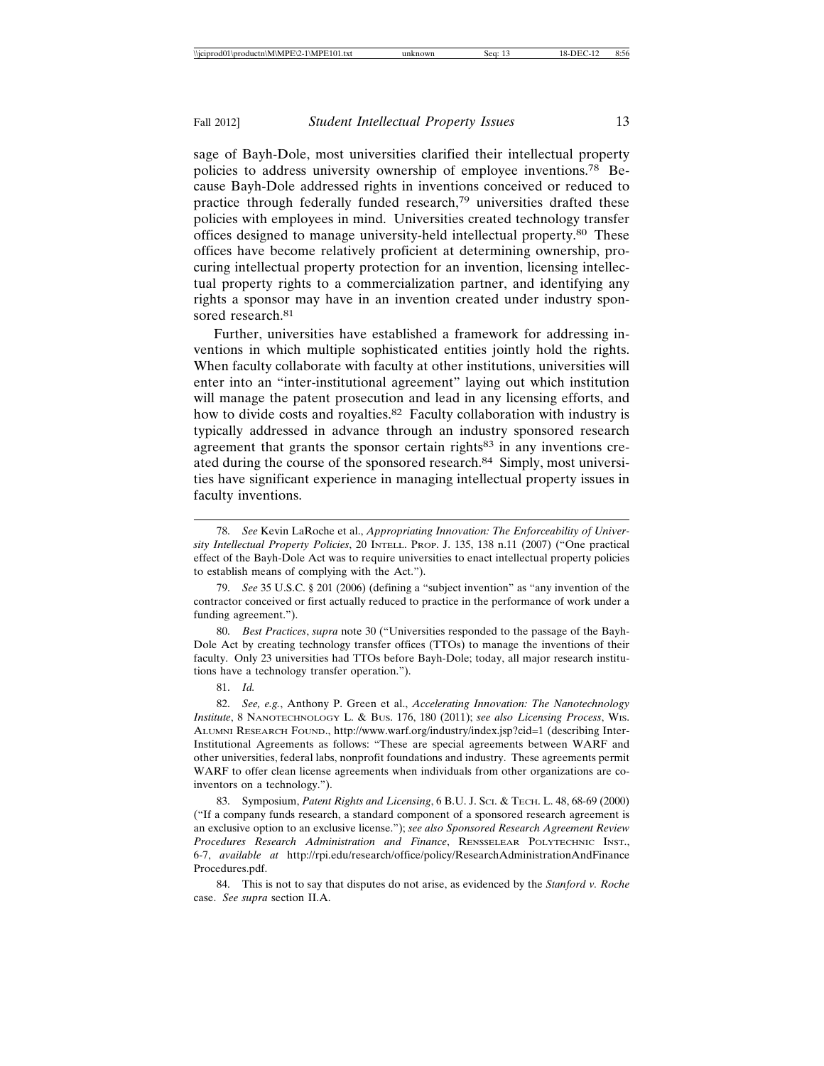sage of Bayh-Dole, most universities clarified their intellectual property policies to address university ownership of employee inventions.[78] Because Bayh-Dole addressed rights in inventions conceived or reduced to practice through federally funded research,[79] universities drafted these policies with employees in mind. Universities created technology transfer offices designed to manage university-held intellectual property.[80] These offices have become relatively proficient at determining ownership, procuring intellectual property protection for an invention, licensing intellectual property rights to a commercialization partner, and identifying any rights a sponsor may have in an invention created under industry sponsored research.[81]

Further, universities have established a framework for addressing inventions in which multiple sophisticated entities jointly hold the rights. When faculty collaborate with faculty at other institutions, universities will enter into an "inter-institutional agreement" laying out which institution will manage the patent prosecution and lead in any licensing efforts, and how to divide costs and royalties.[82] Faculty collaboration with industry is typically addressed in advance through an industry sponsored research agreement that grants the sponsor certain rights[83] in any inventions created during the course of the sponsored research.[84] Simply, most universities have significant experience in managing intellectual property issues in faculty inventions.

---

78. *See* Kevin LaRoche et al., *Appropriating Innovation: The Enforceability of University Intellectual Property Policies*, 20 INTELL. PROP. J. 135, 138 n.11 (2007) ("One practical effect of the Bayh-Dole Act was to require universities to enact intellectual property policies to establish means of complying with the Act.").

79. *See* 35 U.S.C. § 201 (2006) (defining a "subject invention" as "any invention of the contractor conceived or first actually reduced to practice in the performance of work under a funding agreement.").

80. *Best Practices*, *supra* note 30 ("Universities responded to the passage of the Bayh-Dole Act by creating technology transfer offices (TTOs) to manage the inventions of their faculty. Only 23 universities had TTOs before Bayh-Dole; today, all major research institutions have a technology transfer operation.").

81. *Id.*

82. *See, e.g.*, Anthony P. Green et al., *Accelerating Innovation: The Nanotechnology Institute*, 8 NANOTECHNOLOGY L. & BUS. 176, 180 (2011); *see also Licensing Process*, WIS. ALUMNI RESEARCH FOUND., http://www.warf.org/industry/index.jsp?cid=1 (describing Inter-Institutional Agreements as follows: "These are special agreements between WARF and other universities, federal labs, nonprofit foundations and industry. These agreements permit WARF to offer clean license agreements when individuals from other organizations are co-inventors on a technology.").

83. Symposium, *Patent Rights and Licensing*, 6 B.U. J. SCI. & TECH. L. 48, 68-69 (2000) ("If a company funds research, a standard component of a sponsored research agreement is an exclusive option to an exclusive license."); *see also Sponsored Research Agreement Review Procedures Research Administration and Finance*, RENSSELEAR POLYTECHNIC INST., 6-7, *available at* http://rpi.edu/research/office/policy/ResearchAdministrationAndFinance Procedures.pdf.

84. This is not to say that disputes do not arise, as evidenced by the *Stanford v. Roche* case. *See supra* section II.A.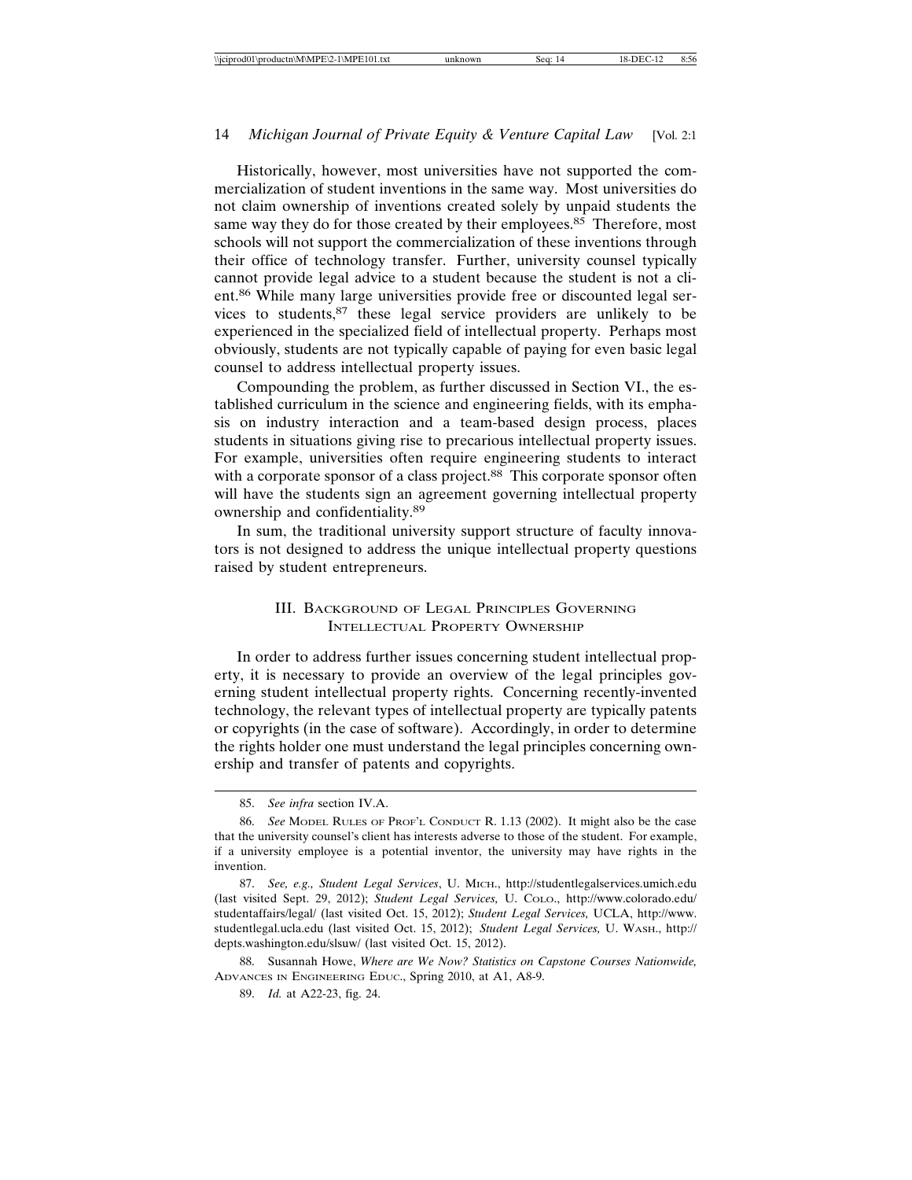Historically, however, most universities have not supported the commercialization of student inventions in the same way. Most universities do not claim ownership of inventions created solely by unpaid students the same way they do for those created by their employees.[85] Therefore, most schools will not support the commercialization of these inventions through their office of technology transfer. Further, university counsel typically cannot provide legal advice to a student because the student is not a client.[86] While many large universities provide free or discounted legal services to students,[87] these legal service providers are unlikely to be experienced in the specialized field of intellectual property. Perhaps most obviously, students are not typically capable of paying for even basic legal counsel to address intellectual property issues.

Compounding the problem, as further discussed in Section VI., the established curriculum in the science and engineering fields, with its emphasis on industry interaction and a team-based design process, places students in situations giving rise to precarious intellectual property issues. For example, universities often require engineering students to interact with a corporate sponsor of a class project.[88] This corporate sponsor often will have the students sign an agreement governing intellectual property ownership and confidentiality.[89]

In sum, the traditional university support structure of faculty innovators is not designed to address the unique intellectual property questions raised by student entrepreneurs.

## III. Background of Legal Principles Governing Intellectual Property Ownership

In order to address further issues concerning student intellectual property, it is necessary to provide an overview of the legal principles governing student intellectual property rights. Concerning recently-invented technology, the relevant types of intellectual property are typically patents or copyrights (in the case of software). Accordingly, in order to determine the rights holder one must understand the legal principles concerning ownership and transfer of patents and copyrights.

---

85. *See infra* section IV.A.

86. *See* Model Rules of Prof'l Conduct R. 1.13 (2002). It might also be the case that the university counsel's client has interests adverse to those of the student. For example, if a university employee is a potential inventor, the university may have rights in the invention.

87. *See, e.g., Student Legal Services*, U. Mich., http://studentlegalservices.umich.edu (last visited Sept. 29, 2012); *Student Legal Services,* U. Colo., http://www.colorado.edu/studentaffairs/legal/ (last visited Oct. 15, 2012); *Student Legal Services,* UCLA, http://www.studentlegal.ucla.edu (last visited Oct. 15, 2012); *Student Legal Services,* U. Wash., http://depts.washington.edu/slsuw/ (last visited Oct. 15, 2012).

88. Susannah Howe, *Where are We Now? Statistics on Capstone Courses Nationwide,* Advances in Engineering Educ., Spring 2010, at A1, A8-9.

89. *Id.* at A22-23, fig. 24.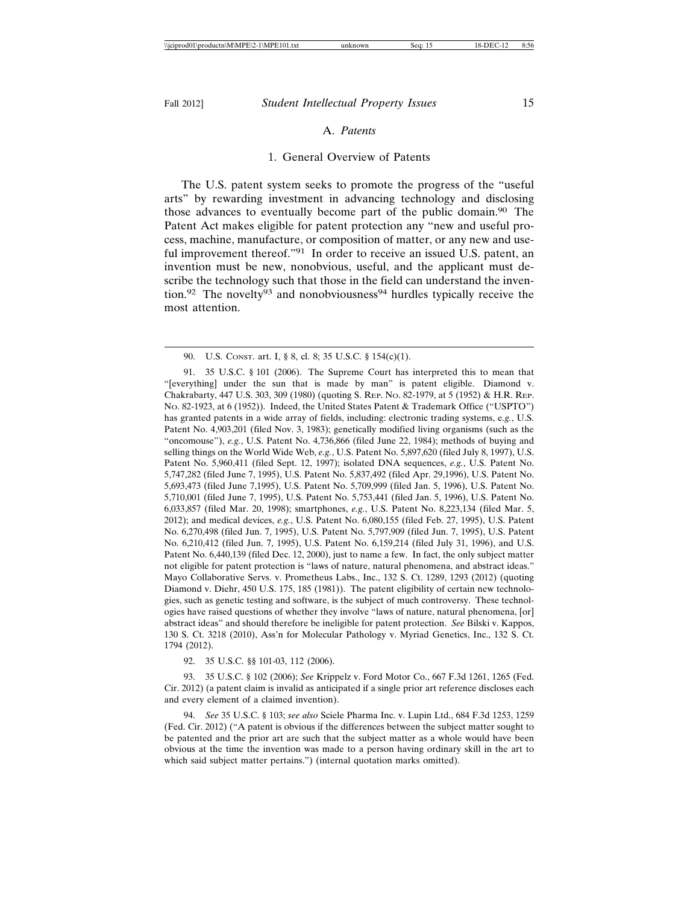## A. *Patents*

### 1. General Overview of Patents

The U.S. patent system seeks to promote the progress of the "useful arts" by rewarding investment in advancing technology and disclosing those advances to eventually become part of the public domain.[90] The Patent Act makes eligible for patent protection any "new and useful process, machine, manufacture, or composition of matter, or any new and useful improvement thereof."[91] In order to receive an issued U.S. patent, an invention must be new, nonobvious, useful, and the applicant must describe the technology such that those in the field can understand the invention.[92] The novelty[93] and nonobviousness[94] hurdles typically receive the most attention.

---

90. U.S. CONST. art. I, § 8, cl. 8; 35 U.S.C. § 154(c)(1).

91. 35 U.S.C. § 101 (2006). The Supreme Court has interpreted this to mean that "[everything] under the sun that is made by man" is patent eligible. Diamond v. Chakrabarty, 447 U.S. 303, 309 (1980) (quoting S. REP. NO. 82-1979, at 5 (1952) & H.R. REP. NO. 82-1923, at 6 (1952)). Indeed, the United States Patent & Trademark Office ("USPTO") has granted patents in a wide array of fields, including: electronic trading systems, e.g., U.S. Patent No. 4,903,201 (filed Nov. 3, 1983); genetically modified living organisms (such as the "oncomouse"), *e.g.*, U.S. Patent No. 4,736,866 (filed June 22, 1984); methods of buying and selling things on the World Wide Web, *e.g.*, U.S. Patent No. 5,897,620 (filed July 8, 1997), U.S. Patent No. 5,960,411 (filed Sept. 12, 1997); isolated DNA sequences, *e.g.*, U.S. Patent No. 5,747,282 (filed June 7, 1995), U.S. Patent No. 5,837,492 (filed Apr. 29,1996), U.S. Patent No. 5,693,473 (filed June 7,1995), U.S. Patent No. 5,709,999 (filed Jan. 5, 1996), U.S. Patent No. 5,710,001 (filed June 7, 1995), U.S. Patent No. 5,753,441 (filed Jan. 5, 1996), U.S. Patent No. 6,033,857 (filed Mar. 20, 1998); smartphones, *e.g.*, U.S. Patent No. 8,223,134 (filed Mar. 5, 2012); and medical devices, *e.g.*, U.S. Patent No. 6,080,155 (filed Feb. 27, 1995), U.S. Patent No. 6,270,498 (filed Jun. 7, 1995), U.S. Patent No. 5,797,909 (filed Jun. 7, 1995), U.S. Patent No. 6,210,412 (filed Jun. 7, 1995), U.S. Patent No. 6,159,214 (filed July 31, 1996), and U.S. Patent No. 6,440,139 (filed Dec. 12, 2000), just to name a few. In fact, the only subject matter not eligible for patent protection is "laws of nature, natural phenomena, and abstract ideas." Mayo Collaborative Servs. v. Prometheus Labs., Inc., 132 S. Ct. 1289, 1293 (2012) (quoting Diamond v. Diehr, 450 U.S. 175, 185 (1981)). The patent eligibility of certain new technologies, such as genetic testing and software, is the subject of much controversy. These technologies have raised questions of whether they involve "laws of nature, natural phenomena, [or] abstract ideas" and should therefore be ineligible for patent protection. *See* Bilski v. Kappos, 130 S. Ct. 3218 (2010), Ass'n for Molecular Pathology v. Myriad Genetics, Inc., 132 S. Ct. 1794 (2012).

92. 35 U.S.C. §§ 101-03, 112 (2006).

93. 35 U.S.C. § 102 (2006); *See* Krippelz v. Ford Motor Co., 667 F.3d 1261, 1265 (Fed. Cir. 2012) (a patent claim is invalid as anticipated if a single prior art reference discloses each and every element of a claimed invention).

94. *See* 35 U.S.C. § 103; *see also* Sciele Pharma Inc. v. Lupin Ltd., 684 F.3d 1253, 1259 (Fed. Cir. 2012) ("A patent is obvious if the differences between the subject matter sought to be patented and the prior art are such that the subject matter as a whole would have been obvious at the time the invention was made to a person having ordinary skill in the art to which said subject matter pertains.") (internal quotation marks omitted).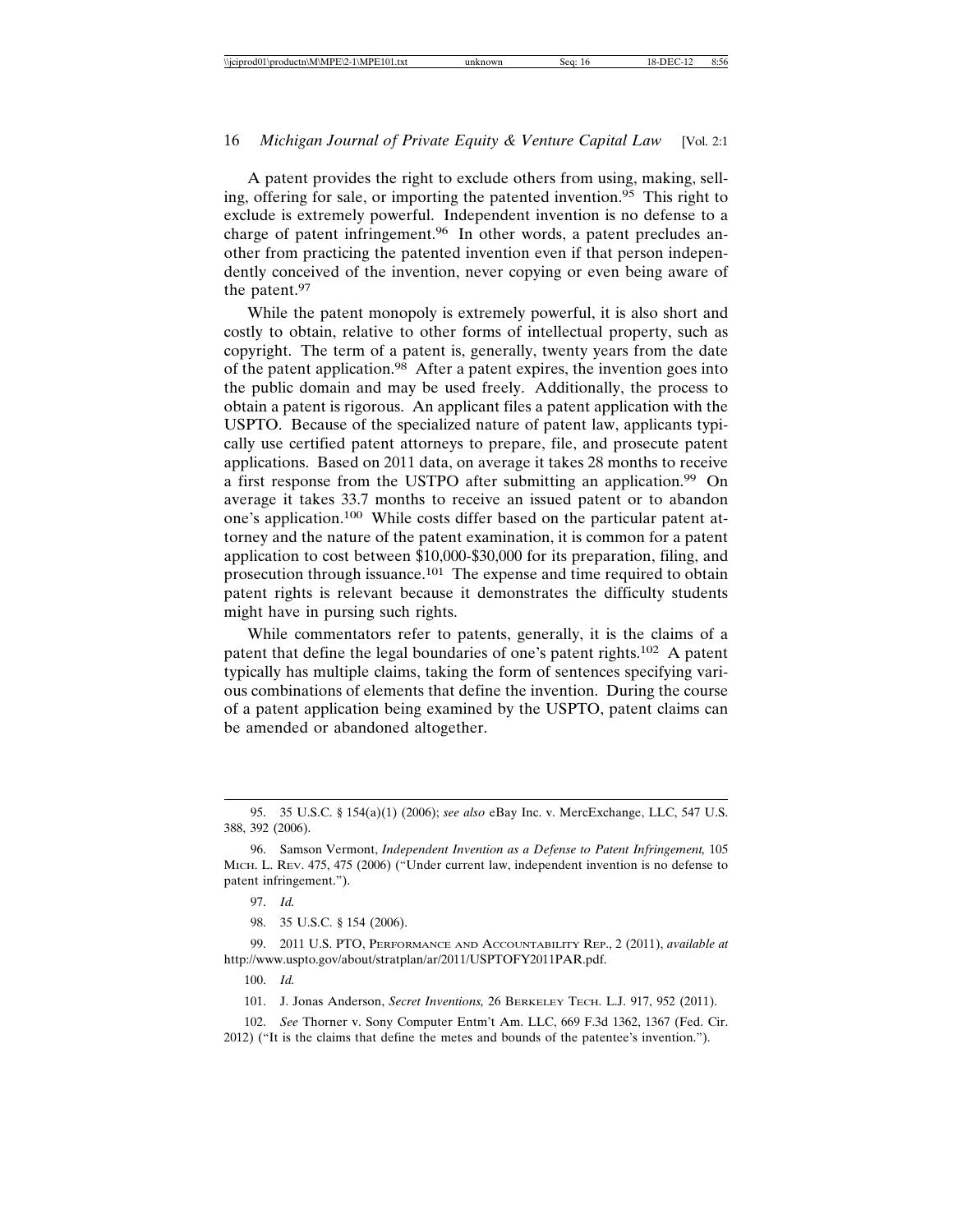A patent provides the right to exclude others from using, making, selling, offering for sale, or importing the patented invention.[95] This right to exclude is extremely powerful. Independent invention is no defense to a charge of patent infringement.[96] In other words, a patent precludes another from practicing the patented invention even if that person independently conceived of the invention, never copying or even being aware of the patent.[97]

While the patent monopoly is extremely powerful, it is also short and costly to obtain, relative to other forms of intellectual property, such as copyright. The term of a patent is, generally, twenty years from the date of the patent application.[98] After a patent expires, the invention goes into the public domain and may be used freely. Additionally, the process to obtain a patent is rigorous. An applicant files a patent application with the USPTO. Because of the specialized nature of patent law, applicants typically use certified patent attorneys to prepare, file, and prosecute patent applications. Based on 2011 data, on average it takes 28 months to receive a first response from the USTPO after submitting an application.[99] On average it takes 33.7 months to receive an issued patent or to abandon one's application.[100] While costs differ based on the particular patent attorney and the nature of the patent examination, it is common for a patent application to cost between $10,000-$30,000 for its preparation, filing, and prosecution through issuance.[101] The expense and time required to obtain patent rights is relevant because it demonstrates the difficulty students might have in pursing such rights.

While commentators refer to patents, generally, it is the claims of a patent that define the legal boundaries of one's patent rights.[102] A patent typically has multiple claims, taking the form of sentences specifying various combinations of elements that define the invention. During the course of a patent application being examined by the USPTO, patent claims can be amended or abandoned altogether.

---

95. 35 U.S.C. § 154(a)(1) (2006); *see also* eBay Inc. v. MercExchange, LLC, 547 U.S. 388, 392 (2006).

96. Samson Vermont, *Independent Invention as a Defense to Patent Infringement,* 105 MICH. L. REV. 475, 475 (2006) ("Under current law, independent invention is no defense to patent infringement.").

97. *Id.*

98. 35 U.S.C. § 154 (2006).

99. 2011 U.S. PTO, PERFORMANCE AND ACCOUNTABILITY REP., 2 (2011), *available at* http://www.uspto.gov/about/stratplan/ar/2011/USPTOFY2011PAR.pdf.

100. *Id.*

101. J. Jonas Anderson, *Secret Inventions,* 26 BERKELEY TECH. L.J. 917, 952 (2011).

102. *See* Thorner v. Sony Computer Entm't Am. LLC, 669 F.3d 1362, 1367 (Fed. Cir. 2012) ("It is the claims that define the metes and bounds of the patentee's invention.").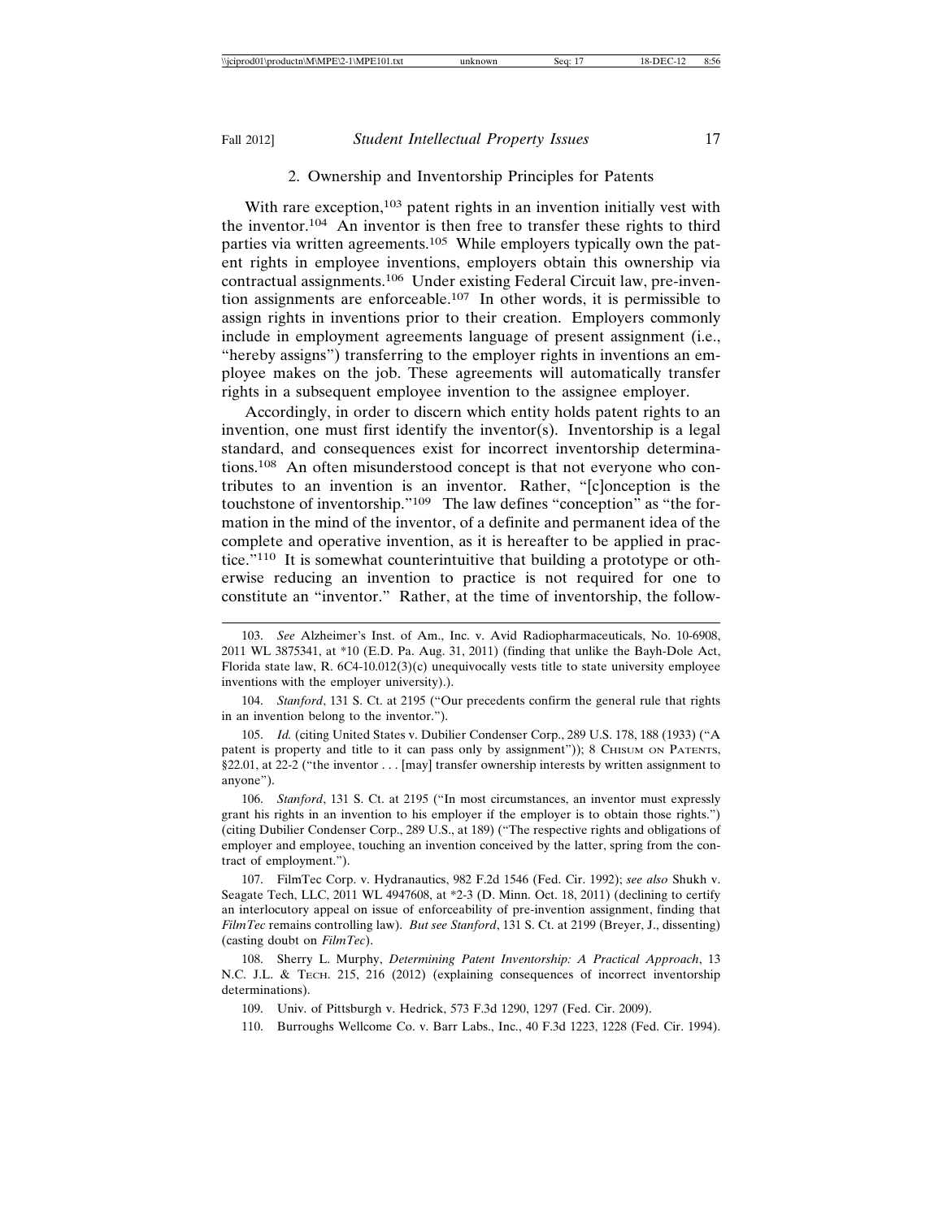### 2. Ownership and Inventorship Principles for Patents

With rare exception,[103] patent rights in an invention initially vest with the inventor.[104] An inventor is then free to transfer these rights to third parties via written agreements.[105] While employers typically own the patent rights in employee inventions, employers obtain this ownership via contractual assignments.[106] Under existing Federal Circuit law, pre-invention assignments are enforceable.[107] In other words, it is permissible to assign rights in inventions prior to their creation. Employers commonly include in employment agreements language of present assignment (i.e., "hereby assigns") transferring to the employer rights in inventions an employee makes on the job. These agreements will automatically transfer rights in a subsequent employee invention to the assignee employer.

Accordingly, in order to discern which entity holds patent rights to an invention, one must first identify the inventor(s). Inventorship is a legal standard, and consequences exist for incorrect inventorship determinations.[108] An often misunderstood concept is that not everyone who contributes to an invention is an inventor. Rather, "[c]onception is the touchstone of inventorship."[109] The law defines "conception" as "the formation in the mind of the inventor, of a definite and permanent idea of the complete and operative invention, as it is hereafter to be applied in practice."[110] It is somewhat counterintuitive that building a prototype or otherwise reducing an invention to practice is not required for one to constitute an "inventor." Rather, at the time of inventorship, the follow-

---

103. *See* Alzheimer's Inst. of Am., Inc. v. Avid Radiopharmaceuticals, No. 10-6908, 2011 WL 3875341, at *10 (E.D. Pa. Aug. 31, 2011) (finding that unlike the Bayh-Dole Act, Florida state law, R. 6C4-10.012(3)(c) unequivocally vests title to state university employee inventions with the employer university).).

104. *Stanford*, 131 S. Ct. at 2195 ("Our precedents confirm the general rule that rights in an invention belong to the inventor.").

105. *Id.* (citing United States v. Dubilier Condenser Corp., 289 U.S. 178, 188 (1933) ("A patent is property and title to it can pass only by assignment")); 8 CHISUM ON PATENTS, §22.01, at 22-2 ("the inventor . . . [may] transfer ownership interests by written assignment to anyone").

106. *Stanford*, 131 S. Ct. at 2195 ("In most circumstances, an inventor must expressly grant his rights in an invention to his employer if the employer is to obtain those rights.") (citing Dubilier Condenser Corp., 289 U.S., at 189) ("The respective rights and obligations of employer and employee, touching an invention conceived by the latter, spring from the contract of employment.").

107. FilmTec Corp. v. Hydranautics, 982 F.2d 1546 (Fed. Cir. 1992); *see also* Shukh v. Seagate Tech, LLC, 2011 WL 4947608, at *2-3 (D. Minn. Oct. 18, 2011) (declining to certify an interlocutory appeal on issue of enforceability of pre-invention assignment, finding that *FilmTec* remains controlling law). *But see Stanford*, 131 S. Ct. at 2199 (Breyer, J., dissenting) (casting doubt on *FilmTec*).

108. Sherry L. Murphy, *Determining Patent Inventorship: A Practical Approach*, 13 N.C. J.L. & TECH. 215, 216 (2012) (explaining consequences of incorrect inventorship determinations).

109. Univ. of Pittsburgh v. Hedrick, 573 F.3d 1290, 1297 (Fed. Cir. 2009).

110. Burroughs Wellcome Co. v. Barr Labs., Inc., 40 F.3d 1223, 1228 (Fed. Cir. 1994).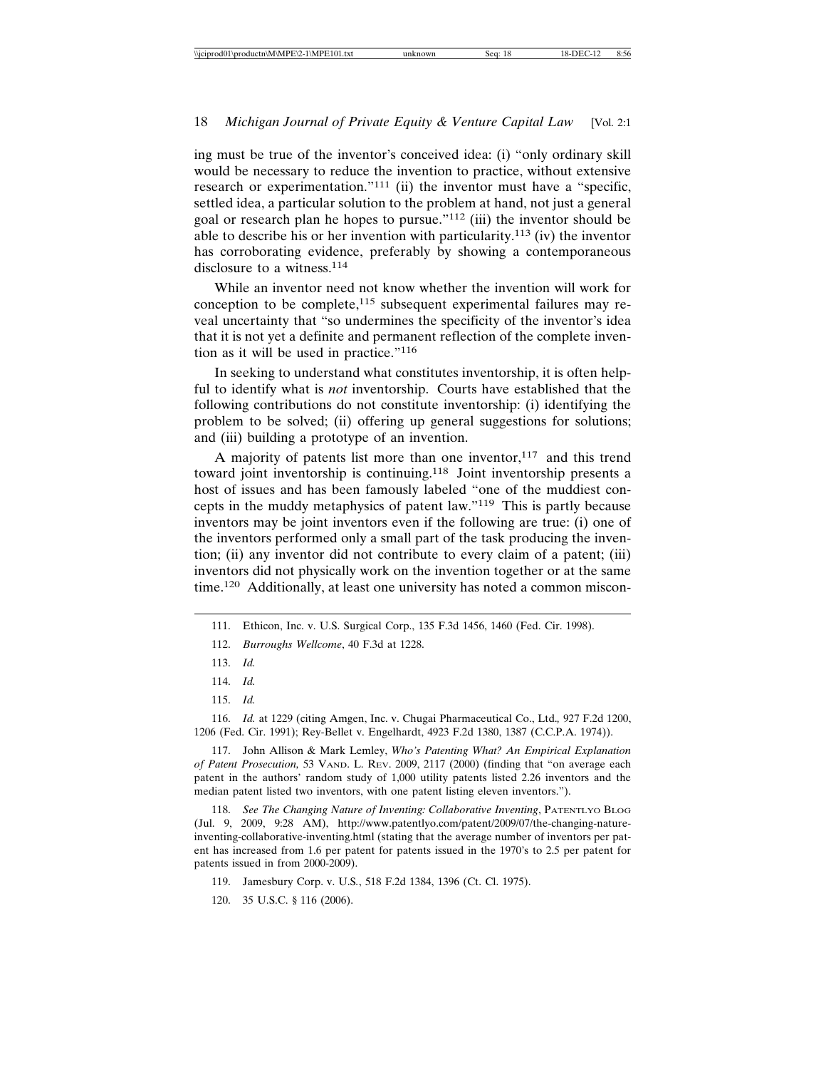ing must be true of the inventor's conceived idea: (i) "only ordinary skill would be necessary to reduce the invention to practice, without extensive research or experimentation."[111] (ii) the inventor must have a "specific, settled idea, a particular solution to the problem at hand, not just a general goal or research plan he hopes to pursue."[112] (iii) the inventor should be able to describe his or her invention with particularity.[113] (iv) the inventor has corroborating evidence, preferably by showing a contemporaneous disclosure to a witness.[114]

While an inventor need not know whether the invention will work for conception to be complete,[115] subsequent experimental failures may reveal uncertainty that "so undermines the specificity of the inventor's idea that it is not yet a definite and permanent reflection of the complete invention as it will be used in practice."[116]

In seeking to understand what constitutes inventorship, it is often helpful to identify what is *not* inventorship. Courts have established that the following contributions do not constitute inventorship: (i) identifying the problem to be solved; (ii) offering up general suggestions for solutions; and (iii) building a prototype of an invention.

A majority of patents list more than one inventor,[117] and this trend toward joint inventorship is continuing.[118] Joint inventorship presents a host of issues and has been famously labeled "one of the muddiest concepts in the muddy metaphysics of patent law."[119] This is partly because inventors may be joint inventors even if the following are true: (i) one of the inventors performed only a small part of the task producing the invention; (ii) any inventor did not contribute to every claim of a patent; (iii) inventors did not physically work on the invention together or at the same time.[120] Additionally, at least one university has noted a common miscon-

---

111. Ethicon, Inc. v. U.S. Surgical Corp., 135 F.3d 1456, 1460 (Fed. Cir. 1998).

112. *Burroughs Wellcome*, 40 F.3d at 1228.

113. *Id.*

114. *Id.*

115. *Id.*

116. *Id.* at 1229 (citing Amgen, Inc. v. Chugai Pharmaceutical Co., Ltd.*,* 927 F.2d 1200, 1206 (Fed. Cir. 1991); Rey-Bellet v. Engelhardt, 4923 F.2d 1380, 1387 (C.C.P.A. 1974)).

117. John Allison & Mark Lemley, *Who's Patenting What? An Empirical Explanation of Patent Prosecution,* 53 VAND. L. REV. 2009, 2117 (2000) (finding that "on average each patent in the authors' random study of 1,000 utility patents listed 2.26 inventors and the median patent listed two inventors, with one patent listing eleven inventors.").

118. *See The Changing Nature of Inventing: Collaborative Inventing*, PATENTLYO BLOG (Jul. 9, 2009, 9:28 AM), http://www.patentlyo.com/patent/2009/07/the-changing-nature-inventing-collaborative-inventing.html (stating that the average number of inventors per patent has increased from 1.6 per patent for patents issued in the 1970's to 2.5 per patent for patents issued in from 2000-2009).

119. Jamesbury Corp. v. U.S., 518 F.2d 1384, 1396 (Ct. Cl. 1975).

120. 35 U.S.C. § 116 (2006).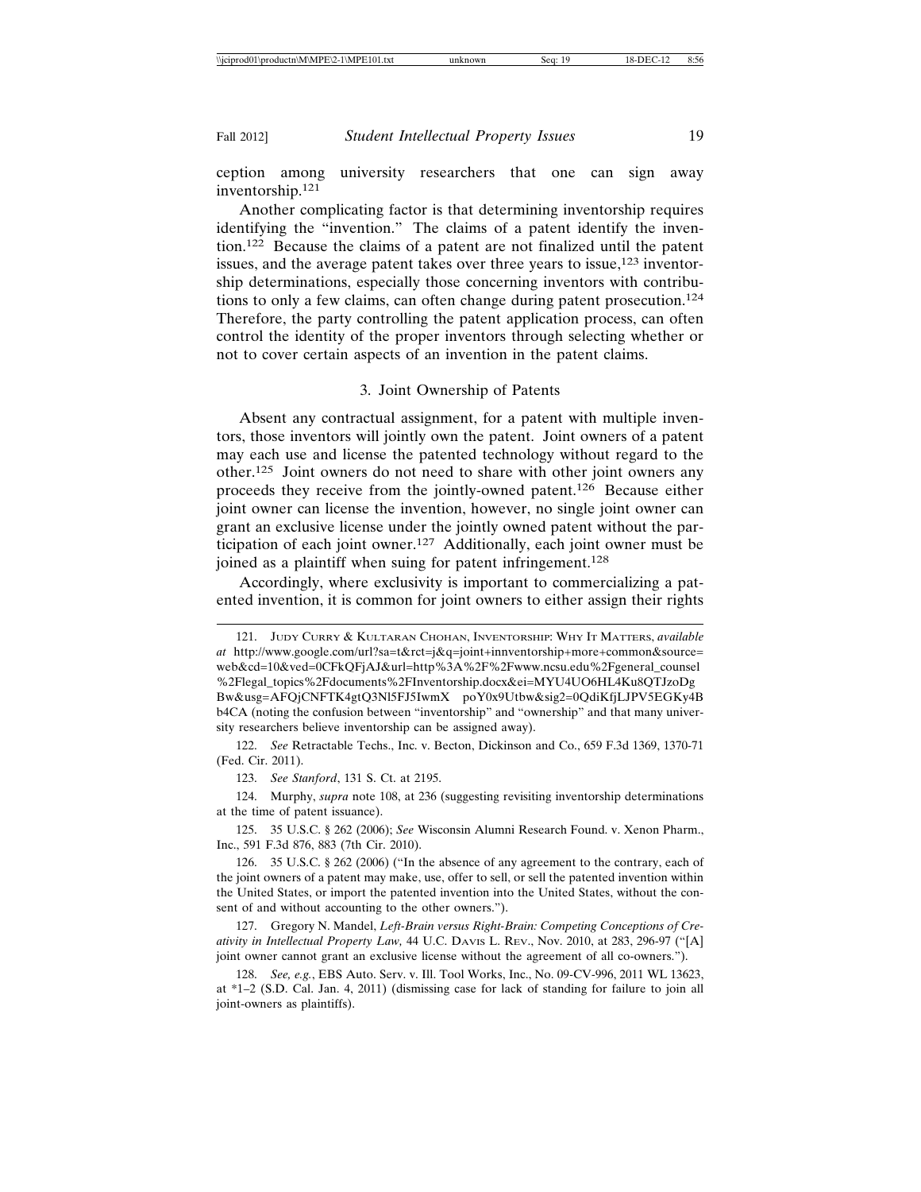ception among university researchers that one can sign away inventorship.[121]

Another complicating factor is that determining inventorship requires identifying the "invention." The claims of a patent identify the invention.[122] Because the claims of a patent are not finalized until the patent issues, and the average patent takes over three years to issue,[123] inventorship determinations, especially those concerning inventors with contributions to only a few claims, can often change during patent prosecution.[124] Therefore, the party controlling the patent application process, can often control the identity of the proper inventors through selecting whether or not to cover certain aspects of an invention in the patent claims.

### 3. Joint Ownership of Patents

Absent any contractual assignment, for a patent with multiple inventors, those inventors will jointly own the patent. Joint owners of a patent may each use and license the patented technology without regard to the other.[125] Joint owners do not need to share with other joint owners any proceeds they receive from the jointly-owned patent.[126] Because either joint owner can license the invention, however, no single joint owner can grant an exclusive license under the jointly owned patent without the participation of each joint owner.[127] Additionally, each joint owner must be joined as a plaintiff when suing for patent infringement.[128]

Accordingly, where exclusivity is important to commercializing a patented invention, it is common for joint owners to either assign their rights

---

121. JUDY CURRY & KULTARAN CHOHAN, INVENTORSHIP: WHY IT MATTERS, *available at* http://www.google.com/url?sa=t&rct=j&q=joint+innventorship+more+common&source=web&cd=10&ved=0CFkQFjAJ&url=http%3A%2F%2Fwww.ncsu.edu%2Fgeneral_counsel%2Flegal_topics%2Fdocuments%2FInventorship.docx&ei=MYU4UO6HL4Ku8QTJzoDgBw&usg=AFQjCNFTK4gtQ3Nl5FJ5IwmX poY0x9Utbw&sig2=0QdiKfjLJPV5EGKy4Bb4CA (noting the confusion between "inventorship" and "ownership" and that many university researchers believe inventorship can be assigned away).

122. *See* Retractable Techs., Inc. v. Becton, Dickinson and Co., 659 F.3d 1369, 1370-71 (Fed. Cir. 2011).

123. *See Stanford*, 131 S. Ct. at 2195.

124. Murphy, *supra* note 108, at 236 (suggesting revisiting inventorship determinations at the time of patent issuance).

125. 35 U.S.C. § 262 (2006); *See* Wisconsin Alumni Research Found. v. Xenon Pharm., Inc., 591 F.3d 876, 883 (7th Cir. 2010).

126. 35 U.S.C. § 262 (2006) ("In the absence of any agreement to the contrary, each of the joint owners of a patent may make, use, offer to sell, or sell the patented invention within the United States, or import the patented invention into the United States, without the consent of and without accounting to the other owners.").

127. Gregory N. Mandel, *Left-Brain versus Right-Brain: Competing Conceptions of Creativity in Intellectual Property Law,* 44 U.C. DAVIS L. REV., Nov. 2010, at 283, 296-97 ("[A] joint owner cannot grant an exclusive license without the agreement of all co-owners.").

128. *See, e.g.*, EBS Auto. Serv. v. Ill. Tool Works, Inc., No. 09-CV-996, 2011 WL 13623, at *1–2 (S.D. Cal. Jan. 4, 2011) (dismissing case for lack of standing for failure to join all joint-owners as plaintiffs).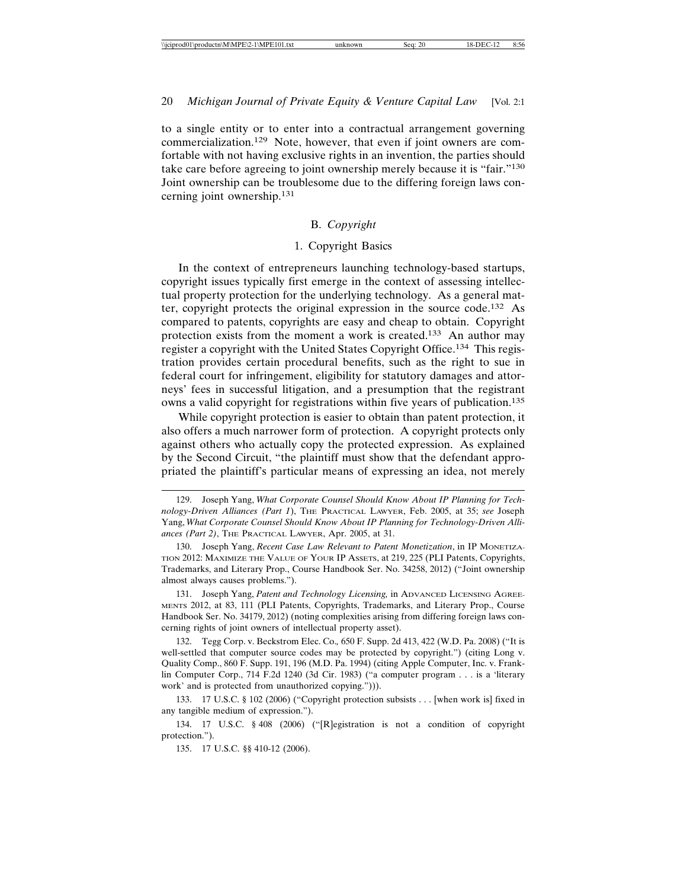to a single entity or to enter into a contractual arrangement governing commercialization.[129] Note, however, that even if joint owners are comfortable with not having exclusive rights in an invention, the parties should take care before agreeing to joint ownership merely because it is "fair."[130] Joint ownership can be troublesome due to the differing foreign laws concerning joint ownership.[131]

### B. *Copyright*

#### 1. Copyright Basics

In the context of entrepreneurs launching technology-based startups, copyright issues typically first emerge in the context of assessing intellectual property protection for the underlying technology. As a general matter, copyright protects the original expression in the source code.[132] As compared to patents, copyrights are easy and cheap to obtain. Copyright protection exists from the moment a work is created.[133] An author may register a copyright with the United States Copyright Office.[134] This registration provides certain procedural benefits, such as the right to sue in federal court for infringement, eligibility for statutory damages and attorneys' fees in successful litigation, and a presumption that the registrant owns a valid copyright for registrations within five years of publication.[135]

While copyright protection is easier to obtain than patent protection, it also offers a much narrower form of protection. A copyright protects only against others who actually copy the protected expression. As explained by the Second Circuit, "the plaintiff must show that the defendant appropriated the plaintiff's particular means of expressing an idea, not merely

---

129. Joseph Yang, *What Corporate Counsel Should Know About IP Planning for Technology-Driven Alliances (Part 1)*, The Practical Lawyer, Feb. 2005, at 35; *see* Joseph Yang, *What Corporate Counsel Should Know About IP Planning for Technology-Driven Alliances (Part 2)*, The Practical Lawyer, Apr. 2005, at 31.

130. Joseph Yang, *Recent Case Law Relevant to Patent Monetization*, in IP Monetization 2012: Maximize the Value of Your IP Assets, at 219, 225 (PLI Patents, Copyrights, Trademarks, and Literary Prop., Course Handbook Ser. No. 34258, 2012) ("Joint ownership almost always causes problems.").

131. Joseph Yang, *Patent and Technology Licensing,* in Advanced Licensing Agreements 2012, at 83, 111 (PLI Patents, Copyrights, Trademarks, and Literary Prop., Course Handbook Ser. No. 34179, 2012) (noting complexities arising from differing foreign laws concerning rights of joint owners of intellectual property asset).

132. Tegg Corp. v. Beckstrom Elec. Co., 650 F. Supp. 2d 413, 422 (W.D. Pa. 2008) ("It is well-settled that computer source codes may be protected by copyright.") (citing Long v. Quality Comp., 860 F. Supp. 191, 196 (M.D. Pa. 1994) (citing Apple Computer, Inc. v. Franklin Computer Corp., 714 F.2d 1240 (3d Cir. 1983) ("a computer program . . . is a 'literary work' and is protected from unauthorized copying."))).

133. 17 U.S.C. § 102 (2006) ("Copyright protection subsists . . . [when work is] fixed in any tangible medium of expression.").

134. 17 U.S.C. § 408 (2006) ("[R]egistration is not a condition of copyright protection.").

135. 17 U.S.C. §§ 410-12 (2006).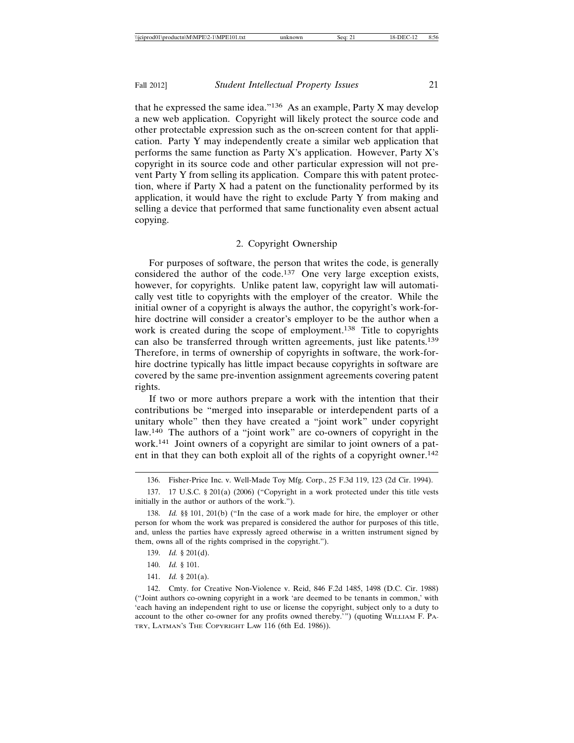that he expressed the same idea."[136] As an example, Party X may develop a new web application. Copyright will likely protect the source code and other protectable expression such as the on-screen content for that application. Party Y may independently create a similar web application that performs the same function as Party X's application. However, Party X's copyright in its source code and other particular expression will not prevent Party Y from selling its application. Compare this with patent protection, where if Party X had a patent on the functionality performed by its application, it would have the right to exclude Party Y from making and selling a device that performed that same functionality even absent actual copying.

### 2. Copyright Ownership

For purposes of software, the person that writes the code, is generally considered the author of the code.[137] One very large exception exists, however, for copyrights. Unlike patent law, copyright law will automatically vest title to copyrights with the employer of the creator. While the initial owner of a copyright is always the author, the copyright's work-for-hire doctrine will consider a creator's employer to be the author when a work is created during the scope of employment.[138] Title to copyrights can also be transferred through written agreements, just like patents.[139] Therefore, in terms of ownership of copyrights in software, the work-for-hire doctrine typically has little impact because copyrights in software are covered by the same pre-invention assignment agreements covering patent rights.

If two or more authors prepare a work with the intention that their contributions be "merged into inseparable or interdependent parts of a unitary whole" then they have created a "joint work" under copyright law.[140] The authors of a "joint work" are co-owners of copyright in the work.[141] Joint owners of a copyright are similar to joint owners of a patent in that they can both exploit all of the rights of a copyright owner.[142]

---

136. Fisher-Price Inc. v. Well-Made Toy Mfg. Corp., 25 F.3d 119, 123 (2d Cir. 1994).

137. 17 U.S.C. § 201(a) (2006) ("Copyright in a work protected under this title vests initially in the author or authors of the work.").

138. *Id.* §§ 101, 201(b) ("In the case of a work made for hire, the employer or other person for whom the work was prepared is considered the author for purposes of this title, and, unless the parties have expressly agreed otherwise in a written instrument signed by them, owns all of the rights comprised in the copyright.").

139. *Id.* § 201(d).

140. *Id.* § 101.

141. *Id.* § 201(a).

142. Cmty. for Creative Non-Violence v. Reid, 846 F.2d 1485, 1498 (D.C. Cir. 1988) ("Joint authors co-owning copyright in a work 'are deemed to be tenants in common,' with 'each having an independent right to use or license the copyright, subject only to a duty to account to the other co-owner for any profits owned thereby.'") (quoting WILLIAM F. PATRY, LATMAN'S THE COPYRIGHT LAW 116 (6th Ed. 1986)).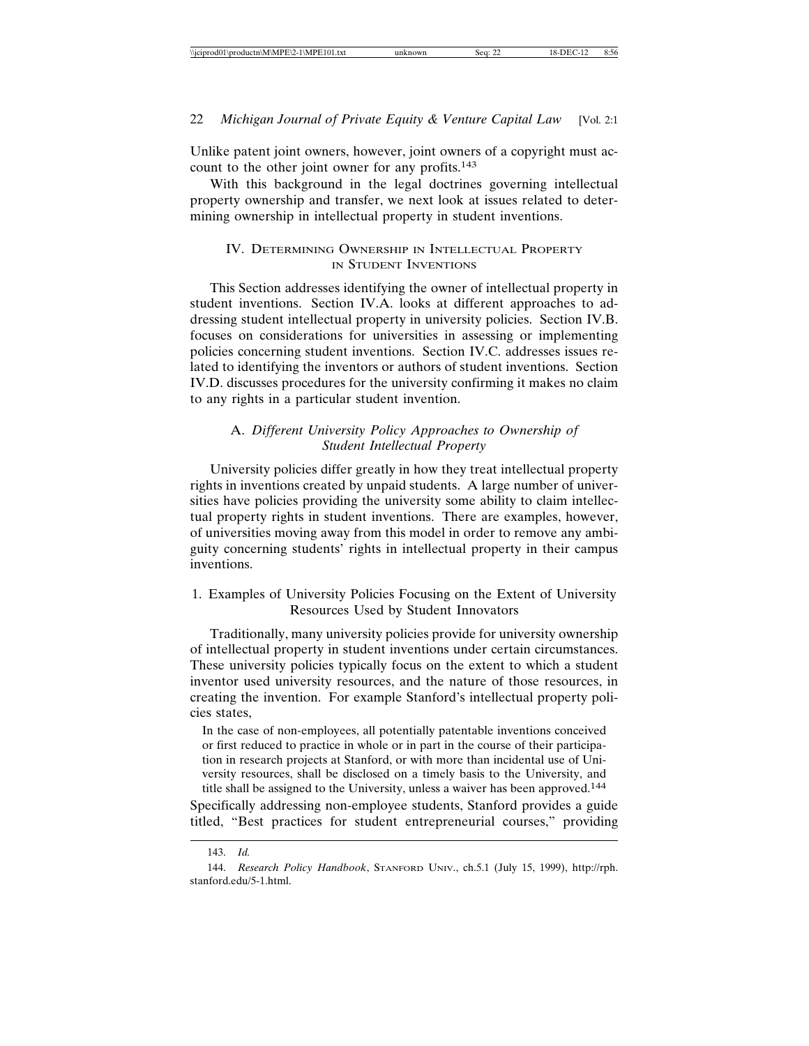Unlike patent joint owners, however, joint owners of a copyright must account to the other joint owner for any profits.[143]

With this background in the legal doctrines governing intellectual property ownership and transfer, we next look at issues related to determining ownership in intellectual property in student inventions.

## IV. Determining Ownership in Intellectual Property in Student Inventions

This Section addresses identifying the owner of intellectual property in student inventions. Section IV.A. looks at different approaches to addressing student intellectual property in university policies. Section IV.B. focuses on considerations for universities in assessing or implementing policies concerning student inventions. Section IV.C. addresses issues related to identifying the inventors or authors of student inventions. Section IV.D. discusses procedures for the university confirming it makes no claim to any rights in a particular student invention.

### A. *Different University Policy Approaches to Ownership of Student Intellectual Property*

University policies differ greatly in how they treat intellectual property rights in inventions created by unpaid students. A large number of universities have policies providing the university some ability to claim intellectual property rights in student inventions. There are examples, however, of universities moving away from this model in order to remove any ambiguity concerning students' rights in intellectual property in their campus inventions.

#### 1. Examples of University Policies Focusing on the Extent of University Resources Used by Student Innovators

Traditionally, many university policies provide for university ownership of intellectual property in student inventions under certain circumstances. These university policies typically focus on the extent to which a student inventor used university resources, and the nature of those resources, in creating the invention. For example Stanford's intellectual property policies states,

> In the case of non-employees, all potentially patentable inventions conceived or first reduced to practice in whole or in part in the course of their participation in research projects at Stanford, or with more than incidental use of University resources, shall be disclosed on a timely basis to the University, and title shall be assigned to the University, unless a waiver has been approved.[144]

Specifically addressing non-employee students, Stanford provides a guide titled, "Best practices for student entrepreneurial courses," providing

---

143. *Id.*

144. *Research Policy Handbook*, Stanford Univ., ch.5.1 (July 15, 1999), http://rph.stanford.edu/5-1.html.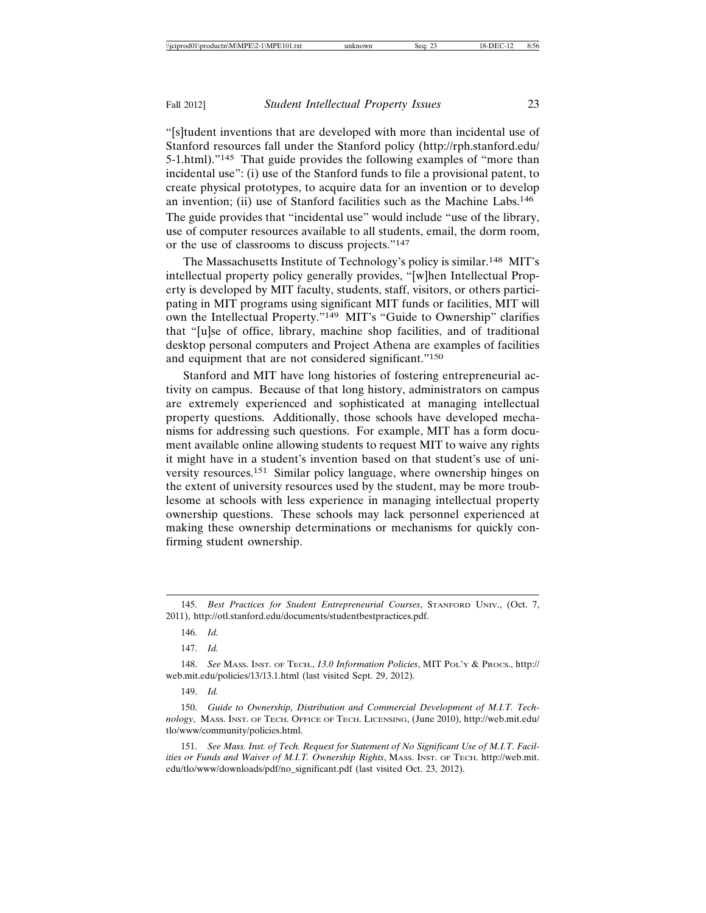"[s]tudent inventions that are developed with more than incidental use of Stanford resources fall under the Stanford policy (http://rph.stanford.edu/5-1.html)."[145] That guide provides the following examples of "more than incidental use": (i) use of the Stanford funds to file a provisional patent, to create physical prototypes, to acquire data for an invention or to develop an invention; (ii) use of Stanford facilities such as the Machine Labs.[146] The guide provides that "incidental use" would include "use of the library, use of computer resources available to all students, email, the dorm room, or the use of classrooms to discuss projects."[147]

The Massachusetts Institute of Technology's policy is similar.[148] MIT's intellectual property policy generally provides, "[w]hen Intellectual Property is developed by MIT faculty, students, staff, visitors, or others participating in MIT programs using significant MIT funds or facilities, MIT will own the Intellectual Property."[149] MIT's "Guide to Ownership" clarifies that "[u]se of office, library, machine shop facilities, and of traditional desktop personal computers and Project Athena are examples of facilities and equipment that are not considered significant."[150]

Stanford and MIT have long histories of fostering entrepreneurial activity on campus. Because of that long history, administrators on campus are extremely experienced and sophisticated at managing intellectual property questions. Additionally, those schools have developed mechanisms for addressing such questions. For example, MIT has a form document available online allowing students to request MIT to waive any rights it might have in a student's invention based on that student's use of university resources.[151] Similar policy language, where ownership hinges on the extent of university resources used by the student, may be more troublesome at schools with less experience in managing intellectual property ownership questions. These schools may lack personnel experienced at making these ownership determinations or mechanisms for quickly confirming student ownership.

---

145. *Best Practices for Student Entrepreneurial Courses*, Stanford Univ., (Oct. 7, 2011), http://otl.stanford.edu/documents/studentbestpractices.pdf.

146. *Id.*

147. *Id.*

148. *See* Mass. Inst. of Tech., *13.0 Information Policies*, MIT Pol'y & Procs., http://web.mit.edu/policies/13/13.1.html (last visited Sept. 29, 2012).

149. *Id.*

150. *Guide to Ownership, Distribution and Commercial Development of M.I.T. Technology*, Mass. Inst. of Tech. Office of Tech. Licensing, (June 2010), http://web.mit.edu/tlo/www/community/policies.html.

151. *See Mass. Inst. of Tech. Request for Statement of No Significant Use of M.I.T. Facilities or Funds and Waiver of M.I.T. Ownership Rights*, Mass. Inst. of Tech. http://web.mit.edu/tlo/www/downloads/pdf/no_significant.pdf (last visited Oct. 23, 2012).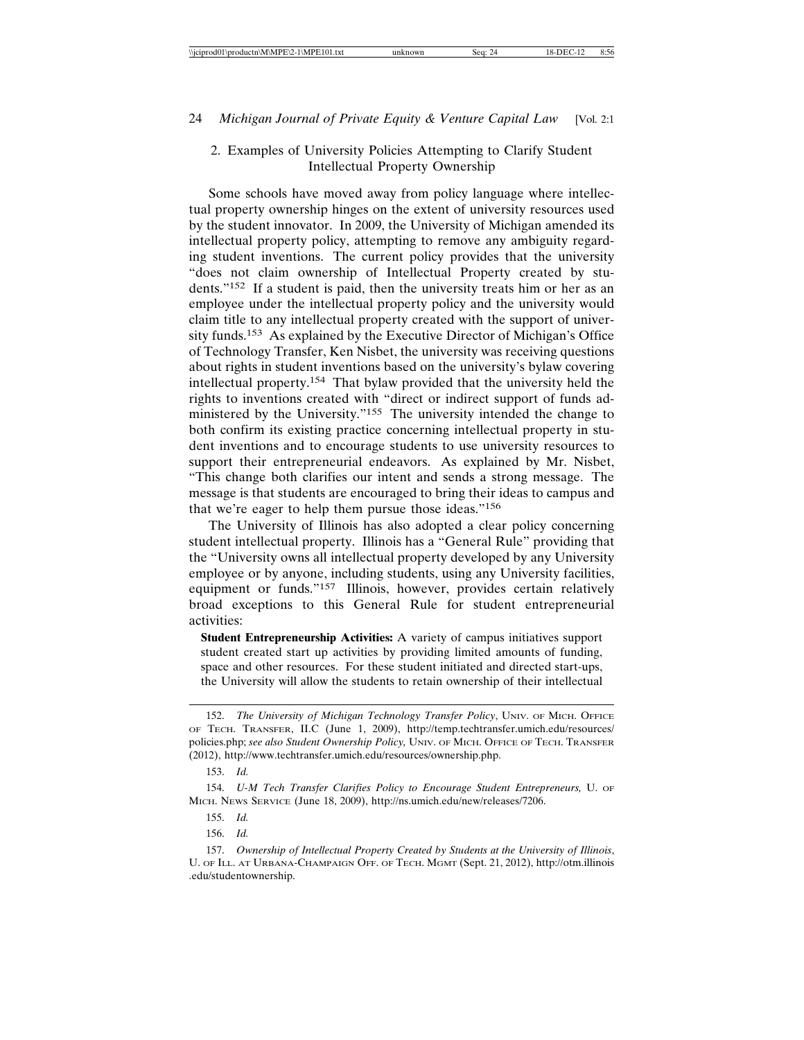### 2. Examples of University Policies Attempting to Clarify Student Intellectual Property Ownership

Some schools have moved away from policy language where intellectual property ownership hinges on the extent of university resources used by the student innovator. In 2009, the University of Michigan amended its intellectual property policy, attempting to remove any ambiguity regarding student inventions. The current policy provides that the university "does not claim ownership of Intellectual Property created by students."[152] If a student is paid, then the university treats him or her as an employee under the intellectual property policy and the university would claim title to any intellectual property created with the support of university funds.[153] As explained by the Executive Director of Michigan's Office of Technology Transfer, Ken Nisbet, the university was receiving questions about rights in student inventions based on the university's bylaw covering intellectual property.[154] That bylaw provided that the university held the rights to inventions created with "direct or indirect support of funds administered by the University."[155] The university intended the change to both confirm its existing practice concerning intellectual property in student inventions and to encourage students to use university resources to support their entrepreneurial endeavors. As explained by Mr. Nisbet, "This change both clarifies our intent and sends a strong message. The message is that students are encouraged to bring their ideas to campus and that we're eager to help them pursue those ideas."[156]

The University of Illinois has also adopted a clear policy concerning student intellectual property. Illinois has a "General Rule" providing that the "University owns all intellectual property developed by any University employee or by anyone, including students, using any University facilities, equipment or funds."[157] Illinois, however, provides certain relatively broad exceptions to this General Rule for student entrepreneurial activities:

> **Student Entrepreneurship Activities:** A variety of campus initiatives support student created start up activities by providing limited amounts of funding, space and other resources. For these student initiated and directed start-ups, the University will allow the students to retain ownership of their intellectual

---

152. *The University of Michigan Technology Transfer Policy*, UNIV. OF MICH. OFFICE OF TECH. TRANSFER, II.C (June 1, 2009), http://temp.techtransfer.umich.edu/resources/policies.php; *see also Student Ownership Policy,* UNIV. OF MICH. OFFICE OF TECH. TRANSFER (2012), http://www.techtransfer.umich.edu/resources/ownership.php.

153. *Id.*

154. *U-M Tech Transfer Clarifies Policy to Encourage Student Entrepreneurs,* U. OF MICH. NEWS SERVICE (June 18, 2009), http://ns.umich.edu/new/releases/7206.

155. *Id.*

156. *Id.*

157. *Ownership of Intellectual Property Created by Students at the University of Illinois*, U. OF ILL. AT URBANA-CHAMPAIGN OFF. OF TECH. MGMT (Sept. 21, 2012), http://otm.illinois.edu/studentownership.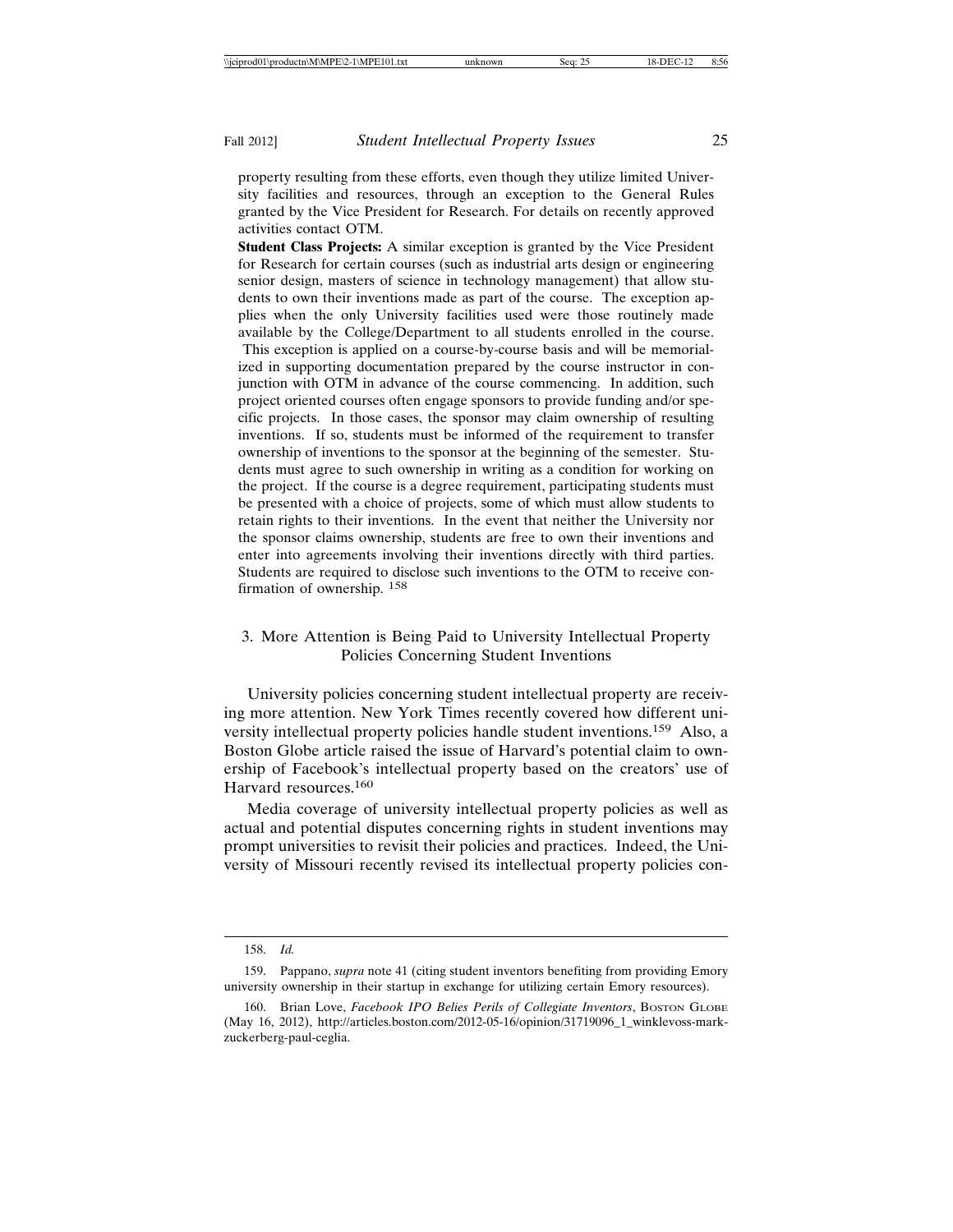property resulting from these efforts, even though they utilize limited University facilities and resources, through an exception to the General Rules granted by the Vice President for Research. For details on recently approved activities contact OTM.

**Student Class Projects:** A similar exception is granted by the Vice President for Research for certain courses (such as industrial arts design or engineering senior design, masters of science in technology management) that allow students to own their inventions made as part of the course. The exception applies when the only University facilities used were those routinely made available by the College/Department to all students enrolled in the course. This exception is applied on a course-by-course basis and will be memorialized in supporting documentation prepared by the course instructor in conjunction with OTM in advance of the course commencing. In addition, such project oriented courses often engage sponsors to provide funding and/or specific projects. In those cases, the sponsor may claim ownership of resulting inventions. If so, students must be informed of the requirement to transfer ownership of inventions to the sponsor at the beginning of the semester. Students must agree to such ownership in writing as a condition for working on the project. If the course is a degree requirement, participating students must be presented with a choice of projects, some of which must allow students to retain rights to their inventions. In the event that neither the University nor the sponsor claims ownership, students are free to own their inventions and enter into agreements involving their inventions directly with third parties. Students are required to disclose such inventions to the OTM to receive confirmation of ownership. [158]

### 3. More Attention is Being Paid to University Intellectual Property Policies Concerning Student Inventions

University policies concerning student intellectual property are receiving more attention. New York Times recently covered how different university intellectual property policies handle student inventions.[159] Also, a Boston Globe article raised the issue of Harvard's potential claim to ownership of Facebook's intellectual property based on the creators' use of Harvard resources.[160]

Media coverage of university intellectual property policies as well as actual and potential disputes concerning rights in student inventions may prompt universities to revisit their policies and practices. Indeed, the University of Missouri recently revised its intellectual property policies con-

---

158. *Id.*

159. Pappano, *supra* note 41 (citing student inventors benefiting from providing Emory university ownership in their startup in exchange for utilizing certain Emory resources).

160. Brian Love, *Facebook IPO Belies Perils of Collegiate Inventors*, BOSTON GLOBE (May 16, 2012), http://articles.boston.com/2012-05-16/opinion/31719096_1_winklevoss-mark-zuckerberg-paul-ceglia.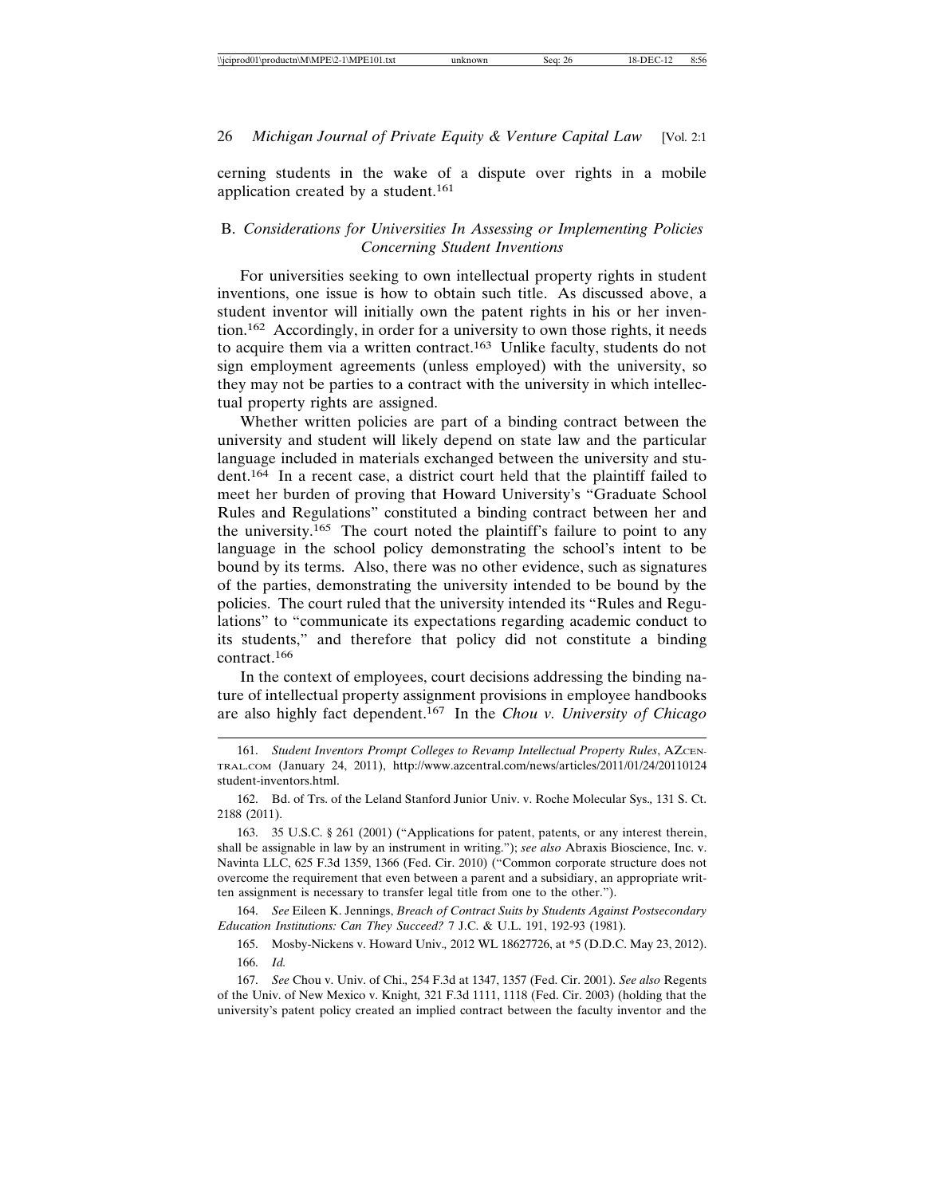cerning students in the wake of a dispute over rights in a mobile application created by a student.[161]

### B. *Considerations for Universities In Assessing or Implementing Policies Concerning Student Inventions*

For universities seeking to own intellectual property rights in student inventions, one issue is how to obtain such title. As discussed above, a student inventor will initially own the patent rights in his or her invention.[162] Accordingly, in order for a university to own those rights, it needs to acquire them via a written contract.[163] Unlike faculty, students do not sign employment agreements (unless employed) with the university, so they may not be parties to a contract with the university in which intellectual property rights are assigned.

Whether written policies are part of a binding contract between the university and student will likely depend on state law and the particular language included in materials exchanged between the university and student.[164] In a recent case, a district court held that the plaintiff failed to meet her burden of proving that Howard University's "Graduate School Rules and Regulations" constituted a binding contract between her and the university.[165] The court noted the plaintiff's failure to point to any language in the school policy demonstrating the school's intent to be bound by its terms. Also, there was no other evidence, such as signatures of the parties, demonstrating the university intended to be bound by the policies. The court ruled that the university intended its "Rules and Regulations" to "communicate its expectations regarding academic conduct to its students," and therefore that policy did not constitute a binding contract.[166]

In the context of employees, court decisions addressing the binding nature of intellectual property assignment provisions in employee handbooks are also highly fact dependent.[167] In the *Chou v. University of Chicago*

---

161. *Student Inventors Prompt Colleges to Revamp Intellectual Property Rules*, AZCENTRAL.COM (January 24, 2011), http://www.azcentral.com/news/articles/2011/01/24/20110124student-inventors.html.

162. Bd. of Trs. of the Leland Stanford Junior Univ. v. Roche Molecular Sys., 131 S. Ct. 2188 (2011).

163. 35 U.S.C. § 261 (2001) ("Applications for patent, patents, or any interest therein, shall be assignable in law by an instrument in writing."); *see also* Abraxis Bioscience, Inc. v. Navinta LLC, 625 F.3d 1359, 1366 (Fed. Cir. 2010) ("Common corporate structure does not overcome the requirement that even between a parent and a subsidiary, an appropriate written assignment is necessary to transfer legal title from one to the other.").

164. *See* Eileen K. Jennings, *Breach of Contract Suits by Students Against Postsecondary Education Institutions: Can They Succeed?* 7 J.C. & U.L. 191, 192-93 (1981).

165. Mosby-Nickens v. Howard Univ., 2012 WL 18627726, at *5 (D.D.C. May 23, 2012).

166. *Id.*

167. *See* Chou v. Univ. of Chi., 254 F.3d at 1347, 1357 (Fed. Cir. 2001). *See also* Regents of the Univ. of New Mexico v. Knight, 321 F.3d 1111, 1118 (Fed. Cir. 2003) (holding that the university's patent policy created an implied contract between the faculty inventor and the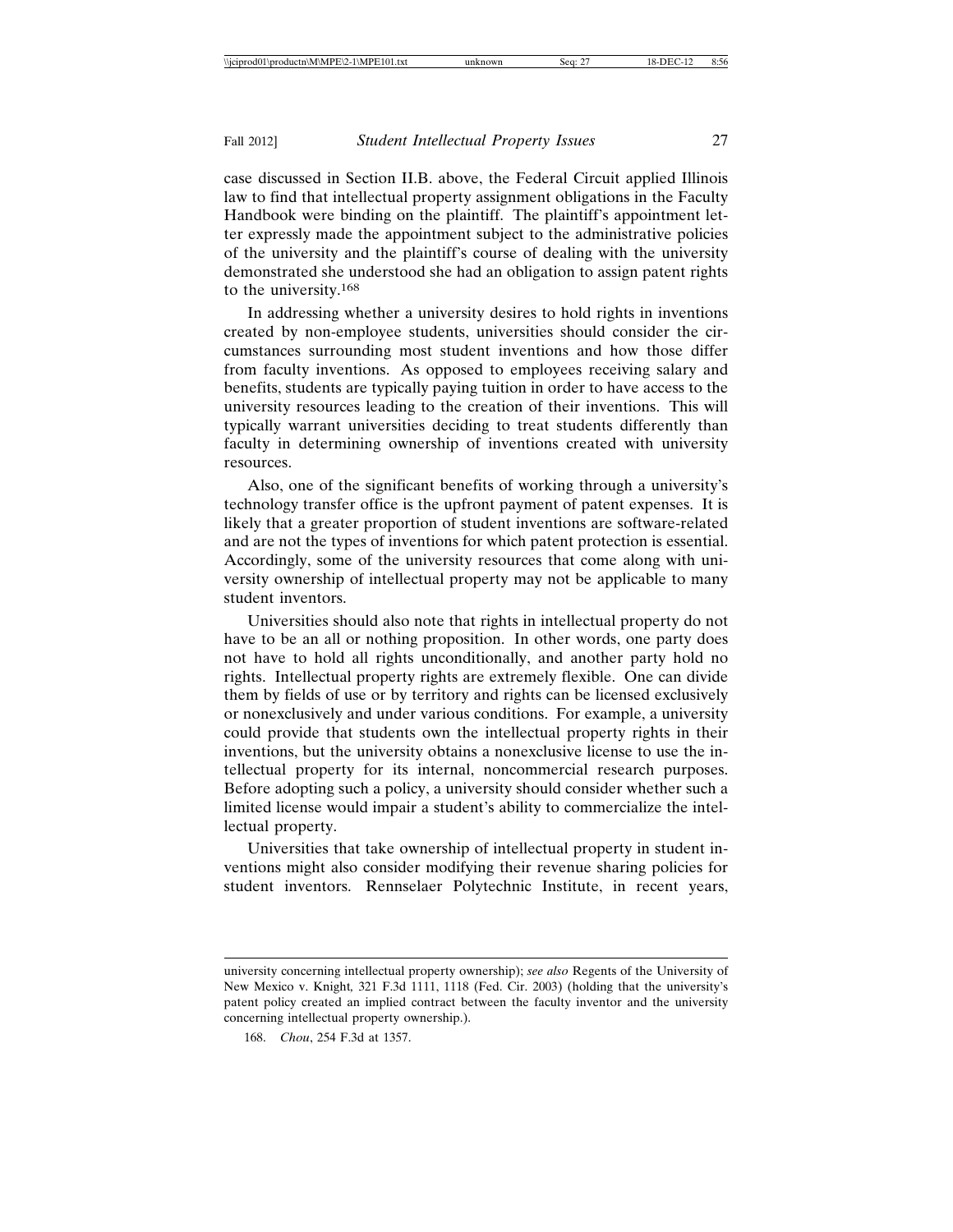case discussed in Section II.B. above, the Federal Circuit applied Illinois law to find that intellectual property assignment obligations in the Faculty Handbook were binding on the plaintiff. The plaintiff's appointment letter expressly made the appointment subject to the administrative policies of the university and the plaintiff's course of dealing with the university demonstrated she understood she had an obligation to assign patent rights to the university.[168]

In addressing whether a university desires to hold rights in inventions created by non-employee students, universities should consider the circumstances surrounding most student inventions and how those differ from faculty inventions. As opposed to employees receiving salary and benefits, students are typically paying tuition in order to have access to the university resources leading to the creation of their inventions. This will typically warrant universities deciding to treat students differently than faculty in determining ownership of inventions created with university resources.

Also, one of the significant benefits of working through a university's technology transfer office is the upfront payment of patent expenses. It is likely that a greater proportion of student inventions are software-related and are not the types of inventions for which patent protection is essential. Accordingly, some of the university resources that come along with university ownership of intellectual property may not be applicable to many student inventors.

Universities should also note that rights in intellectual property do not have to be an all or nothing proposition. In other words, one party does not have to hold all rights unconditionally, and another party hold no rights. Intellectual property rights are extremely flexible. One can divide them by fields of use or by territory and rights can be licensed exclusively or nonexclusively and under various conditions. For example, a university could provide that students own the intellectual property rights in their inventions, but the university obtains a nonexclusive license to use the intellectual property for its internal, noncommercial research purposes. Before adopting such a policy, a university should consider whether such a limited license would impair a student's ability to commercialize the intellectual property.

Universities that take ownership of intellectual property in student inventions might also consider modifying their revenue sharing policies for student inventors. Rensselaer Polytechnic Institute, in recent years,

---

university concerning intellectual property ownership); *see also* Regents of the University of New Mexico v. Knight, 321 F.3d 1111, 1118 (Fed. Cir. 2003) (holding that the university's patent policy created an implied contract between the faculty inventor and the university concerning intellectual property ownership.).

168. *Chou*, 254 F.3d at 1357.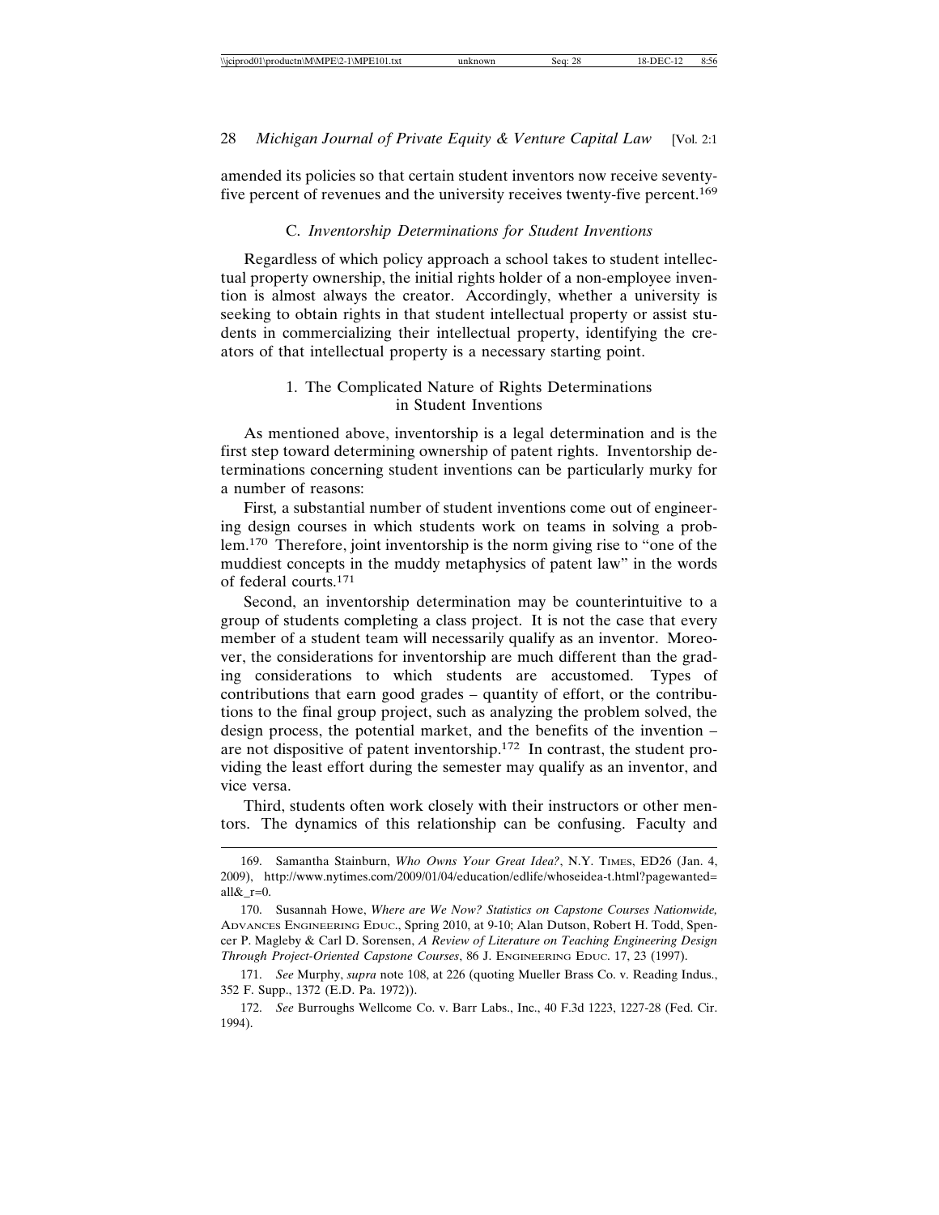amended its policies so that certain student inventors now receive seventy-five percent of revenues and the university receives twenty-five percent.[169]

### C. *Inventorship Determinations for Student Inventions*

Regardless of which policy approach a school takes to student intellectual property ownership, the initial rights holder of a non-employee invention is almost always the creator. Accordingly, whether a university is seeking to obtain rights in that student intellectual property or assist students in commercializing their intellectual property, identifying the creators of that intellectual property is a necessary starting point.

#### 1. The Complicated Nature of Rights Determinations in Student Inventions

As mentioned above, inventorship is a legal determination and is the first step toward determining ownership of patent rights. Inventorship determinations concerning student inventions can be particularly murky for a number of reasons:

First*,* a substantial number of student inventions come out of engineering design courses in which students work on teams in solving a problem.[170] Therefore, joint inventorship is the norm giving rise to "one of the muddiest concepts in the muddy metaphysics of patent law" in the words of federal courts.[171]

Second, an inventorship determination may be counterintuitive to a group of students completing a class project. It is not the case that every member of a student team will necessarily qualify as an inventor. Moreover, the considerations for inventorship are much different than the grading considerations to which students are accustomed. Types of contributions that earn good grades – quantity of effort, or the contributions to the final group project, such as analyzing the problem solved, the design process, the potential market, and the benefits of the invention – are not dispositive of patent inventorship.[172] In contrast, the student providing the least effort during the semester may qualify as an inventor, and vice versa.

Third, students often work closely with their instructors or other mentors. The dynamics of this relationship can be confusing. Faculty and

---

169. Samantha Stainburn, *Who Owns Your Great Idea?*, N.Y. TIMES, ED26 (Jan. 4, 2009), http://www.nytimes.com/2009/01/04/education/edlife/whoseidea-t.html?pagewanted=all&_r=0.

170. Susannah Howe, *Where are We Now? Statistics on Capstone Courses Nationwide,* ADVANCES ENGINEERING EDUC., Spring 2010, at 9-10; Alan Dutson, Robert H. Todd, Spencer P. Magleby & Carl D. Sorensen, *A Review of Literature on Teaching Engineering Design Through Project-Oriented Capstone Courses*, 86 J. ENGINEERING EDUC. 17, 23 (1997).

171. *See* Murphy, *supra* note 108, at 226 (quoting Mueller Brass Co. v. Reading Indus., 352 F. Supp., 1372 (E.D. Pa. 1972)).

172. *See* Burroughs Wellcome Co. v. Barr Labs., Inc., 40 F.3d 1223, 1227-28 (Fed. Cir. 1994).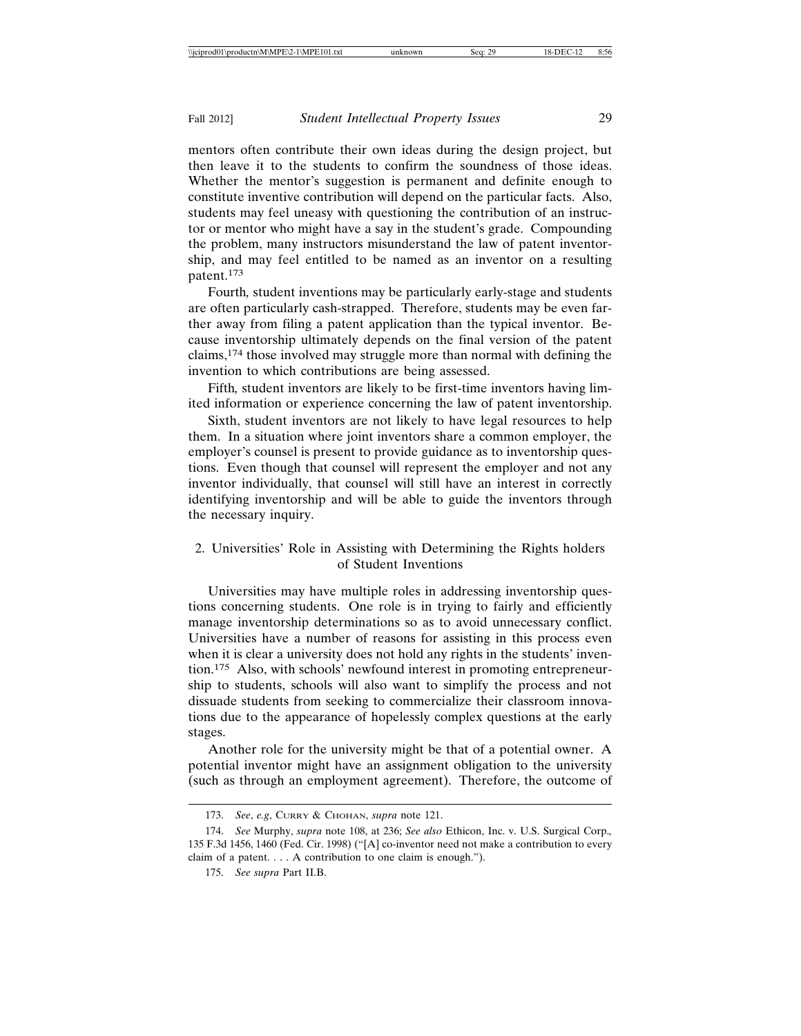mentors often contribute their own ideas during the design project, but then leave it to the students to confirm the soundness of those ideas. Whether the mentor's suggestion is permanent and definite enough to constitute inventive contribution will depend on the particular facts. Also, students may feel uneasy with questioning the contribution of an instructor or mentor who might have a say in the student's grade. Compounding the problem, many instructors misunderstand the law of patent inventorship, and may feel entitled to be named as an inventor on a resulting patent.[173]

Fourth, student inventions may be particularly early-stage and students are often particularly cash-strapped. Therefore, students may be even farther away from filing a patent application than the typical inventor. Because inventorship ultimately depends on the final version of the patent claims,[174] those involved may struggle more than normal with defining the invention to which contributions are being assessed.

Fifth, student inventors are likely to be first-time inventors having limited information or experience concerning the law of patent inventorship.

Sixth, student inventors are not likely to have legal resources to help them. In a situation where joint inventors share a common employer, the employer's counsel is present to provide guidance as to inventorship questions. Even though that counsel will represent the employer and not any inventor individually, that counsel will still have an interest in correctly identifying inventorship and will be able to guide the inventors through the necessary inquiry.

### 2. Universities' Role in Assisting with Determining the Rights holders of Student Inventions

Universities may have multiple roles in addressing inventorship questions concerning students. One role is in trying to fairly and efficiently manage inventorship determinations so as to avoid unnecessary conflict. Universities have a number of reasons for assisting in this process even when it is clear a university does not hold any rights in the students' invention.[175] Also, with schools' newfound interest in promoting entrepreneurship to students, schools will also want to simplify the process and not dissuade students from seeking to commercialize their classroom innovations due to the appearance of hopelessly complex questions at the early stages.

Another role for the university might be that of a potential owner. A potential inventor might have an assignment obligation to the university (such as through an employment agreement). Therefore, the outcome of

---

173. *See*, *e.g*, Curry & Chohan, *supra* note 121.

174. *See* Murphy, *supra* note 108, at 236; *See also* Ethicon, Inc. v. U.S. Surgical Corp., 135 F.3d 1456, 1460 (Fed. Cir. 1998) ("[A] co-inventor need not make a contribution to every claim of a patent. . . . A contribution to one claim is enough.").

175. *See supra* Part II.B.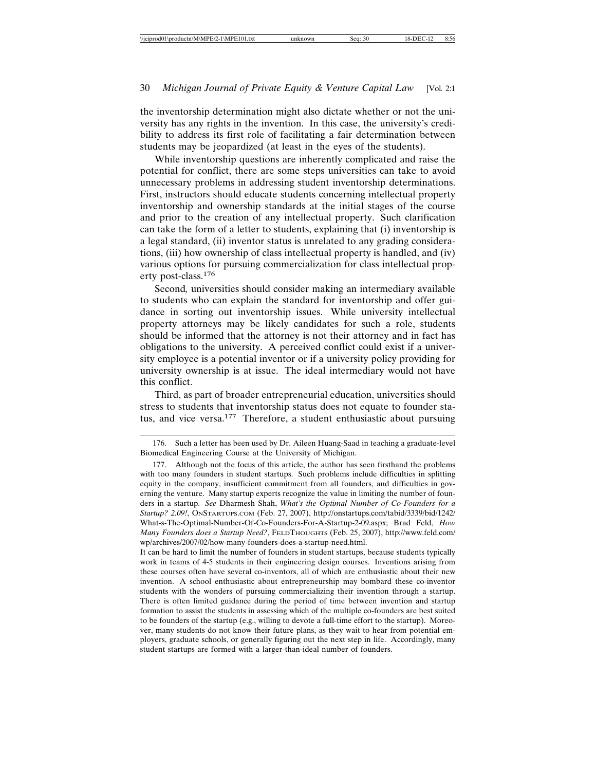the inventorship determination might also dictate whether or not the university has any rights in the invention. In this case, the university's credibility to address its first role of facilitating a fair determination between students may be jeopardized (at least in the eyes of the students).

While inventorship questions are inherently complicated and raise the potential for conflict, there are some steps universities can take to avoid unnecessary problems in addressing student inventorship determinations. First, instructors should educate students concerning intellectual property inventorship and ownership standards at the initial stages of the course and prior to the creation of any intellectual property. Such clarification can take the form of a letter to students, explaining that (i) inventorship is a legal standard, (ii) inventor status is unrelated to any grading considerations, (iii) how ownership of class intellectual property is handled, and (iv) various options for pursuing commercialization for class intellectual property post-class.[176]

Second*,* universities should consider making an intermediary available to students who can explain the standard for inventorship and offer guidance in sorting out inventorship issues. While university intellectual property attorneys may be likely candidates for such a role, students should be informed that the attorney is not their attorney and in fact has obligations to the university. A perceived conflict could exist if a university employee is a potential inventor or if a university policy providing for university ownership is at issue. The ideal intermediary would not have this conflict.

Third, as part of broader entrepreneurial education, universities should stress to students that inventorship status does not equate to founder status, and vice versa.[177] Therefore, a student enthusiastic about pursuing

---

176. Such a letter has been used by Dr. Aileen Huang-Saad in teaching a graduate-level Biomedical Engineering Course at the University of Michigan.

177. Although not the focus of this article, the author has seen firsthand the problems with too many founders in student startups. Such problems include difficulties in splitting equity in the company, insufficient commitment from all founders, and difficulties in governing the venture. Many startup experts recognize the value in limiting the number of founders in a startup. *See* Dharmesh Shah, *What's the Optimal Number of Co-Founders for a Startup? 2.09!*, OnStartups.com (Feb. 27, 2007), http://onstartups.com/tabid/3339/bid/1242/What-s-The-Optimal-Number-Of-Co-Founders-For-A-Startup-2-09.aspx; Brad Feld, *How Many Founders does a Startup Need?*, FeldThoughts (Feb. 25, 2007), http://www.feld.com/wp/archives/2007/02/how-many-founders-does-a-startup-need.html.

It can be hard to limit the number of founders in student startups, because students typically work in teams of 4-5 students in their engineering design courses. Inventions arising from these courses often have several co-inventors, all of which are enthusiastic about their new invention. A school enthusiastic about entrepreneurship may bombard these co-inventor students with the wonders of pursuing commercializing their invention through a startup. There is often limited guidance during the period of time between invention and startup formation to assist the students in assessing which of the multiple co-founders are best suited to be founders of the startup (e.g., willing to devote a full-time effort to the startup). Moreover, many students do not know their future plans, as they wait to hear from potential employers, graduate schools, or generally figuring out the next step in life. Accordingly, many student startups are formed with a larger-than-ideal number of founders.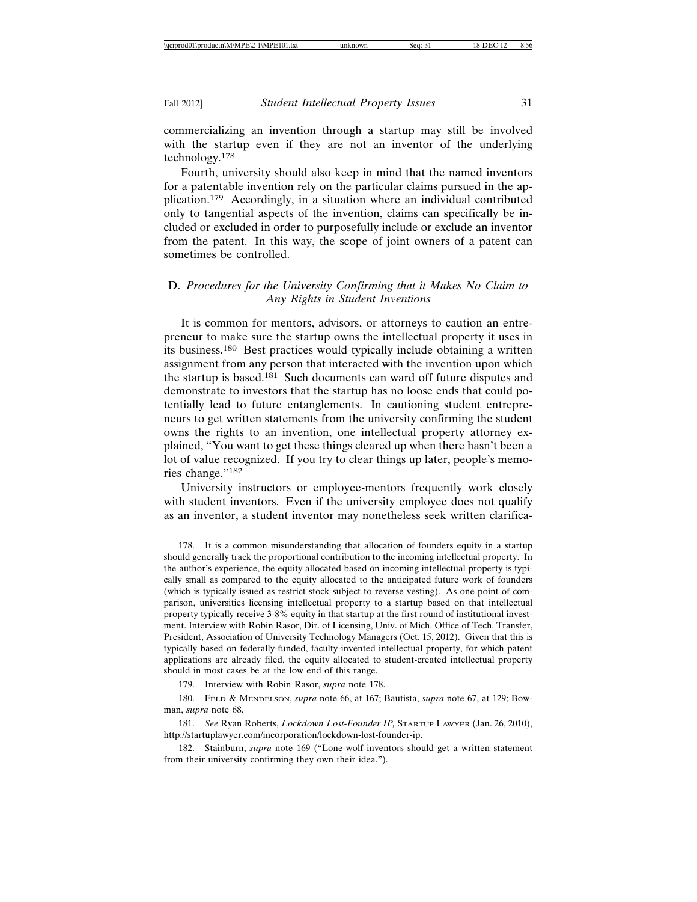commercializing an invention through a startup may still be involved with the startup even if they are not an inventor of the underlying technology.[178]

Fourth, university should also keep in mind that the named inventors for a patentable invention rely on the particular claims pursued in the application.[179] Accordingly, in a situation where an individual contributed only to tangential aspects of the invention, claims can specifically be included or excluded in order to purposefully include or exclude an inventor from the patent. In this way, the scope of joint owners of a patent can sometimes be controlled.

### D. *Procedures for the University Confirming that it Makes No Claim to Any Rights in Student Inventions*

It is common for mentors, advisors, or attorneys to caution an entrepreneur to make sure the startup owns the intellectual property it uses in its business.[180] Best practices would typically include obtaining a written assignment from any person that interacted with the invention upon which the startup is based.[181] Such documents can ward off future disputes and demonstrate to investors that the startup has no loose ends that could potentially lead to future entanglements. In cautioning student entrepreneurs to get written statements from the university confirming the student owns the rights to an invention, one intellectual property attorney explained, "You want to get these things cleared up when there hasn't been a lot of value recognized. If you try to clear things up later, people's memories change."[182]

University instructors or employee-mentors frequently work closely with student inventors. Even if the university employee does not qualify as an inventor, a student inventor may nonetheless seek written clarifica-

---

178. It is a common misunderstanding that allocation of founders equity in a startup should generally track the proportional contribution to the incoming intellectual property. In the author's experience, the equity allocated based on incoming intellectual property is typically small as compared to the equity allocated to the anticipated future work of founders (which is typically issued as restrict stock subject to reverse vesting). As one point of comparison, universities licensing intellectual property to a startup based on that intellectual property typically receive 3-8% equity in that startup at the first round of institutional investment. Interview with Robin Rasor, Dir. of Licensing, Univ. of Mich. Office of Tech. Transfer, President, Association of University Technology Managers (Oct. 15, 2012). Given that this is typically based on federally-funded, faculty-invented intellectual property, for which patent applications are already filed, the equity allocated to student-created intellectual property should in most cases be at the low end of this range.

179. Interview with Robin Rasor, *supra* note 178.

180. FELD & MENDELSON, *supra* note 66, at 167; Bautista, *supra* note 67, at 129; Bowman, *supra* note 68.

181. *See* Ryan Roberts, *Lockdown Lost-Founder IP,* STARTUP LAWYER (Jan. 26, 2010), http://startuplawyer.com/incorporation/lockdown-lost-founder-ip.

182. Stainburn, *supra* note 169 ("Lone-wolf inventors should get a written statement from their university confirming they own their idea.").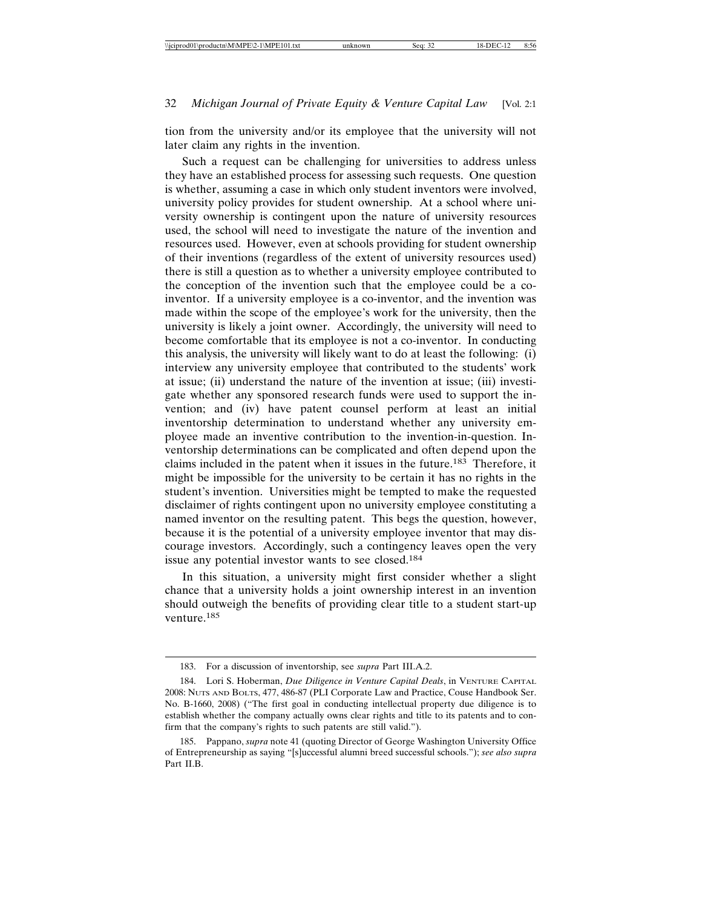tion from the university and/or its employee that the university will not later claim any rights in the invention.

Such a request can be challenging for universities to address unless they have an established process for assessing such requests. One question is whether, assuming a case in which only student inventors were involved, university policy provides for student ownership. At a school where university ownership is contingent upon the nature of university resources used, the school will need to investigate the nature of the invention and resources used. However, even at schools providing for student ownership of their inventions (regardless of the extent of university resources used) there is still a question as to whether a university employee contributed to the conception of the invention such that the employee could be a co-inventor. If a university employee is a co-inventor, and the invention was made within the scope of the employee's work for the university, then the university is likely a joint owner. Accordingly, the university will need to become comfortable that its employee is not a co-inventor. In conducting this analysis, the university will likely want to do at least the following: (i) interview any university employee that contributed to the students' work at issue; (ii) understand the nature of the invention at issue; (iii) investigate whether any sponsored research funds were used to support the invention; and (iv) have patent counsel perform at least an initial inventorship determination to understand whether any university employee made an inventive contribution to the invention-in-question. Inventorship determinations can be complicated and often depend upon the claims included in the patent when it issues in the future.[183] Therefore, it might be impossible for the university to be certain it has no rights in the student's invention. Universities might be tempted to make the requested disclaimer of rights contingent upon no university employee constituting a named inventor on the resulting patent. This begs the question, however, because it is the potential of a university employee inventor that may discourage investors. Accordingly, such a contingency leaves open the very issue any potential investor wants to see closed.[184]

In this situation, a university might first consider whether a slight chance that a university holds a joint ownership interest in an invention should outweigh the benefits of providing clear title to a student start-up venture.[185]

---

183. For a discussion of inventorship, see *supra* Part III.A.2.

184. Lori S. Hoberman, *Due Diligence in Venture Capital Deals*, in VENTURE CAPITAL 2008: NUTS AND BOLTS, 477, 486-87 (PLI Corporate Law and Practice, Couse Handbook Ser. No. B-1660, 2008) ("The first goal in conducting intellectual property due diligence is to establish whether the company actually owns clear rights and title to its patents and to confirm that the company's rights to such patents are still valid.").

185. Pappano, *supra* note 41 (quoting Director of George Washington University Office of Entrepreneurship as saying "[s]uccessful alumni breed successful schools."); *see also supra* Part II.B.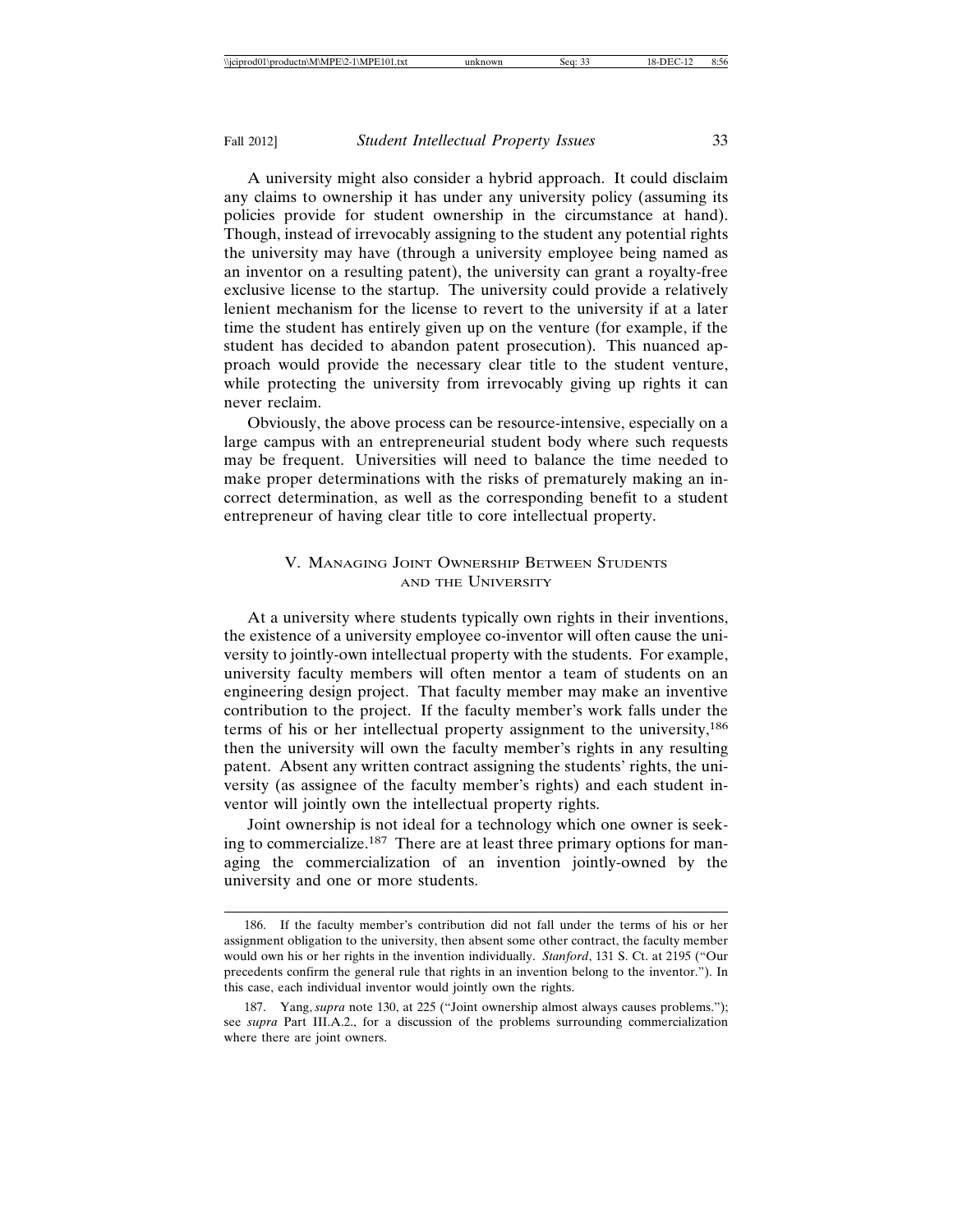A university might also consider a hybrid approach. It could disclaim any claims to ownership it has under any university policy (assuming its policies provide for student ownership in the circumstance at hand). Though, instead of irrevocably assigning to the student any potential rights the university may have (through a university employee being named as an inventor on a resulting patent), the university can grant a royalty-free exclusive license to the startup. The university could provide a relatively lenient mechanism for the license to revert to the university if at a later time the student has entirely given up on the venture (for example, if the student has decided to abandon patent prosecution). This nuanced approach would provide the necessary clear title to the student venture, while protecting the university from irrevocably giving up rights it can never reclaim.

Obviously, the above process can be resource-intensive, especially on a large campus with an entrepreneurial student body where such requests may be frequent. Universities will need to balance the time needed to make proper determinations with the risks of prematurely making an incorrect determination, as well as the corresponding benefit to a student entrepreneur of having clear title to core intellectual property.

## V. MANAGING JOINT OWNERSHIP BETWEEN STUDENTS AND THE UNIVERSITY

At a university where students typically own rights in their inventions, the existence of a university employee co-inventor will often cause the university to jointly-own intellectual property with the students. For example, university faculty members will often mentor a team of students on an engineering design project. That faculty member may make an inventive contribution to the project. If the faculty member's work falls under the terms of his or her intellectual property assignment to the university,[186] then the university will own the faculty member's rights in any resulting patent. Absent any written contract assigning the students' rights, the university (as assignee of the faculty member's rights) and each student inventor will jointly own the intellectual property rights.

Joint ownership is not ideal for a technology which one owner is seeking to commercialize.[187] There are at least three primary options for managing the commercialization of an invention jointly-owned by the university and one or more students.

---

186. If the faculty member's contribution did not fall under the terms of his or her assignment obligation to the university, then absent some other contract, the faculty member would own his or her rights in the invention individually. *Stanford*, 131 S. Ct. at 2195 ("Our precedents confirm the general rule that rights in an invention belong to the inventor."). In this case, each individual inventor would jointly own the rights.

187. Yang, *supra* note 130, at 225 ("Joint ownership almost always causes problems."); see *supra* Part III.A.2., for a discussion of the problems surrounding commercialization where there are joint owners.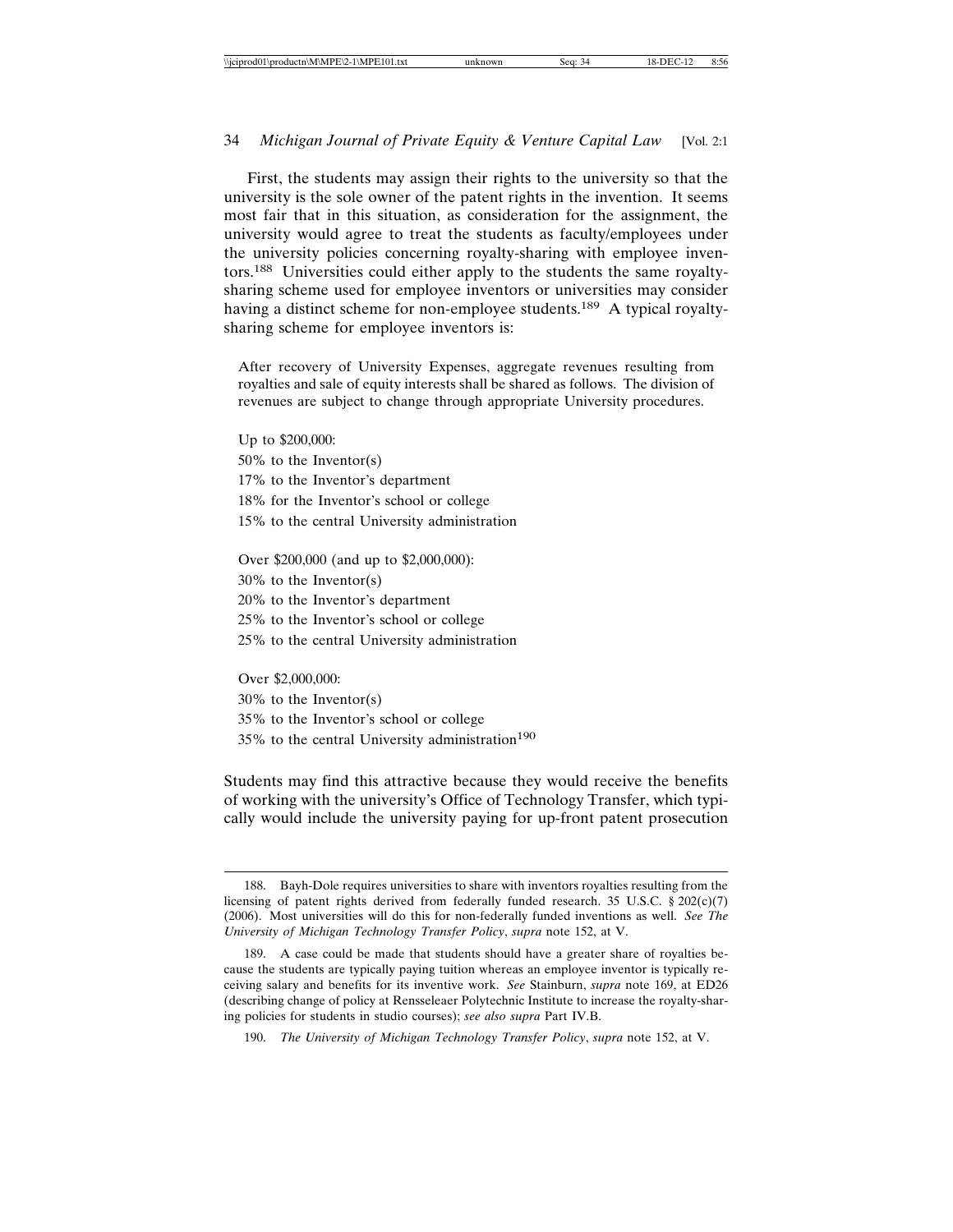First, the students may assign their rights to the university so that the university is the sole owner of the patent rights in the invention. It seems most fair that in this situation, as consideration for the assignment, the university would agree to treat the students as faculty/employees under the university policies concerning royalty-sharing with employee inventors.[188] Universities could either apply to the students the same royalty-sharing scheme used for employee inventors or universities may consider having a distinct scheme for non-employee students.[189] A typical royalty-sharing scheme for employee inventors is:

> After recovery of University Expenses, aggregate revenues resulting from royalties and sale of equity interests shall be shared as follows. The division of revenues are subject to change through appropriate University procedures.
>
> Up to $200,000:
> 50% to the Inventor(s)
> 17% to the Inventor's department
> 18% for the Inventor's school or college
> 15% to the central University administration
>
> Over $200,000 (and up to $2,000,000):
> 30% to the Inventor(s)
> 20% to the Inventor's department
> 25% to the Inventor's school or college
> 25% to the central University administration
>
> Over $2,000,000:
> 30% to the Inventor(s)
> 35% to the Inventor's school or college
> 35% to the central University administration[190]

Students may find this attractive because they would receive the benefits of working with the university's Office of Technology Transfer, which typically would include the university paying for up-front patent prosecution

---

188. Bayh-Dole requires universities to share with inventors royalties resulting from the licensing of patent rights derived from federally funded research. 35 U.S.C. § 202(c)(7) (2006). Most universities will do this for non-federally funded inventions as well. *See The University of Michigan Technology Transfer Policy*, *supra* note 152, at V.

189. A case could be made that students should have a greater share of royalties because the students are typically paying tuition whereas an employee inventor is typically receiving salary and benefits for its inventive work. *See* Stainburn, *supra* note 169, at ED26 (describing change of policy at Rensseleaer Polytechnic Institute to increase the royalty-sharing policies for students in studio courses); *see also supra* Part IV.B.

190. *The University of Michigan Technology Transfer Policy*, *supra* note 152, at V.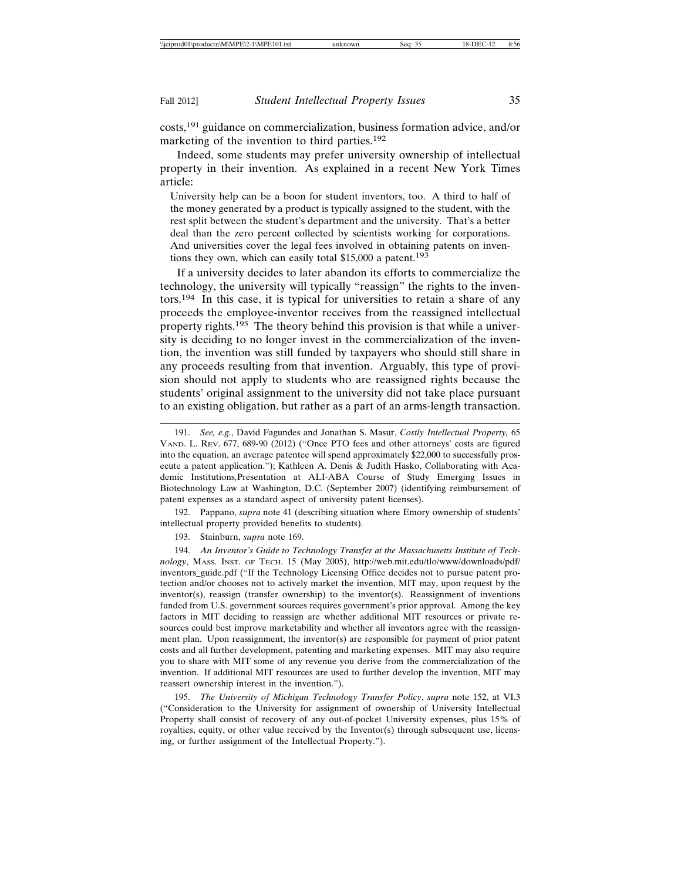costs,[191] guidance on commercialization, business formation advice, and/or marketing of the invention to third parties.[192]

Indeed, some students may prefer university ownership of intellectual property in their invention. As explained in a recent New York Times article:

> University help can be a boon for student inventors, too. A third to half of the money generated by a product is typically assigned to the student, with the rest split between the student's department and the university. That's a better deal than the zero percent collected by scientists working for corporations. And universities cover the legal fees involved in obtaining patents on inventions they own, which can easily total $15,000 a patent.[193]

If a university decides to later abandon its efforts to commercialize the technology, the university will typically "reassign" the rights to the inventors.[194] In this case, it is typical for universities to retain a share of any proceeds the employee-inventor receives from the reassigned intellectual property rights.[195] The theory behind this provision is that while a university is deciding to no longer invest in the commercialization of the invention, the invention was still funded by taxpayers who should still share in any proceeds resulting from that invention. Arguably, this type of provision should not apply to students who are reassigned rights because the students' original assignment to the university did not take place pursuant to an existing obligation, but rather as a part of an arms-length transaction.

---

191. *See, e.g.*, David Fagundes and Jonathan S. Masur, *Costly Intellectual Property,* 65 VAND. L. REV. 677, 689-90 (2012) ("Once PTO fees and other attorneys' costs are figured into the equation, an average patentee will spend approximately $22,000 to successfully prosecute a patent application."); Kathleen A. Denis & Judith Hasko, Collaborating with Academic Institutions, Presentation at ALI-ABA Course of Study Emerging Issues in Biotechnology Law at Washington, D.C. (September 2007) (identifying reimbursement of patent expenses as a standard aspect of university patent licenses).

192. Pappano, *supra* note 41 (describing situation where Emory ownership of students' intellectual property provided benefits to students).

193. Stainburn, *supra* note 169.

194. *An Inventor's Guide to Technology Transfer at the Massachusetts Institute of Technology*, MASS. INST. OF TECH. 15 (May 2005), http://web.mit.edu/tlo/www/downloads/pdf/inventors_guide.pdf ("If the Technology Licensing Office decides not to pursue patent protection and/or chooses not to actively market the invention, MIT may, upon request by the inventor(s), reassign (transfer ownership) to the inventor(s). Reassignment of inventions funded from U.S. government sources requires government's prior approval. Among the key factors in MIT deciding to reassign are whether additional MIT resources or private resources could best improve marketability and whether all inventors agree with the reassignment plan. Upon reassignment, the inventor(s) are responsible for payment of prior patent costs and all further development, patenting and marketing expenses. MIT may also require you to share with MIT some of any revenue you derive from the commercialization of the invention. If additional MIT resources are used to further develop the invention, MIT may reassert ownership interest in the invention.").

195. *The University of Michigan Technology Transfer Policy*, *supra* note 152, at VI.3 ("Consideration to the University for assignment of ownership of University Intellectual Property shall consist of recovery of any out-of-pocket University expenses, plus 15% of royalties, equity, or other value received by the Inventor(s) through subsequent use, licensing, or further assignment of the Intellectual Property.").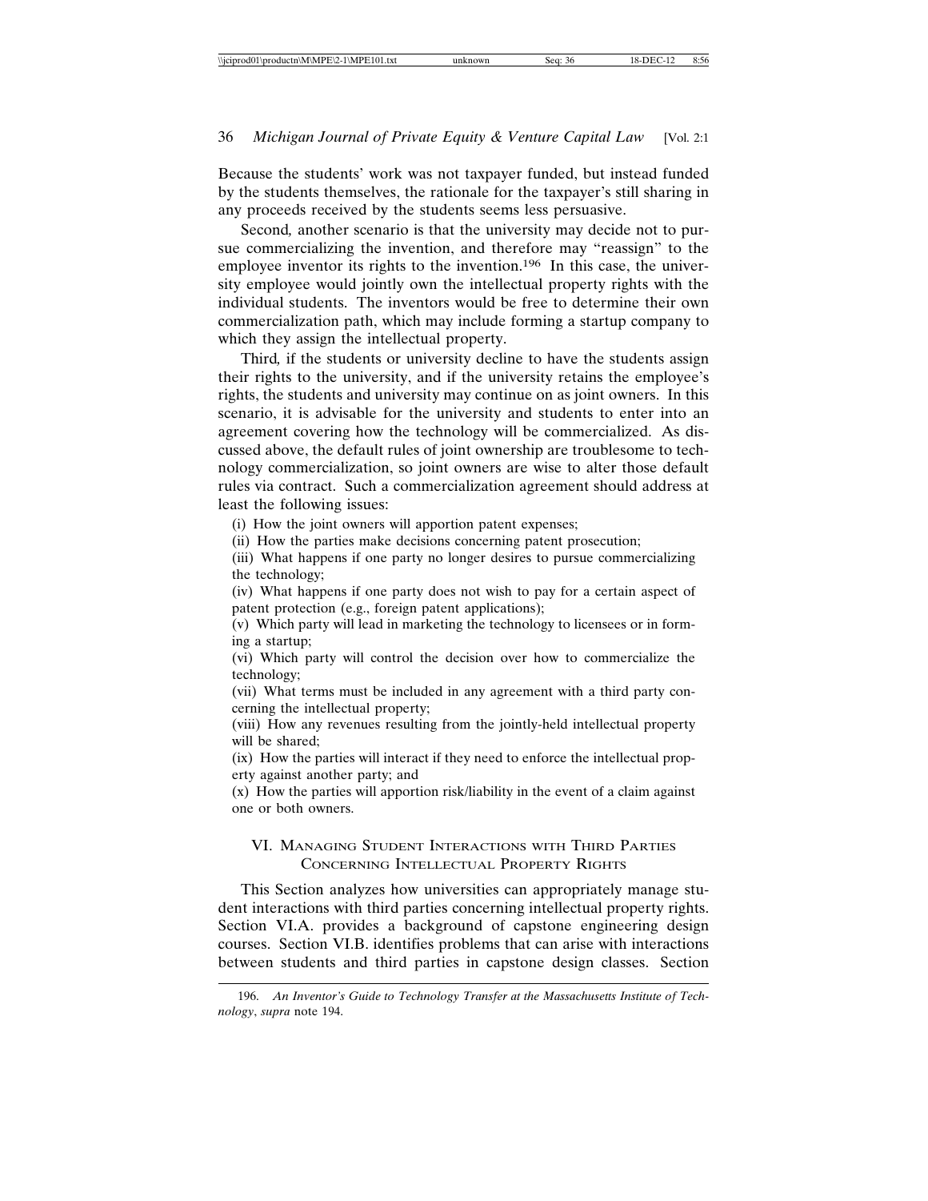Because the students' work was not taxpayer funded, but instead funded by the students themselves, the rationale for the taxpayer's still sharing in any proceeds received by the students seems less persuasive.

Second, another scenario is that the university may decide not to pursue commercializing the invention, and therefore may "reassign" to the employee inventor its rights to the invention.[196] In this case, the university employee would jointly own the intellectual property rights with the individual students. The inventors would be free to determine their own commercialization path, which may include forming a startup company to which they assign the intellectual property.

Third, if the students or university decline to have the students assign their rights to the university, and if the university retains the employee's rights, the students and university may continue on as joint owners. In this scenario, it is advisable for the university and students to enter into an agreement covering how the technology will be commercialized. As discussed above, the default rules of joint ownership are troublesome to technology commercialization, so joint owners are wise to alter those default rules via contract. Such a commercialization agreement should address at least the following issues:

(i) How the joint owners will apportion patent expenses;

(ii) How the parties make decisions concerning patent prosecution;

(iii) What happens if one party no longer desires to pursue commercializing the technology;

(iv) What happens if one party does not wish to pay for a certain aspect of patent protection (e.g., foreign patent applications);

(v) Which party will lead in marketing the technology to licensees or in forming a startup;

(vi) Which party will control the decision over how to commercialize the technology;

(vii) What terms must be included in any agreement with a third party concerning the intellectual property;

(viii) How any revenues resulting from the jointly-held intellectual property will be shared;

(ix) How the parties will interact if they need to enforce the intellectual property against another party; and

(x) How the parties will apportion risk/liability in the event of a claim against one or both owners.

## VI. Managing Student Interactions with Third Parties Concerning Intellectual Property Rights

This Section analyzes how universities can appropriately manage student interactions with third parties concerning intellectual property rights. Section VI.A. provides a background of capstone engineering design courses. Section VI.B. identifies problems that can arise with interactions between students and third parties in capstone design classes. Section

---

196. *An Inventor's Guide to Technology Transfer at the Massachusetts Institute of Technology*, *supra* note 194.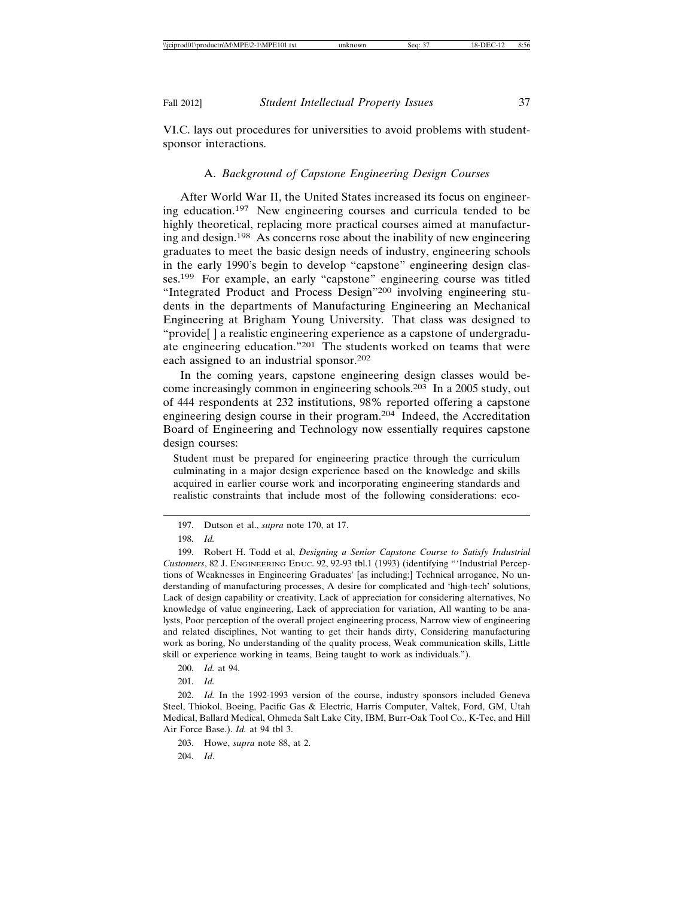VI.C. lays out procedures for universities to avoid problems with student-sponsor interactions.

### A. *Background of Capstone Engineering Design Courses*

After World War II, the United States increased its focus on engineering education.[197] New engineering courses and curricula tended to be highly theoretical, replacing more practical courses aimed at manufacturing and design.[198] As concerns rose about the inability of new engineering graduates to meet the basic design needs of industry, engineering schools in the early 1990's begin to develop "capstone" engineering design classes.[199] For example, an early "capstone" engineering course was titled "Integrated Product and Process Design"[200] involving engineering students in the departments of Manufacturing Engineering an Mechanical Engineering at Brigham Young University. That class was designed to "provide[ ] a realistic engineering experience as a capstone of undergraduate engineering education."[201] The students worked on teams that were each assigned to an industrial sponsor.[202]

In the coming years, capstone engineering design classes would become increasingly common in engineering schools.[203] In a 2005 study, out of 444 respondents at 232 institutions, 98% reported offering a capstone engineering design course in their program.[204] Indeed, the Accreditation Board of Engineering and Technology now essentially requires capstone design courses:

> Student must be prepared for engineering practice through the curriculum culminating in a major design experience based on the knowledge and skills acquired in earlier course work and incorporating engineering standards and realistic constraints that include most of the following considerations: eco-

---

197. Dutson et al., *supra* note 170, at 17.

198. *Id.*

199. Robert H. Todd et al, *Designing a Senior Capstone Course to Satisfy Industrial Customers*, 82 J. Engineering Educ. 92, 92-93 tbl.1 (1993) (identifying "'Industrial Perceptions of Weaknesses in Engineering Graduates' [as including:] Technical arrogance, No understanding of manufacturing processes, A desire for complicated and 'high-tech' solutions, Lack of design capability or creativity, Lack of appreciation for considering alternatives, No knowledge of value engineering, Lack of appreciation for variation, All wanting to be analysts, Poor perception of the overall project engineering process, Narrow view of engineering and related disciplines, Not wanting to get their hands dirty, Considering manufacturing work as boring, No understanding of the quality process, Weak communication skills, Little skill or experience working in teams, Being taught to work as individuals.").

200. *Id.* at 94.

201. *Id.*

202. *Id.* In the 1992-1993 version of the course, industry sponsors included Geneva Steel, Thiokol, Boeing, Pacific Gas & Electric, Harris Computer, Valtek, Ford, GM, Utah Medical, Ballard Medical, Ohmeda Salt Lake City, IBM, Burr-Oak Tool Co., K-Tec, and Hill Air Force Base.). *Id.* at 94 tbl 3.

203. Howe, *supra* note 88, at 2.

204. *Id*.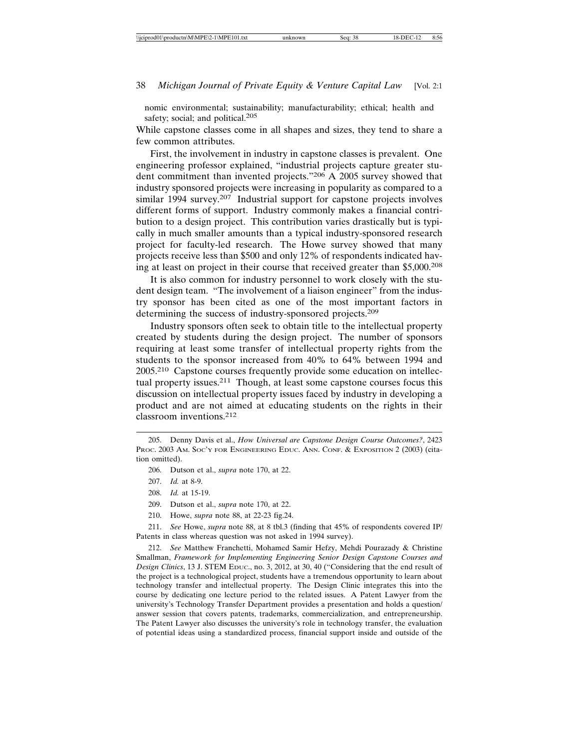nomic environmental; sustainability; manufacturability; ethical; health and safety; social; and political.[205]

While capstone classes come in all shapes and sizes, they tend to share a few common attributes.

First, the involvement in industry in capstone classes is prevalent. One engineering professor explained, "industrial projects capture greater student commitment than invented projects."[206] A 2005 survey showed that industry sponsored projects were increasing in popularity as compared to a similar 1994 survey.[207] Industrial support for capstone projects involves different forms of support. Industry commonly makes a financial contribution to a design project. This contribution varies drastically but is typically in much smaller amounts than a typical industry-sponsored research project for faculty-led research. The Howe survey showed that many projects receive less than $500 and only 12% of respondents indicated having at least on project in their course that received greater than $5,000.[208]

It is also common for industry personnel to work closely with the student design team. "The involvement of a liaison engineer" from the industry sponsor has been cited as one of the most important factors in determining the success of industry-sponsored projects.[209]

Industry sponsors often seek to obtain title to the intellectual property created by students during the design project. The number of sponsors requiring at least some transfer of intellectual property rights from the students to the sponsor increased from 40% to 64% between 1994 and 2005.[210] Capstone courses frequently provide some education on intellectual property issues.[211] Though, at least some capstone courses focus this discussion on intellectual property issues faced by industry in developing a product and are not aimed at educating students on the rights in their classroom inventions.[212]

---

205. Denny Davis et al., *How Universal are Capstone Design Course Outcomes?*, 2423 Proc. 2003 Am. Soc'y for Engineering Educ. Ann. Conf. & Exposition 2 (2003) (citation omitted).

206. Dutson et al., *supra* note 170, at 22.

207. *Id.* at 8-9.

208. *Id.* at 15-19.

209. Dutson et al., *supra* note 170, at 22.

210. Howe, *supra* note 88, at 22-23 fig.24.

211. *See* Howe, *supra* note 88, at 8 tbl.3 (finding that 45% of respondents covered IP/Patents in class whereas question was not asked in 1994 survey).

212. *See* Matthew Franchetti, Mohamed Samir Hefzy, Mehdi Pourazady & Christine Smallman, *Framework for Implementing Engineering Senior Design Capstone Courses and Design Clinics*, 13 J. STEM Educ., no. 3, 2012, at 30, 40 ("Considering that the end result of the project is a technological project, students have a tremendous opportunity to learn about technology transfer and intellectual property. The Design Clinic integrates this into the course by dedicating one lecture period to the related issues. A Patent Lawyer from the university's Technology Transfer Department provides a presentation and holds a question/answer session that covers patents, trademarks, commercialization, and entrepreneurship. The Patent Lawyer also discusses the university's role in technology transfer, the evaluation of potential ideas using a standardized process, financial support inside and outside of the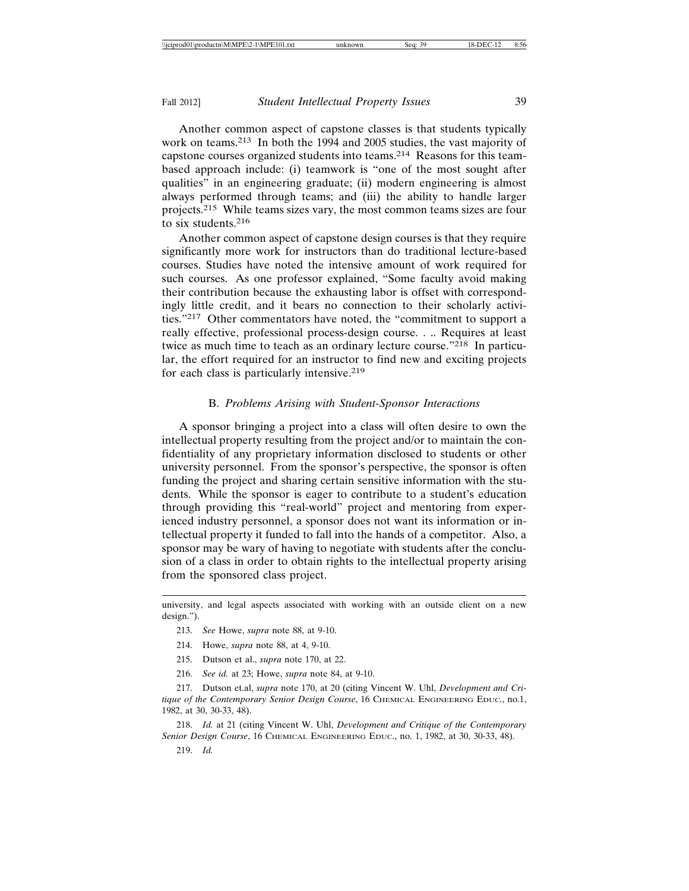Another common aspect of capstone classes is that students typically work on teams.[213] In both the 1994 and 2005 studies, the vast majority of capstone courses organized students into teams.[214] Reasons for this team-based approach include: (i) teamwork is "one of the most sought after qualities" in an engineering graduate; (ii) modern engineering is almost always performed through teams; and (iii) the ability to handle larger projects.[215] While teams sizes vary, the most common teams sizes are four to six students.[216]

Another common aspect of capstone design courses is that they require significantly more work for instructors than do traditional lecture-based courses. Studies have noted the intensive amount of work required for such courses. As one professor explained, "Some faculty avoid making their contribution because the exhausting labor is offset with correspondingly little credit, and it bears no connection to their scholarly activities."[217] Other commentators have noted, the "commitment to support a really effective, professional process-design course. . .. Requires at least twice as much time to teach as an ordinary lecture course."[218] In particular, the effort required for an instructor to find new and exciting projects for each class is particularly intensive.[219]

### B. *Problems Arising with Student-Sponsor Interactions*

A sponsor bringing a project into a class will often desire to own the intellectual property resulting from the project and/or to maintain the confidentiality of any proprietary information disclosed to students or other university personnel. From the sponsor's perspective, the sponsor is often funding the project and sharing certain sensitive information with the students. While the sponsor is eager to contribute to a student's education through providing this "real-world" project and mentoring from experienced industry personnel, a sponsor does not want its information or intellectual property it funded to fall into the hands of a competitor. Also, a sponsor may be wary of having to negotiate with students after the conclusion of a class in order to obtain rights to the intellectual property arising from the sponsored class project.

---

university, and legal aspects associated with working with an outside client on a new design.").

213. *See* Howe, *supra* note 88, at 9-10.

214. Howe, *supra* note 88, at 4, 9-10.

215. Dutson et al., *supra* note 170, at 22.

216. *See id.* at 23; Howe, *supra* note 84, at 9-10.

217. Dutson et.al, *supra* note 170, at 20 (citing Vincent W. Uhl, *Development and Critique of the Contemporary Senior Design Course*, 16 CHEMICAL ENGINEERING EDUC., no.1, 1982, at 30, 30-33, 48).

218. *Id.* at 21 (citing Vincent W. Uhl, *Development and Critique of the Contemporary Senior Design Course*, 16 CHEMICAL ENGINEERING EDUC., no. 1, 1982, at 30, 30-33, 48).

219. *Id.*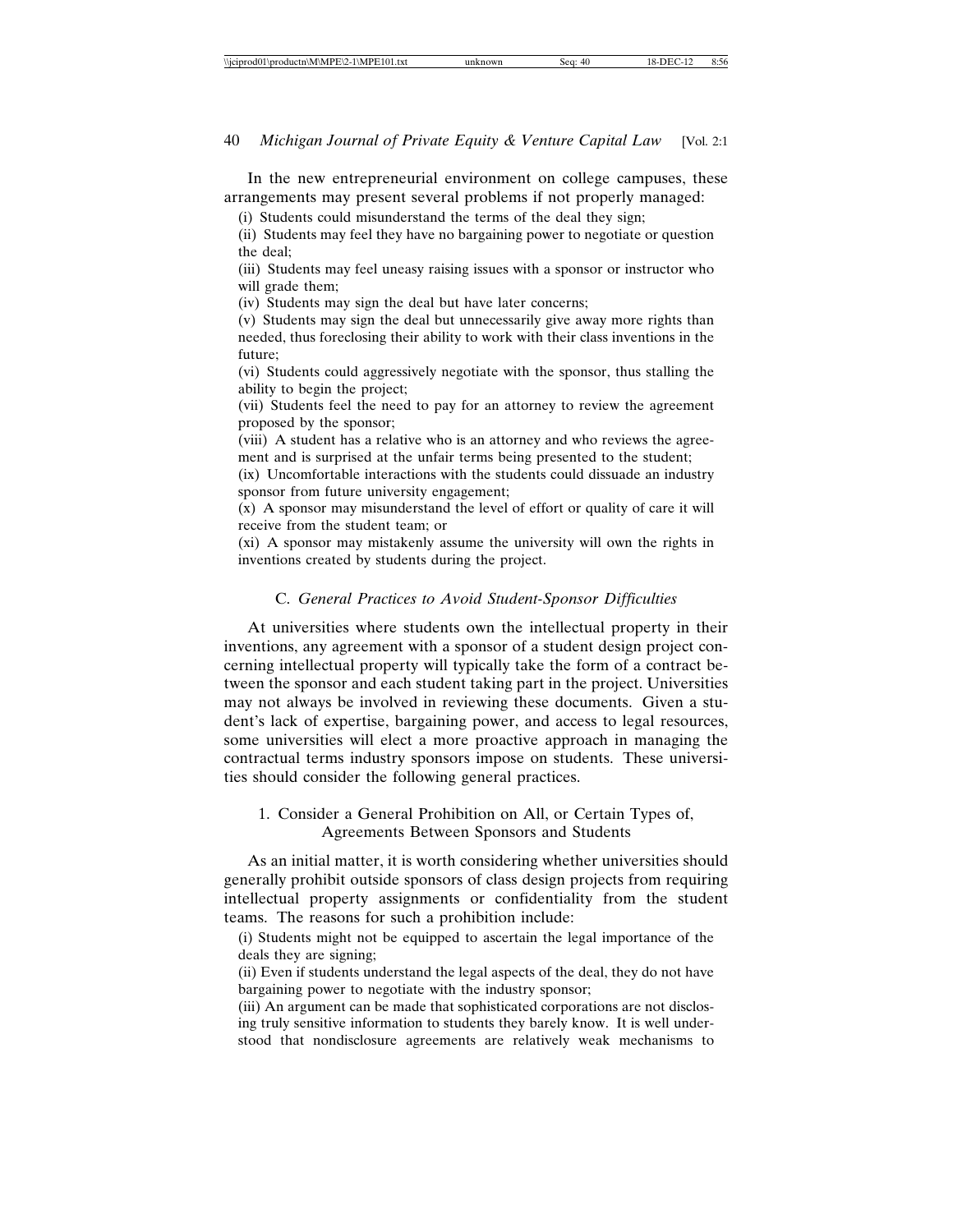In the new entrepreneurial environment on college campuses, these arrangements may present several problems if not properly managed:

(i) Students could misunderstand the terms of the deal they sign;

(ii) Students may feel they have no bargaining power to negotiate or question the deal;

(iii) Students may feel uneasy raising issues with a sponsor or instructor who will grade them;

(iv) Students may sign the deal but have later concerns;

(v) Students may sign the deal but unnecessarily give away more rights than needed, thus foreclosing their ability to work with their class inventions in the future;

(vi) Students could aggressively negotiate with the sponsor, thus stalling the ability to begin the project;

(vii) Students feel the need to pay for an attorney to review the agreement proposed by the sponsor;

(viii) A student has a relative who is an attorney and who reviews the agreement and is surprised at the unfair terms being presented to the student;

(ix) Uncomfortable interactions with the students could dissuade an industry sponsor from future university engagement;

(x) A sponsor may misunderstand the level of effort or quality of care it will receive from the student team; or

(xi) A sponsor may mistakenly assume the university will own the rights in inventions created by students during the project.

### C. *General Practices to Avoid Student-Sponsor Difficulties*

At universities where students own the intellectual property in their inventions, any agreement with a sponsor of a student design project concerning intellectual property will typically take the form of a contract between the sponsor and each student taking part in the project. Universities may not always be involved in reviewing these documents. Given a student's lack of expertise, bargaining power, and access to legal resources, some universities will elect a more proactive approach in managing the contractual terms industry sponsors impose on students. These universities should consider the following general practices.

#### 1. Consider a General Prohibition on All, or Certain Types of, Agreements Between Sponsors and Students

As an initial matter, it is worth considering whether universities should generally prohibit outside sponsors of class design projects from requiring intellectual property assignments or confidentiality from the student teams. The reasons for such a prohibition include:

(i) Students might not be equipped to ascertain the legal importance of the deals they are signing;

(ii) Even if students understand the legal aspects of the deal, they do not have bargaining power to negotiate with the industry sponsor;

(iii) An argument can be made that sophisticated corporations are not disclosing truly sensitive information to students they barely know. It is well understood that nondisclosure agreements are relatively weak mechanisms to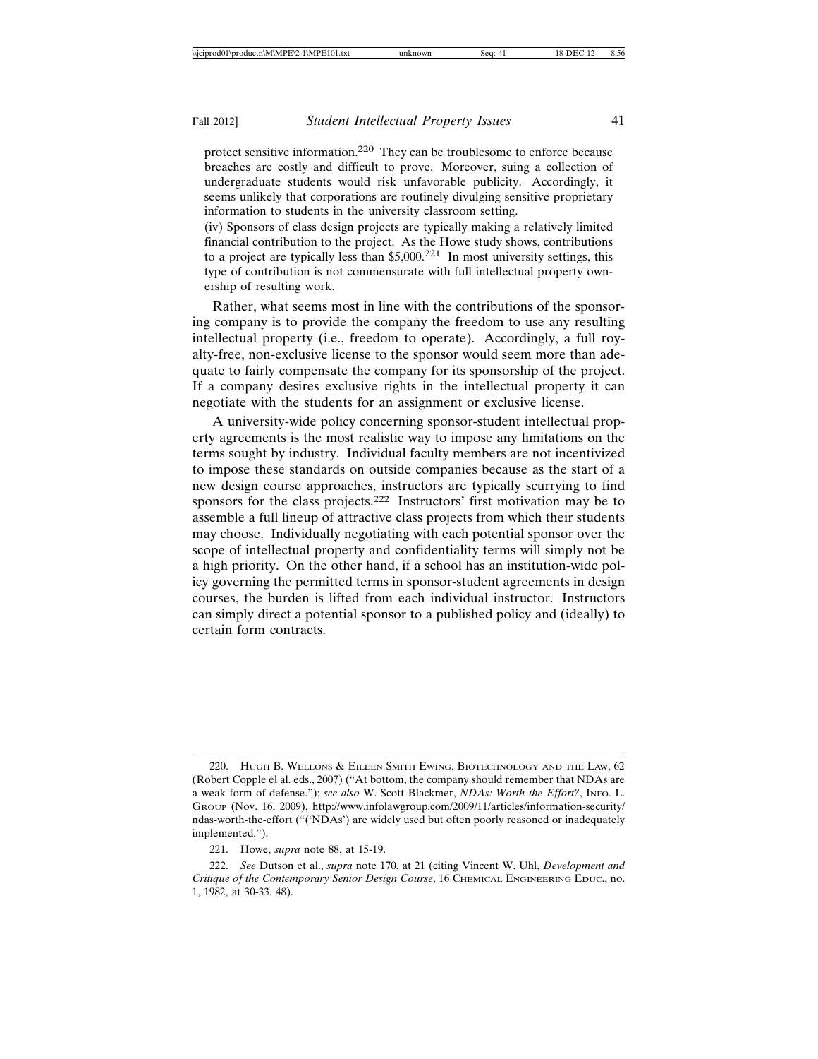protect sensitive information.[220] They can be troublesome to enforce because breaches are costly and difficult to prove. Moreover, suing a collection of undergraduate students would risk unfavorable publicity. Accordingly, it seems unlikely that corporations are routinely divulging sensitive proprietary information to students in the university classroom setting.

(iv) Sponsors of class design projects are typically making a relatively limited financial contribution to the project. As the Howe study shows, contributions to a project are typically less than $5,000.[221] In most university settings, this type of contribution is not commensurate with full intellectual property ownership of resulting work.

Rather, what seems most in line with the contributions of the sponsoring company is to provide the company the freedom to use any resulting intellectual property (i.e., freedom to operate). Accordingly, a full royalty-free, non-exclusive license to the sponsor would seem more than adequate to fairly compensate the company for its sponsorship of the project. If a company desires exclusive rights in the intellectual property it can negotiate with the students for an assignment or exclusive license.

A university-wide policy concerning sponsor-student intellectual property agreements is the most realistic way to impose any limitations on the terms sought by industry. Individual faculty members are not incentivized to impose these standards on outside companies because as the start of a new design course approaches, instructors are typically scurrying to find sponsors for the class projects.[222] Instructors' first motivation may be to assemble a full lineup of attractive class projects from which their students may choose. Individually negotiating with each potential sponsor over the scope of intellectual property and confidentiality terms will simply not be a high priority. On the other hand, if a school has an institution-wide policy governing the permitted terms in sponsor-student agreements in design courses, the burden is lifted from each individual instructor. Instructors can simply direct a potential sponsor to a published policy and (ideally) to certain form contracts.

---

220. Hugh B. Wellons & Eileen Smith Ewing, Biotechnology and the Law, 62 (Robert Copple el al. eds., 2007) ("At bottom, the company should remember that NDAs are a weak form of defense."); *see also* W. Scott Blackmer, *NDAs: Worth the Effort?*, Info. L. Group (Nov. 16, 2009), http://www.infolawgroup.com/2009/11/articles/information-security/ndas-worth-the-effort ("('NDAs') are widely used but often poorly reasoned or inadequately implemented.").

221. Howe, *supra* note 88, at 15-19.

222. *See* Dutson et al., *supra* note 170, at 21 (citing Vincent W. Uhl, *Development and Critique of the Contemporary Senior Design Course*, 16 Chemical Engineering Educ., no. 1, 1982, at 30-33, 48).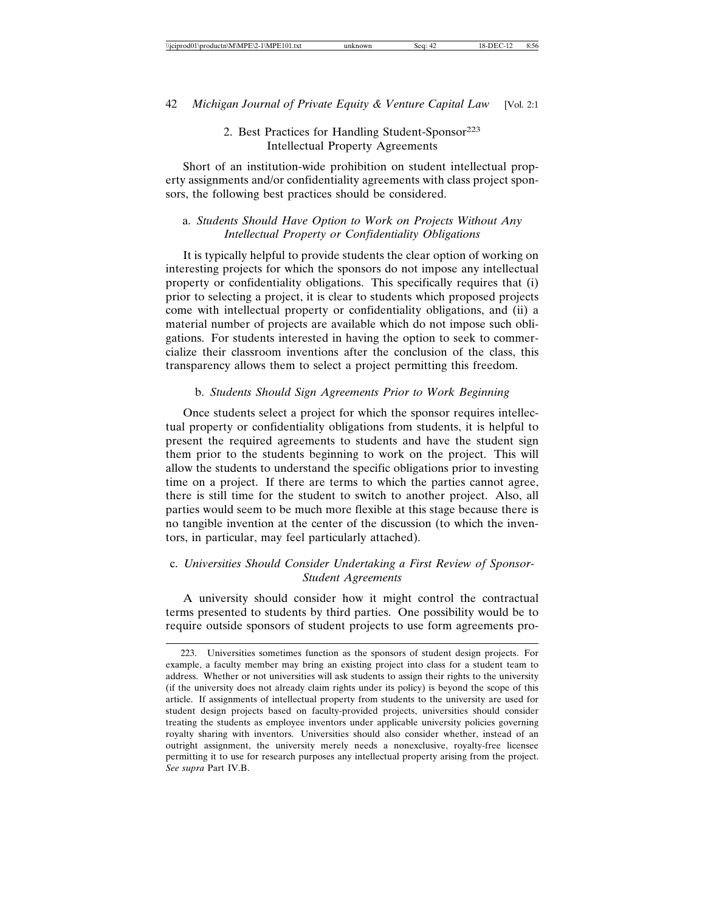### 2. Best Practices for Handling Student-Sponsor[223] Intellectual Property Agreements

Short of an institution-wide prohibition on student intellectual property assignments and/or confidentiality agreements with class project sponsors, the following best practices should be considered.

#### a. *Students Should Have Option to Work on Projects Without Any Intellectual Property or Confidentiality Obligations*

It is typically helpful to provide students the clear option of working on interesting projects for which the sponsors do not impose any intellectual property or confidentiality obligations. This specifically requires that (i) prior to selecting a project, it is clear to students which proposed projects come with intellectual property or confidentiality obligations, and (ii) a material number of projects are available which do not impose such obligations. For students interested in having the option to seek to commercialize their classroom inventions after the conclusion of the class, this transparency allows them to select a project permitting this freedom.

#### b. *Students Should Sign Agreements Prior to Work Beginning*

Once students select a project for which the sponsor requires intellectual property or confidentiality obligations from students, it is helpful to present the required agreements to students and have the student sign them prior to the students beginning to work on the project. This will allow the students to understand the specific obligations prior to investing time on a project. If there are terms to which the parties cannot agree, there is still time for the student to switch to another project. Also, all parties would seem to be much more flexible at this stage because there is no tangible invention at the center of the discussion (to which the inventors, in particular, may feel particularly attached).

#### c. *Universities Should Consider Undertaking a First Review of Sponsor-Student Agreements*

A university should consider how it might control the contractual terms presented to students by third parties. One possibility would be to require outside sponsors of student projects to use form agreements pro-

---

223. Universities sometimes function as the sponsors of student design projects. For example, a faculty member may bring an existing project into class for a student team to address. Whether or not universities will ask students to assign their rights to the university (if the university does not already claim rights under its policy) is beyond the scope of this article. If assignments of intellectual property from students to the university are used for student design projects based on faculty-provided projects, universities should consider treating the students as employee inventors under applicable university policies governing royalty sharing with inventors. Universities should also consider whether, instead of an outright assignment, the university merely needs a nonexclusive, royalty-free licensee permitting it to use for research purposes any intellectual property arising from the project. *See supra* Part IV.B.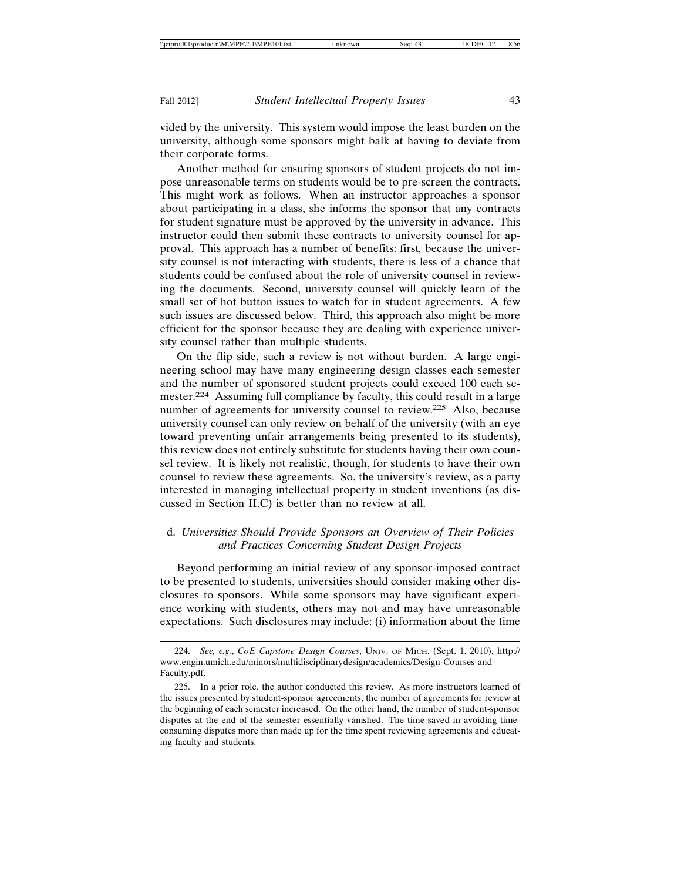vided by the university. This system would impose the least burden on the university, although some sponsors might balk at having to deviate from their corporate forms.

Another method for ensuring sponsors of student projects do not impose unreasonable terms on students would be to pre-screen the contracts. This might work as follows. When an instructor approaches a sponsor about participating in a class, she informs the sponsor that any contracts for student signature must be approved by the university in advance. This instructor could then submit these contracts to university counsel for approval. This approach has a number of benefits: first*,* because the university counsel is not interacting with students, there is less of a chance that students could be confused about the role of university counsel in reviewing the documents. Second, university counsel will quickly learn of the small set of hot button issues to watch for in student agreements. A few such issues are discussed below. Third, this approach also might be more efficient for the sponsor because they are dealing with experience university counsel rather than multiple students.

On the flip side, such a review is not without burden. A large engineering school may have many engineering design classes each semester and the number of sponsored student projects could exceed 100 each semester.[224] Assuming full compliance by faculty, this could result in a large number of agreements for university counsel to review.[225] Also, because university counsel can only review on behalf of the university (with an eye toward preventing unfair arrangements being presented to its students), this review does not entirely substitute for students having their own counsel review. It is likely not realistic, though, for students to have their own counsel to review these agreements. So, the university's review, as a party interested in managing intellectual property in student inventions (as discussed in Section II.C) is better than no review at all.

### d. *Universities Should Provide Sponsors an Overview of Their Policies and Practices Concerning Student Design Projects*

Beyond performing an initial review of any sponsor-imposed contract to be presented to students, universities should consider making other disclosures to sponsors. While some sponsors may have significant experience working with students, others may not and may have unreasonable expectations. Such disclosures may include: (i) information about the time

---

224. *See, e.g.*, *CoE Capstone Design Courses*, UNIV. OF MICH. (Sept. 1, 2010), http://www.engin.umich.edu/minors/multidisciplinarydesign/academics/Design-Courses-and-Faculty.pdf.

225. In a prior role, the author conducted this review. As more instructors learned of the issues presented by student-sponsor agreements, the number of agreements for review at the beginning of each semester increased. On the other hand, the number of student-sponsor disputes at the end of the semester essentially vanished. The time saved in avoiding time-consuming disputes more than made up for the time spent reviewing agreements and educating faculty and students.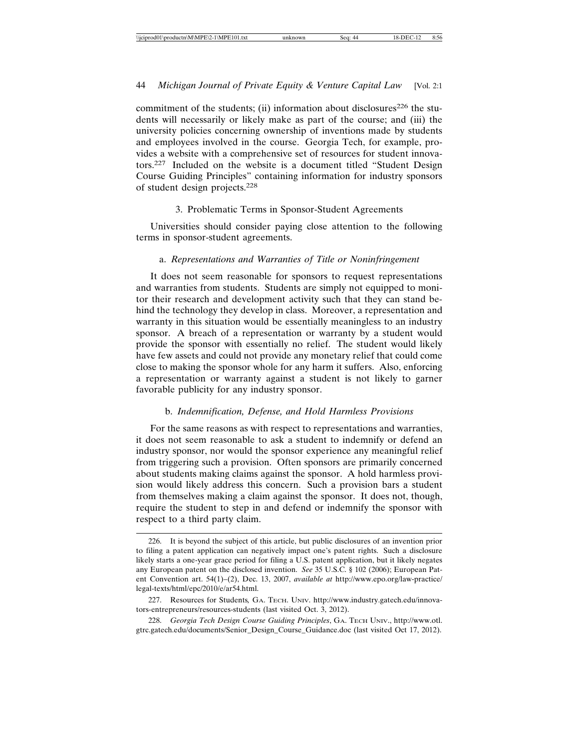commitment of the students; (ii) information about disclosures[226] the students will necessarily or likely make as part of the course; and (iii) the university policies concerning ownership of inventions made by students and employees involved in the course. Georgia Tech, for example, provides a website with a comprehensive set of resources for student innovators.[227] Included on the website is a document titled "Student Design Course Guiding Principles" containing information for industry sponsors of student design projects.[228]

### 3. Problematic Terms in Sponsor-Student Agreements

Universities should consider paying close attention to the following terms in sponsor-student agreements.

#### a. *Representations and Warranties of Title or Noninfringement*

It does not seem reasonable for sponsors to request representations and warranties from students. Students are simply not equipped to monitor their research and development activity such that they can stand behind the technology they develop in class. Moreover, a representation and warranty in this situation would be essentially meaningless to an industry sponsor. A breach of a representation or warranty by a student would provide the sponsor with essentially no relief. The student would likely have few assets and could not provide any monetary relief that could come close to making the sponsor whole for any harm it suffers. Also, enforcing a representation or warranty against a student is not likely to garner favorable publicity for any industry sponsor.

#### b. *Indemnification, Defense, and Hold Harmless Provisions*

For the same reasons as with respect to representations and warranties, it does not seem reasonable to ask a student to indemnify or defend an industry sponsor, nor would the sponsor experience any meaningful relief from triggering such a provision. Often sponsors are primarily concerned about students making claims against the sponsor. A hold harmless provision would likely address this concern. Such a provision bars a student from themselves making a claim against the sponsor. It does not, though, require the student to step in and defend or indemnify the sponsor with respect to a third party claim.

---

226. It is beyond the subject of this article, but public disclosures of an invention prior to filing a patent application can negatively impact one's patent rights. Such a disclosure likely starts a one-year grace period for filing a U.S. patent application, but it likely negates any European patent on the disclosed invention. *See* 35 U.S.C. § 102 (2006); European Patent Convention art. 54(1)–(2), Dec. 13, 2007, *available at* http://www.epo.org/law-practice/legal-texts/html/epc/2010/e/ar54.html.

227. Resources for Students, GA. TECH. UNIV. http://www.industry.gatech.edu/innovators-entrepreneurs/resources-students (last visited Oct. 3, 2012).

228. *Georgia Tech Design Course Guiding Principles*, GA. TECH UNIV., http://www.otl.gtrc.gatech.edu/documents/Senior_Design_Course_Guidance.doc (last visited Oct 17, 2012).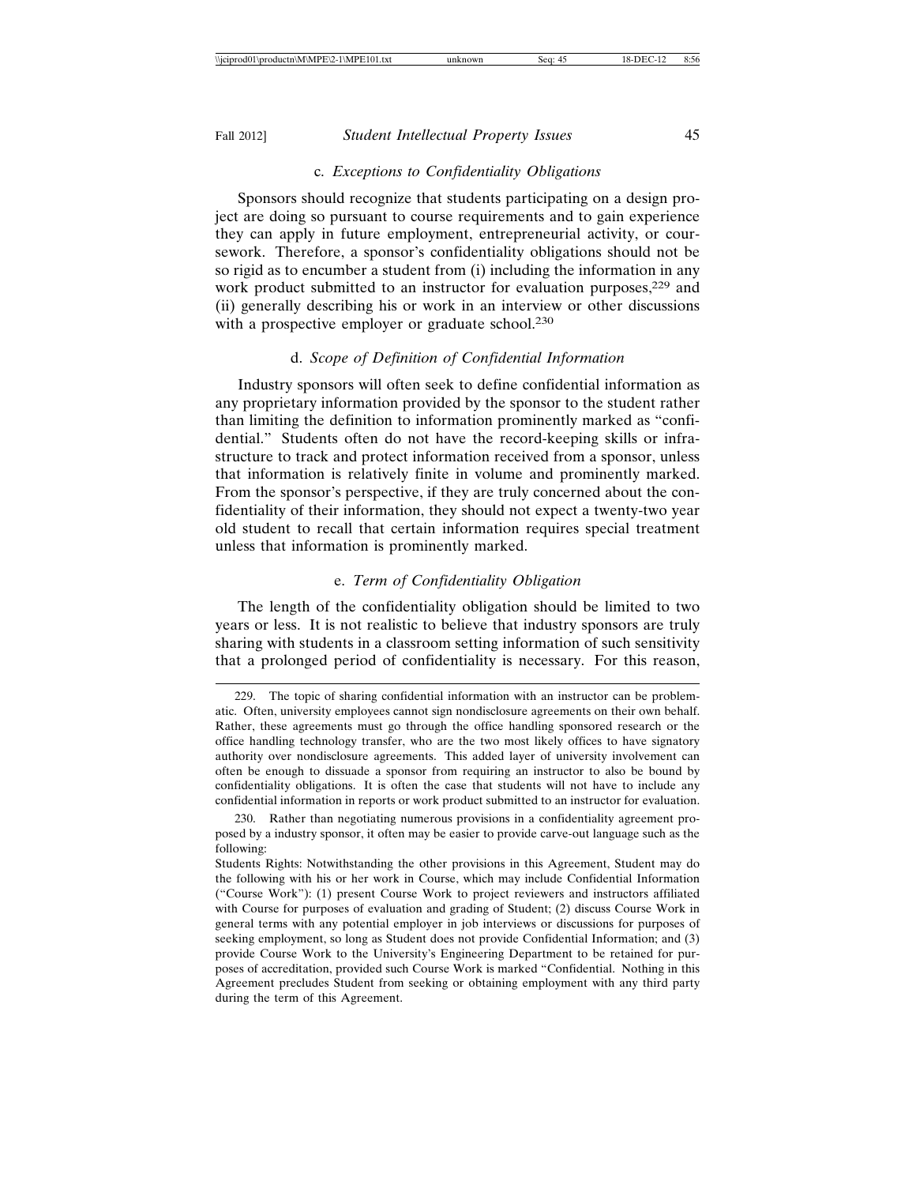### c. *Exceptions to Confidentiality Obligations*

Sponsors should recognize that students participating on a design project are doing so pursuant to course requirements and to gain experience they can apply in future employment, entrepreneurial activity, or coursework. Therefore, a sponsor's confidentiality obligations should not be so rigid as to encumber a student from (i) including the information in any work product submitted to an instructor for evaluation purposes,[229] and (ii) generally describing his or work in an interview or other discussions with a prospective employer or graduate school.[230]

### d. *Scope of Definition of Confidential Information*

Industry sponsors will often seek to define confidential information as any proprietary information provided by the sponsor to the student rather than limiting the definition to information prominently marked as "confidential." Students often do not have the record-keeping skills or infrastructure to track and protect information received from a sponsor, unless that information is relatively finite in volume and prominently marked. From the sponsor's perspective, if they are truly concerned about the confidentiality of their information, they should not expect a twenty-two year old student to recall that certain information requires special treatment unless that information is prominently marked.

### e. *Term of Confidentiality Obligation*

The length of the confidentiality obligation should be limited to two years or less. It is not realistic to believe that industry sponsors are truly sharing with students in a classroom setting information of such sensitivity that a prolonged period of confidentiality is necessary. For this reason,

---

229. The topic of sharing confidential information with an instructor can be problematic. Often, university employees cannot sign nondisclosure agreements on their own behalf. Rather, these agreements must go through the office handling sponsored research or the office handling technology transfer, who are the two most likely offices to have signatory authority over nondisclosure agreements. This added layer of university involvement can often be enough to dissuade a sponsor from requiring an instructor to also be bound by confidentiality obligations. It is often the case that students will not have to include any confidential information in reports or work product submitted to an instructor for evaluation.

230. Rather than negotiating numerous provisions in a confidentiality agreement proposed by a industry sponsor, it often may be easier to provide carve-out language such as the following:

Students Rights: Notwithstanding the other provisions in this Agreement, Student may do the following with his or her work in Course, which may include Confidential Information ("Course Work"): (1) present Course Work to project reviewers and instructors affiliated with Course for purposes of evaluation and grading of Student; (2) discuss Course Work in general terms with any potential employer in job interviews or discussions for purposes of seeking employment, so long as Student does not provide Confidential Information; and (3) provide Course Work to the University's Engineering Department to be retained for purposes of accreditation, provided such Course Work is marked "Confidential. Nothing in this Agreement precludes Student from seeking or obtaining employment with any third party during the term of this Agreement.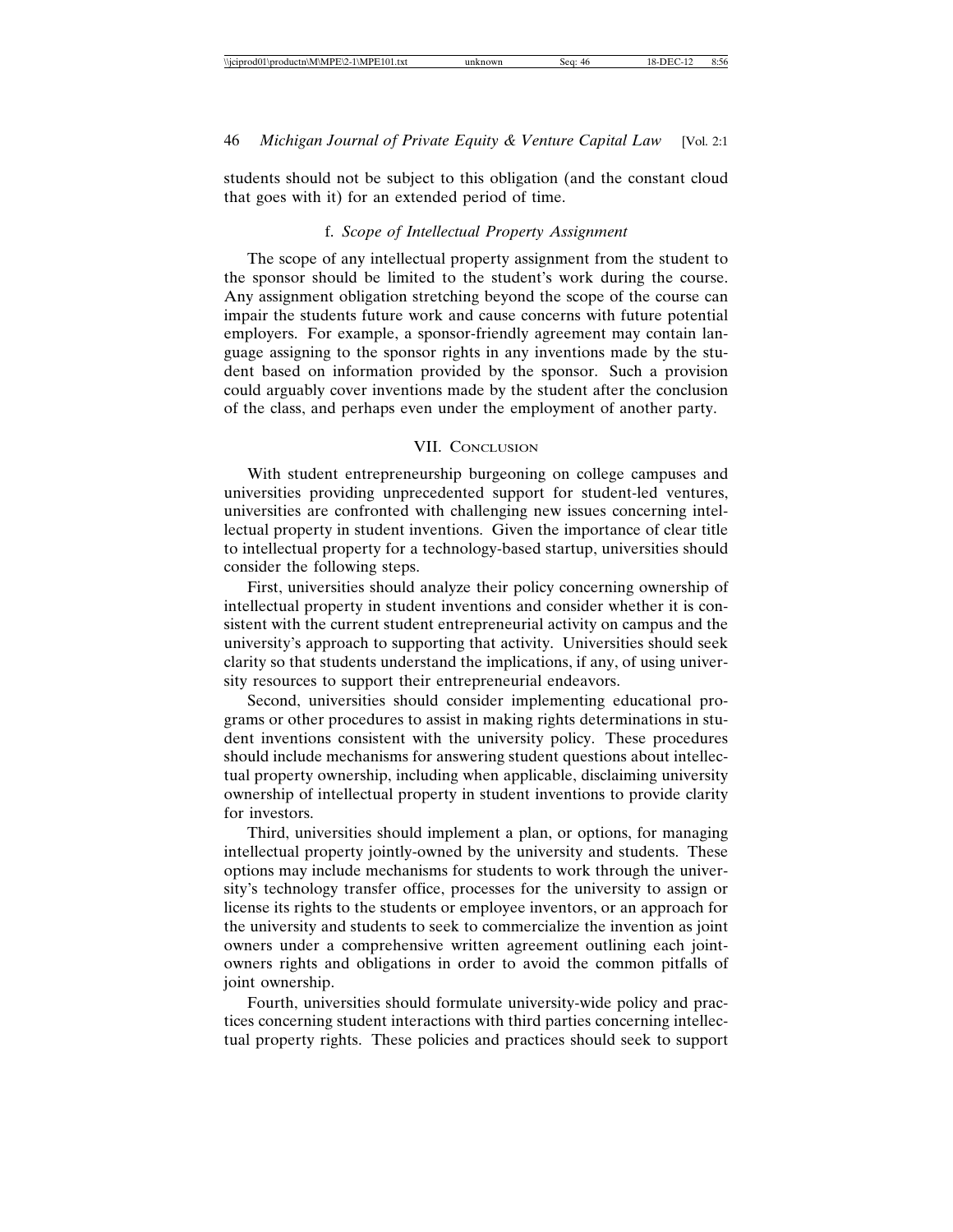students should not be subject to this obligation (and the constant cloud that goes with it) for an extended period of time.

#### f. *Scope of Intellectual Property Assignment*

The scope of any intellectual property assignment from the student to the sponsor should be limited to the student's work during the course. Any assignment obligation stretching beyond the scope of the course can impair the students future work and cause concerns with future potential employers. For example, a sponsor-friendly agreement may contain language assigning to the sponsor rights in any inventions made by the student based on information provided by the sponsor. Such a provision could arguably cover inventions made by the student after the conclusion of the class, and perhaps even under the employment of another party.

## VII. Conclusion

With student entrepreneurship burgeoning on college campuses and universities providing unprecedented support for student-led ventures, universities are confronted with challenging new issues concerning intellectual property in student inventions. Given the importance of clear title to intellectual property for a technology-based startup, universities should consider the following steps.

First, universities should analyze their policy concerning ownership of intellectual property in student inventions and consider whether it is consistent with the current student entrepreneurial activity on campus and the university's approach to supporting that activity. Universities should seek clarity so that students understand the implications, if any, of using university resources to support their entrepreneurial endeavors.

Second, universities should consider implementing educational programs or other procedures to assist in making rights determinations in student inventions consistent with the university policy. These procedures should include mechanisms for answering student questions about intellectual property ownership, including when applicable, disclaiming university ownership of intellectual property in student inventions to provide clarity for investors.

Third, universities should implement a plan, or options, for managing intellectual property jointly-owned by the university and students. These options may include mechanisms for students to work through the university's technology transfer office, processes for the university to assign or license its rights to the students or employee inventors, or an approach for the university and students to seek to commercialize the invention as joint owners under a comprehensive written agreement outlining each joint-owners rights and obligations in order to avoid the common pitfalls of joint ownership.

Fourth, universities should formulate university-wide policy and practices concerning student interactions with third parties concerning intellectual property rights. These policies and practices should seek to support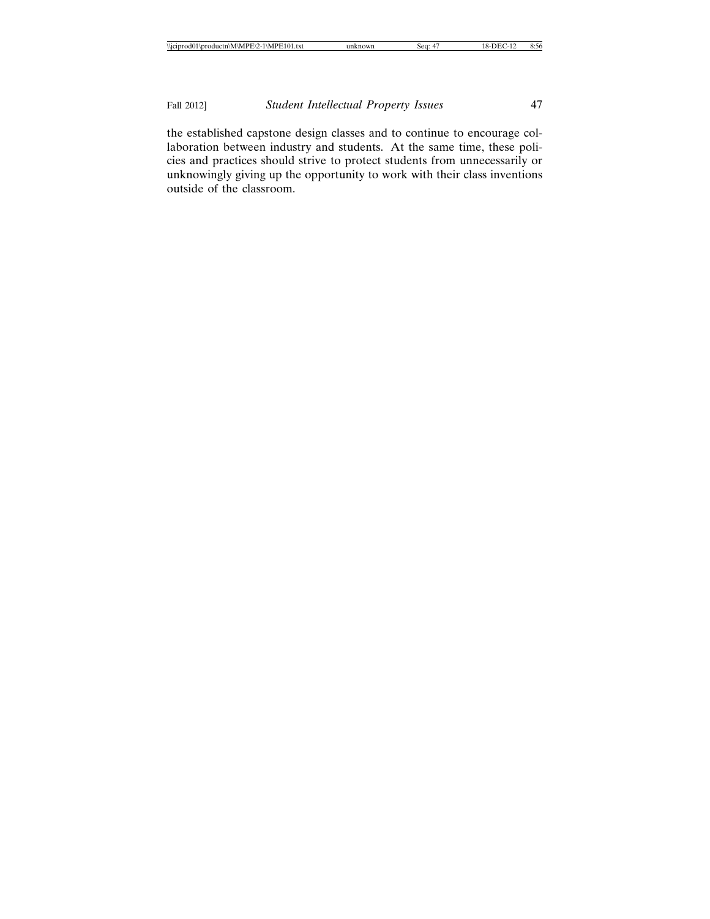the established capstone design classes and to continue to encourage collaboration between industry and students. At the same time, these policies and practices should strive to protect students from unnecessarily or unknowingly giving up the opportunity to work with their class inventions outside of the classroom.